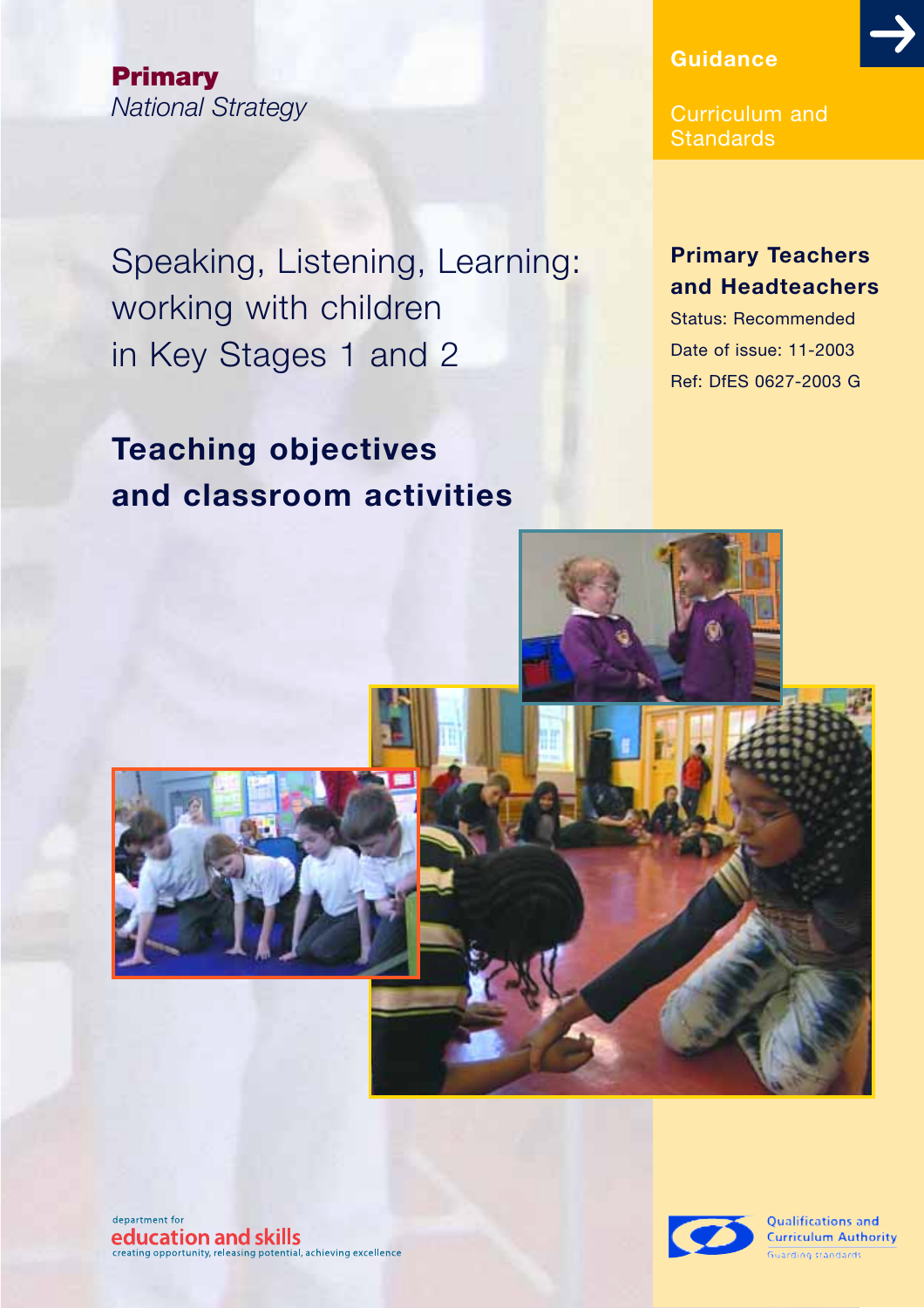**Primary**
*National Strategy*

Guidance

Curriculum and Standards

# Speaking, Listening, Learning: working with children in Key Stages 1 and 2

## Teaching objectives and classroom activities

**Primary Teachers and Headteachers**

Status: Recommended

Date of issue: 11-2003

Ref: DfES 0627-2003 G

department for
education and skills
creating opportunity, releasing potential, achieving excellence

Qualifications and Curriculum Authority
Guarding standards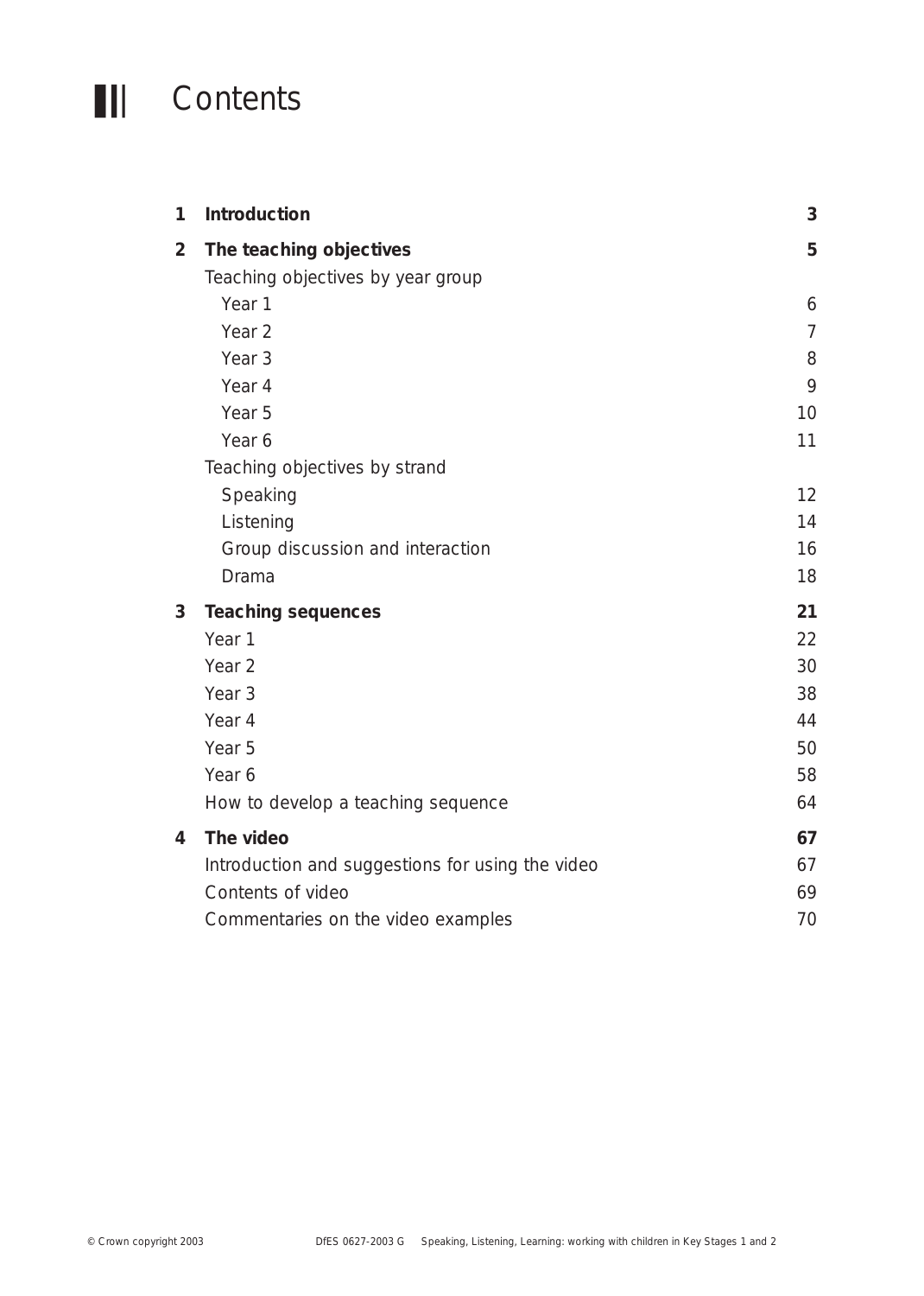# Contents

| | | |
|---|---|---|
| **1** | **Introduction** | **3** |
| **2** | **The teaching objectives** | **5** |
| | Teaching objectives by year group | |
| | Year 1 | 6 |
| | Year 2 | 7 |
| | Year 3 | 8 |
| | Year 4 | 9 |
| | Year 5 | 10 |
| | Year 6 | 11 |
| | Teaching objectives by strand | |
| | Speaking | 12 |
| | Listening | 14 |
| | Group discussion and interaction | 16 |
| | Drama | 18 |
| **3** | **Teaching sequences** | **21** |
| | Year 1 | 22 |
| | Year 2 | 30 |
| | Year 3 | 38 |
| | Year 4 | 44 |
| | Year 5 | 50 |
| | Year 6 | 58 |
| | How to develop a teaching sequence | 64 |
| **4** | **The video** | **67** |
| | Introduction and suggestions for using the video | 67 |
| | Contents of video | 69 |
| | Commentaries on the video examples | 70 |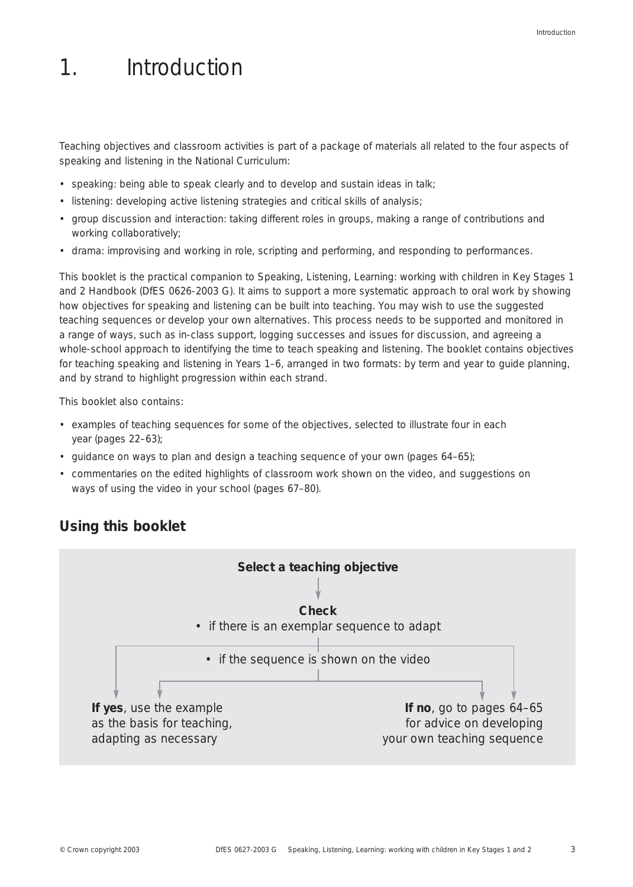# 1. Introduction

Teaching objectives and classroom activities is part of a package of materials all related to the four aspects of speaking and listening in the National Curriculum:

- speaking: being able to speak clearly and to develop and sustain ideas in talk;
- listening: developing active listening strategies and critical skills of analysis;
- group discussion and interaction: taking different roles in groups, making a range of contributions and working collaboratively;
- drama: improvising and working in role, scripting and performing, and responding to performances.

This booklet is the practical companion to Speaking, Listening, Learning: working with children in Key Stages 1 and 2 Handbook (DfES 0626-2003 G). It aims to support a more systematic approach to oral work by showing how objectives for speaking and listening can be built into teaching. You may wish to use the suggested teaching sequences or develop your own alternatives. This process needs to be supported and monitored in a range of ways, such as in-class support, logging successes and issues for discussion, and agreeing a whole-school approach to identifying the time to teach speaking and listening. The booklet contains objectives for teaching speaking and listening in Years 1–6, arranged in two formats: by term and year to guide planning, and by strand to highlight progression within each strand.

This booklet also contains:

- examples of teaching sequences for some of the objectives, selected to illustrate four in each year (pages 22–63);
- guidance on ways to plan and design a teaching sequence of your own (pages 64–65);
- commentaries on the edited highlights of classroom work shown on the video, and suggestions on ways of using the video in your school (pages 67–80).

## Using this booklet

**Select a teaching objective**

↓

**Check**
- if there is an exemplar sequence to adapt
- if the sequence is shown on the video

**If yes**, use the example as the basis for teaching, adapting as necessary

**If no**, go to pages 64–65 for advice on developing your own teaching sequence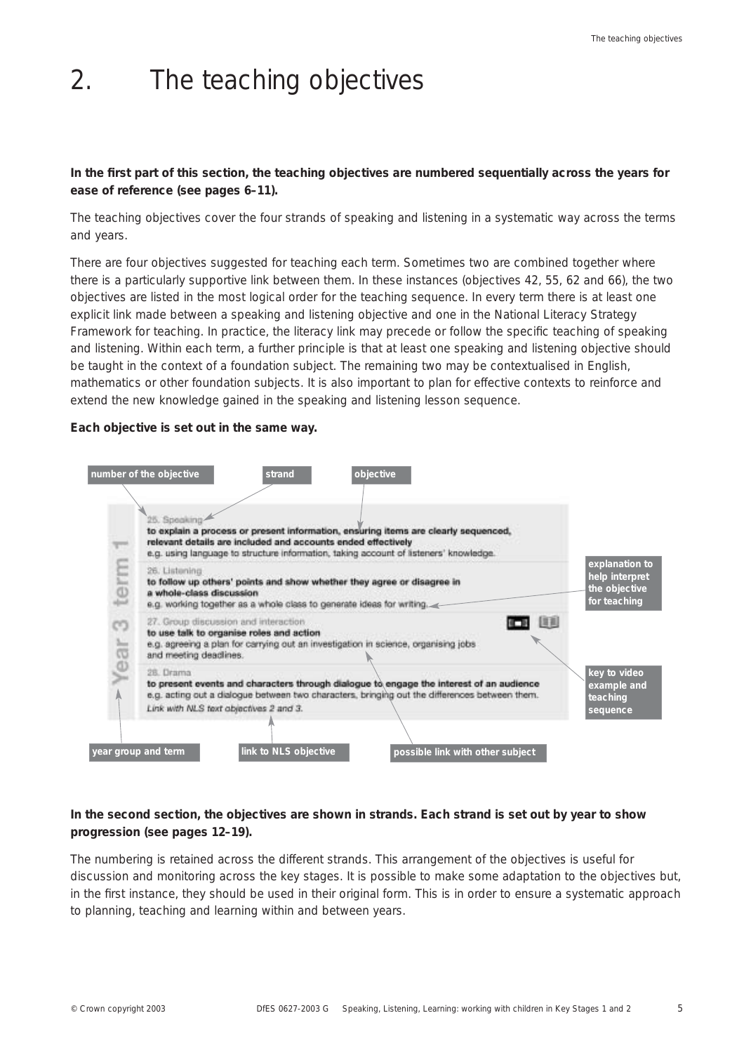# 2. The teaching objectives

**In the first part of this section, the teaching objectives are numbered sequentially across the years for ease of reference (see pages 6–11).**

The teaching objectives cover the four strands of speaking and listening in a systematic way across the terms and years.

There are four objectives suggested for teaching each term. Sometimes two are combined together where there is a particularly supportive link between them. In these instances (objectives 42, 55, 62 and 66), the two objectives are listed in the most logical order for the teaching sequence. In every term there is at least one explicit link made between a speaking and listening objective and one in the National Literacy Strategy Framework for teaching. In practice, the literacy link may precede or follow the specific teaching of speaking and listening. Within each term, a further principle is that at least one speaking and listening objective should be taught in the context of a foundation subject. The remaining two may be contextualised in English, mathematics or other foundation subjects. It is also important to plan for effective contexts to reinforce and extend the new knowledge gained in the speaking and listening lesson sequence.

**Each objective is set out in the same way.**

number of the objective | strand | objective

**Year 3 term 1**

25. Speaking
**to explain a process or present information, ensuring items are clearly sequenced, relevant details are included and accounts ended effectively**
e.g. using language to structure information, taking account of listeners' knowledge.

26. Listening
**to follow up others' points and show whether they agree or disagree in a whole-class discussion**
e.g. working together as a whole class to generate ideas for writing.

27. Group discussion and interaction
**to use talk to organise roles and action**
e.g. agreeing a plan for carrying out an investigation in science, organising jobs and meeting deadlines.

28. Drama
**to present events and characters through dialogue to engage the interest of an audience**
e.g. acting out a dialogue between two characters, bringing out the differences between them.
*Link with NLS text objectives 2 and 3.*

explanation to help interpret the objective for teaching

key to video example and teaching sequence

year group and term | link to NLS objective | possible link with other subject

**In the second section, the objectives are shown in strands. Each strand is set out by year to show progression (see pages 12–19).**

The numbering is retained across the different strands. This arrangement of the objectives is useful for discussion and monitoring across the key stages. It is possible to make some adaptation to the objectives but, in the first instance, they should be used in their original form. This is in order to ensure a systematic approach to planning, teaching and learning within and between years.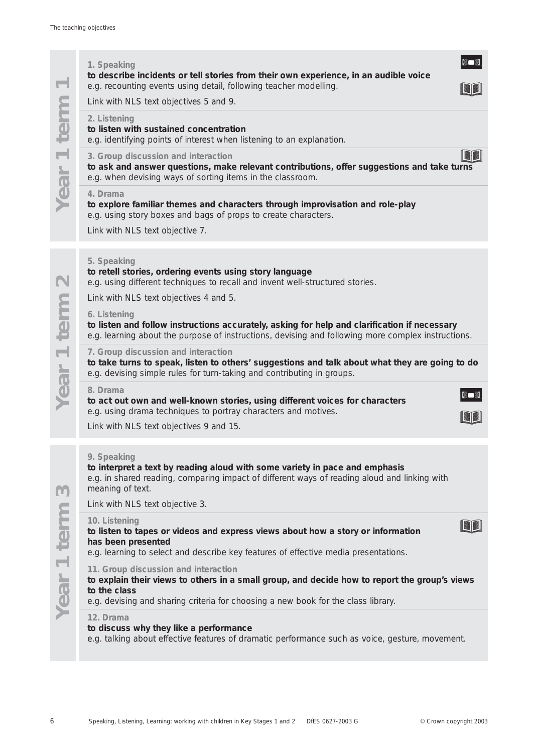## Year 1 term 1

**1. Speaking**
**to describe incidents or tell stories from their own experience, in an audible voice**
e.g. recounting events using detail, following teacher modelling.

Link with NLS text objectives 5 and 9.

**2. Listening**
**to listen with sustained concentration**
e.g. identifying points of interest when listening to an explanation.

**3. Group discussion and interaction**
**to ask and answer questions, make relevant contributions, offer suggestions and take turns**
e.g. when devising ways of sorting items in the classroom.

**4. Drama**
**to explore familiar themes and characters through improvisation and role-play**
e.g. using story boxes and bags of props to create characters.

Link with NLS text objective 7.

## Year 1 term 2

**5. Speaking**
**to retell stories, ordering events using story language**
e.g. using different techniques to recall and invent well-structured stories.

Link with NLS text objectives 4 and 5.

**6. Listening**
**to listen and follow instructions accurately, asking for help and clarification if necessary**
e.g. learning about the purpose of instructions, devising and following more complex instructions.

**7. Group discussion and interaction**
**to take turns to speak, listen to others' suggestions and talk about what they are going to do**
e.g. devising simple rules for turn-taking and contributing in groups.

**8. Drama**
**to act out own and well-known stories, using different voices for characters**
e.g. using drama techniques to portray characters and motives.

Link with NLS text objectives 9 and 15.

## Year 1 term 3

**9. Speaking**
**to interpret a text by reading aloud with some variety in pace and emphasis**
e.g. in shared reading, comparing impact of different ways of reading aloud and linking with meaning of text.

Link with NLS text objective 3.

**10. Listening**
**to listen to tapes or videos and express views about how a story or information has been presented**
e.g. learning to select and describe key features of effective media presentations.

**11. Group discussion and interaction**
**to explain their views to others in a small group, and decide how to report the group's views to the class**
e.g. devising and sharing criteria for choosing a new book for the class library.

**12. Drama**
**to discuss why they like a performance**
e.g. talking about effective features of dramatic performance such as voice, gesture, movement.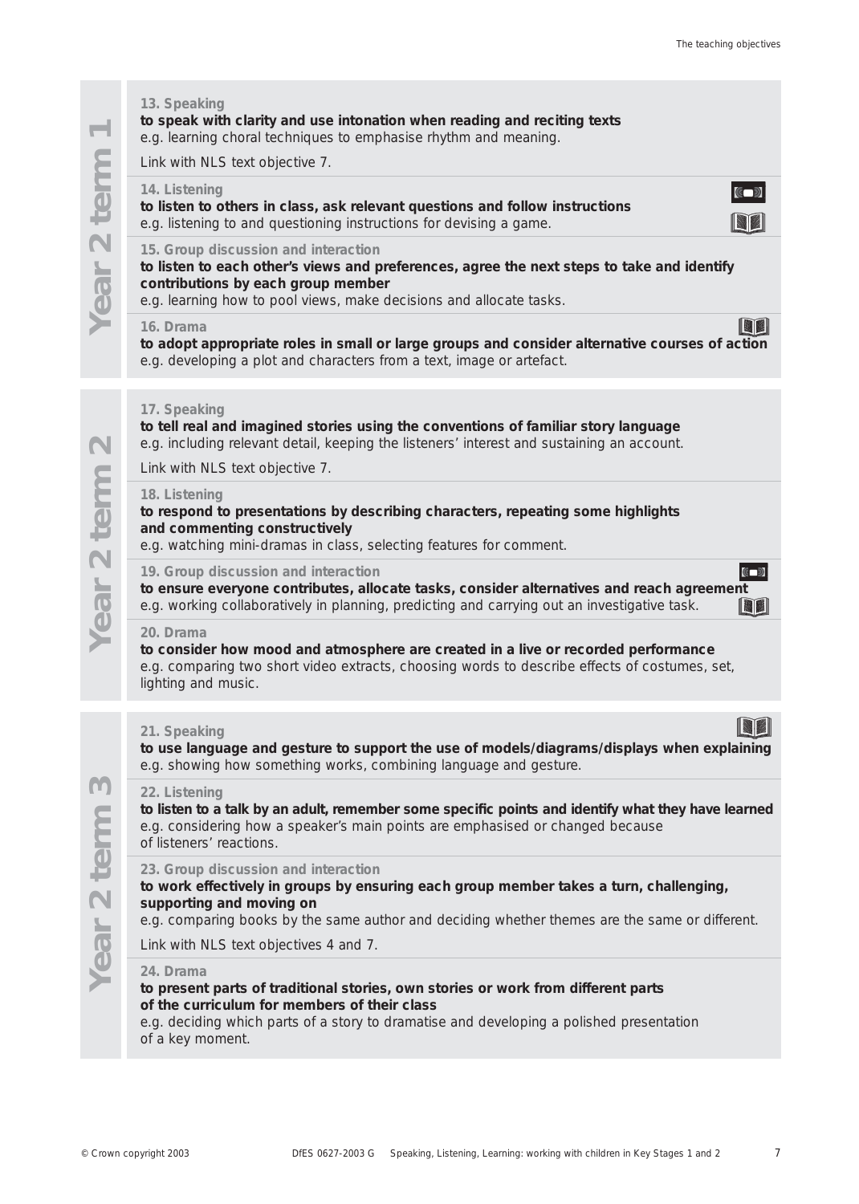## Year 2 term 1

**13. Speaking**

**to speak with clarity and use intonation when reading and reciting texts**
e.g. learning choral techniques to emphasise rhythm and meaning.

Link with NLS text objective 7.

**14. Listening**

**to listen to others in class, ask relevant questions and follow instructions**
e.g. listening to and questioning instructions for devising a game.

**15. Group discussion and interaction**

**to listen to each other's views and preferences, agree the next steps to take and identify contributions by each group member**
e.g. learning how to pool views, make decisions and allocate tasks.

**16. Drama**

**to adopt appropriate roles in small or large groups and consider alternative courses of action**
e.g. developing a plot and characters from a text, image or artefact.

## Year 2 term 2

**17. Speaking**

**to tell real and imagined stories using the conventions of familiar story language**
e.g. including relevant detail, keeping the listeners' interest and sustaining an account.

Link with NLS text objective 7.

**18. Listening**

**to respond to presentations by describing characters, repeating some highlights and commenting constructively**
e.g. watching mini-dramas in class, selecting features for comment.

**19. Group discussion and interaction**

**to ensure everyone contributes, allocate tasks, consider alternatives and reach agreement**
e.g. working collaboratively in planning, predicting and carrying out an investigative task.

**20. Drama**

**to consider how mood and atmosphere are created in a live or recorded performance**
e.g. comparing two short video extracts, choosing words to describe effects of costumes, set, lighting and music.

## Year 2 term 3

**21. Speaking**

**to use language and gesture to support the use of models/diagrams/displays when explaining**
e.g. showing how something works, combining language and gesture.

**22. Listening**

**to listen to a talk by an adult, remember some specific points and identify what they have learned**
e.g. considering how a speaker's main points are emphasised or changed because of listeners' reactions.

**23. Group discussion and interaction**

**to work effectively in groups by ensuring each group member takes a turn, challenging, supporting and moving on**
e.g. comparing books by the same author and deciding whether themes are the same or different.

Link with NLS text objectives 4 and 7.

**24. Drama**

**to present parts of traditional stories, own stories or work from different parts of the curriculum for members of their class**
e.g. deciding which parts of a story to dramatise and developing a polished presentation of a key moment.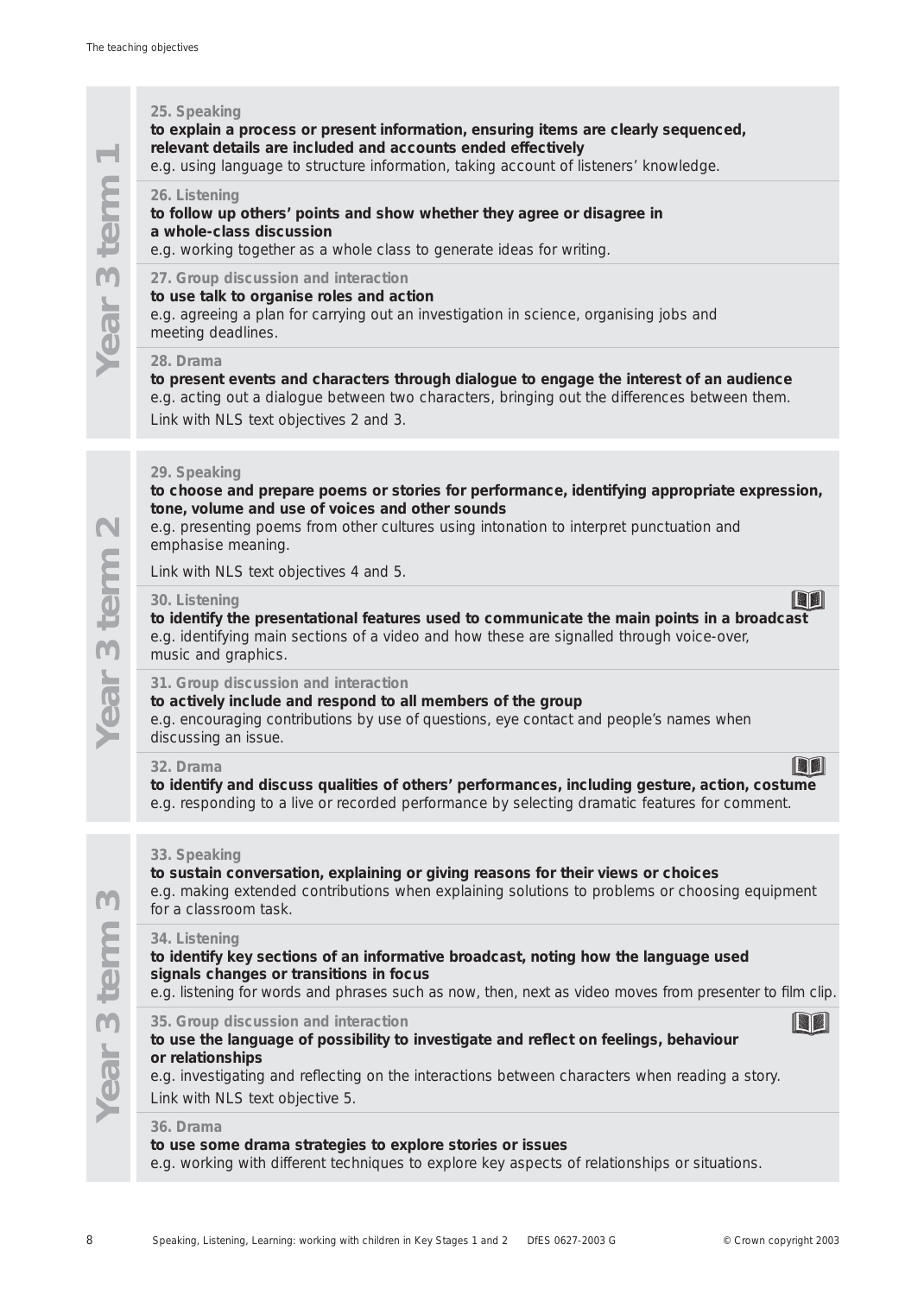## Year 3 term 1

**25. Speaking**

**to explain a process or present information, ensuring items are clearly sequenced, relevant details are included and accounts ended effectively**

e.g. using language to structure information, taking account of listeners' knowledge.

**26. Listening**

**to follow up others' points and show whether they agree or disagree in a whole-class discussion**

e.g. working together as a whole class to generate ideas for writing.

**27. Group discussion and interaction**

**to use talk to organise roles and action**

e.g. agreeing a plan for carrying out an investigation in science, organising jobs and meeting deadlines.

**28. Drama**

**to present events and characters through dialogue to engage the interest of an audience**

e.g. acting out a dialogue between two characters, bringing out the differences between them.

Link with NLS text objectives 2 and 3.

## Year 3 term 2

**29. Speaking**

**to choose and prepare poems or stories for performance, identifying appropriate expression, tone, volume and use of voices and other sounds**

e.g. presenting poems from other cultures using intonation to interpret punctuation and emphasise meaning.

Link with NLS text objectives 4 and 5.

**30. Listening**

**to identify the presentational features used to communicate the main points in a broadcast**

e.g. identifying main sections of a video and how these are signalled through voice-over, music and graphics.

**31. Group discussion and interaction**

**to actively include and respond to all members of the group**

e.g. encouraging contributions by use of questions, eye contact and people's names when discussing an issue.

**32. Drama**

**to identify and discuss qualities of others' performances, including gesture, action, costume**

e.g. responding to a live or recorded performance by selecting dramatic features for comment.

## Year 3 term 3

**33. Speaking**

**to sustain conversation, explaining or giving reasons for their views or choices**

e.g. making extended contributions when explaining solutions to problems or choosing equipment for a classroom task.

**34. Listening**

**to identify key sections of an informative broadcast, noting how the language used signals changes or transitions in focus**

e.g. listening for words and phrases such as now, then, next as video moves from presenter to film clip.

**35. Group discussion and interaction**

**to use the language of possibility to investigate and reflect on feelings, behaviour or relationships**

e.g. investigating and reflecting on the interactions between characters when reading a story.

Link with NLS text objective 5.

**36. Drama**

**to use some drama strategies to explore stories or issues**

e.g. working with different techniques to explore key aspects of relationships or situations.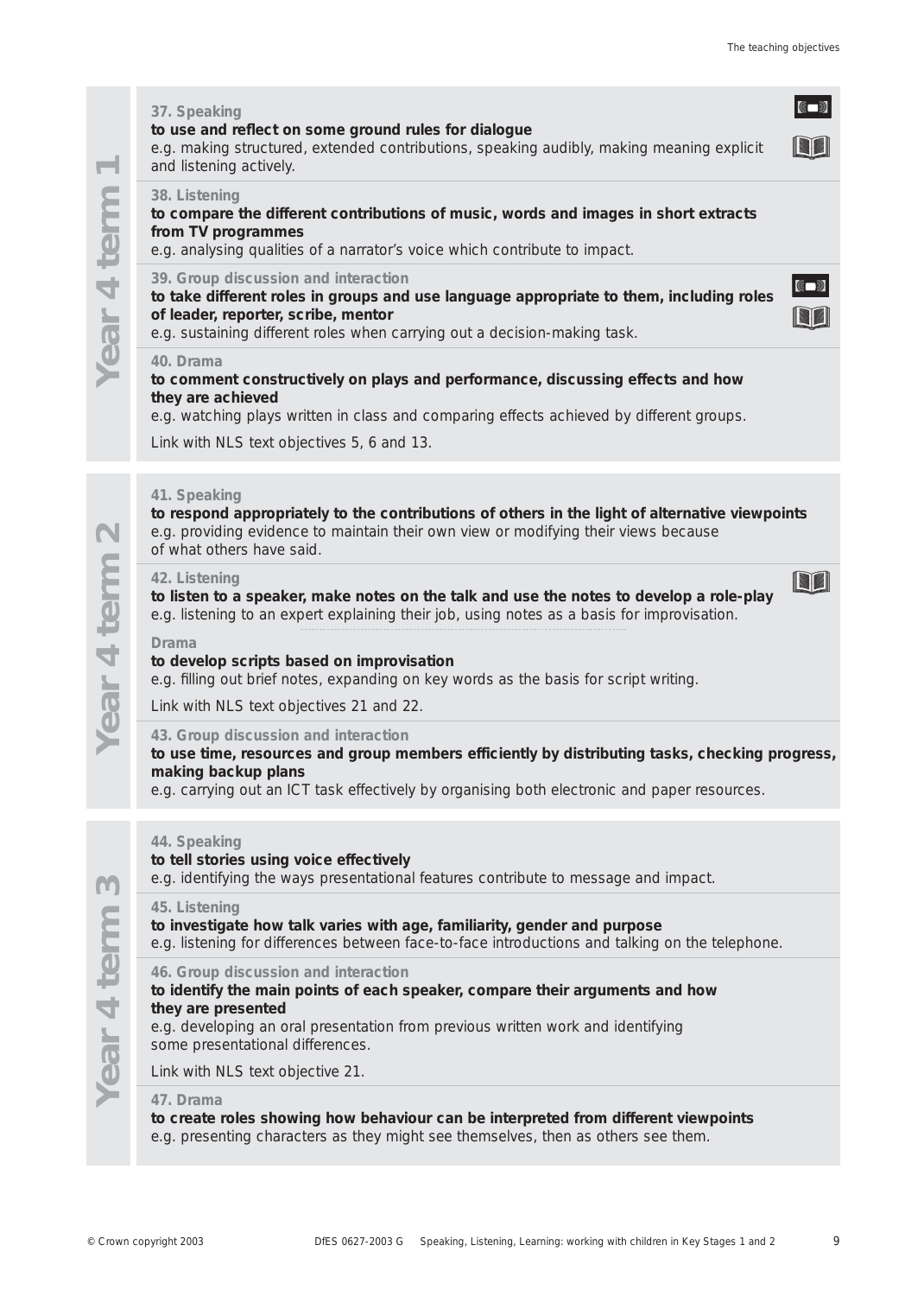## Year 4 term 1

**37. Speaking**
**to use and reflect on some ground rules for dialogue**
e.g. making structured, extended contributions, speaking audibly, making meaning explicit and listening actively.

**38. Listening**
**to compare the different contributions of music, words and images in short extracts from TV programmes**
e.g. analysing qualities of a narrator's voice which contribute to impact.

**39. Group discussion and interaction**
**to take different roles in groups and use language appropriate to them, including roles of leader, reporter, scribe, mentor**
e.g. sustaining different roles when carrying out a decision-making task.

**40. Drama**
**to comment constructively on plays and performance, discussing effects and how they are achieved**
e.g. watching plays written in class and comparing effects achieved by different groups.

Link with NLS text objectives 5, 6 and 13.

## Year 4 term 2

**41. Speaking**
**to respond appropriately to the contributions of others in the light of alternative viewpoints**
e.g. providing evidence to maintain their own view or modifying their views because of what others have said.

**42. Listening**
**to listen to a speaker, make notes on the talk and use the notes to develop a role-play**
e.g. listening to an expert explaining their job, using notes as a basis for improvisation.

**Drama**
**to develop scripts based on improvisation**
e.g. filling out brief notes, expanding on key words as the basis for script writing.

Link with NLS text objectives 21 and 22.

**43. Group discussion and interaction**
**to use time, resources and group members efficiently by distributing tasks, checking progress, making backup plans**
e.g. carrying out an ICT task effectively by organising both electronic and paper resources.

## Year 4 term 3

**44. Speaking**
**to tell stories using voice effectively**
e.g. identifying the ways presentational features contribute to message and impact.

**45. Listening**
**to investigate how talk varies with age, familiarity, gender and purpose**
e.g. listening for differences between face-to-face introductions and talking on the telephone.

**46. Group discussion and interaction**
**to identify the main points of each speaker, compare their arguments and how they are presented**
e.g. developing an oral presentation from previous written work and identifying some presentational differences.

Link with NLS text objective 21.

**47. Drama**
**to create roles showing how behaviour can be interpreted from different viewpoints**
e.g. presenting characters as they might see themselves, then as others see them.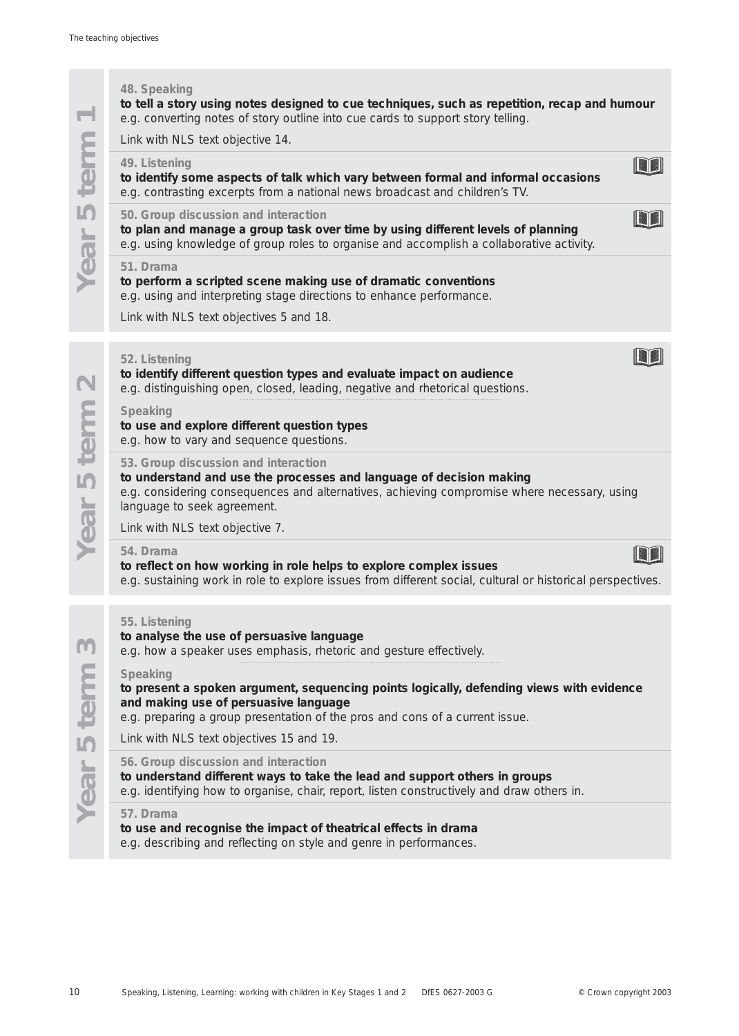## Year 5 term 1

**48. Speaking**

**to tell a story using notes designed to cue techniques, such as repetition, recap and humour**
e.g. converting notes of story outline into cue cards to support story telling.

Link with NLS text objective 14.

**49. Listening**

**to identify some aspects of talk which vary between formal and informal occasions**
e.g. contrasting excerpts from a national news broadcast and children's TV.

**50. Group discussion and interaction**

**to plan and manage a group task over time by using different levels of planning**
e.g. using knowledge of group roles to organise and accomplish a collaborative activity.

**51. Drama**

**to perform a scripted scene making use of dramatic conventions**
e.g. using and interpreting stage directions to enhance performance.

Link with NLS text objectives 5 and 18.

## Year 5 term 2

**52. Listening**

**to identify different question types and evaluate impact on audience**
e.g. distinguishing open, closed, leading, negative and rhetorical questions.

**Speaking**

**to use and explore different question types**
e.g. how to vary and sequence questions.

**53. Group discussion and interaction**

**to understand and use the processes and language of decision making**
e.g. considering consequences and alternatives, achieving compromise where necessary, using language to seek agreement.

Link with NLS text objective 7.

**54. Drama**

**to reflect on how working in role helps to explore complex issues**
e.g. sustaining work in role to explore issues from different social, cultural or historical perspectives.

## Year 5 term 3

**55. Listening**

**to analyse the use of persuasive language**
e.g. how a speaker uses emphasis, rhetoric and gesture effectively.

**Speaking**

**to present a spoken argument, sequencing points logically, defending views with evidence and making use of persuasive language**
e.g. preparing a group presentation of the pros and cons of a current issue.

Link with NLS text objectives 15 and 19.

**56. Group discussion and interaction**

**to understand different ways to take the lead and support others in groups**
e.g. identifying how to organise, chair, report, listen constructively and draw others in.

**57. Drama**

**to use and recognise the impact of theatrical effects in drama**
e.g. describing and reflecting on style and genre in performances.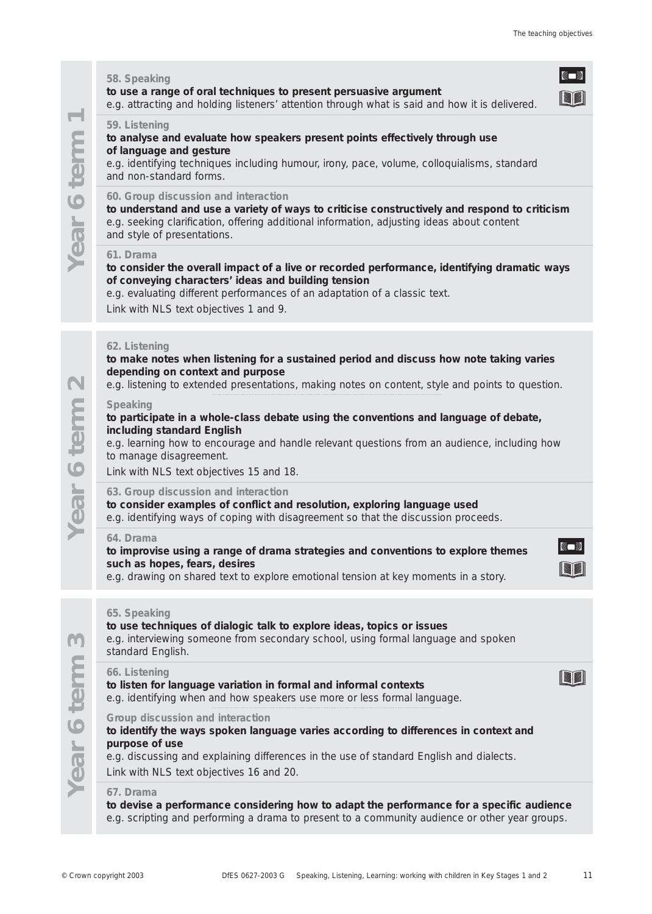## Year 6 term 1

**58. Speaking**

**to use a range of oral techniques to present persuasive argument**

e.g. attracting and holding listeners' attention through what is said and how it is delivered.

**59. Listening**

**to analyse and evaluate how speakers present points effectively through use of language and gesture**

e.g. identifying techniques including humour, irony, pace, volume, colloquialisms, standard and non-standard forms.

**60. Group discussion and interaction**

**to understand and use a variety of ways to criticise constructively and respond to criticism**

e.g. seeking clarification, offering additional information, adjusting ideas about content and style of presentations.

**61. Drama**

**to consider the overall impact of a live or recorded performance, identifying dramatic ways of conveying characters' ideas and building tension**

e.g. evaluating different performances of an adaptation of a classic text.

Link with NLS text objectives 1 and 9.

## Year 6 term 2

**62. Listening**

**to make notes when listening for a sustained period and discuss how note taking varies depending on context and purpose**

e.g. listening to extended presentations, making notes on content, style and points to question.

**Speaking**

**to participate in a whole-class debate using the conventions and language of debate, including standard English**

e.g. learning how to encourage and handle relevant questions from an audience, including how to manage disagreement.

Link with NLS text objectives 15 and 18.

**63. Group discussion and interaction**

**to consider examples of conflict and resolution, exploring language used**

e.g. identifying ways of coping with disagreement so that the discussion proceeds.

**64. Drama**

**to improvise using a range of drama strategies and conventions to explore themes such as hopes, fears, desires**

e.g. drawing on shared text to explore emotional tension at key moments in a story.

## Year 6 term 3

**65. Speaking**

**to use techniques of dialogic talk to explore ideas, topics or issues**

e.g. interviewing someone from secondary school, using formal language and spoken standard English.

**66. Listening**

**to listen for language variation in formal and informal contexts**

e.g. identifying when and how speakers use more or less formal language.

**Group discussion and interaction**

**to identify the ways spoken language varies according to differences in context and purpose of use**

e.g. discussing and explaining differences in the use of standard English and dialects.

Link with NLS text objectives 16 and 20.

**67. Drama**

**to devise a performance considering how to adapt the performance for a specific audience**

e.g. scripting and performing a drama to present to a community audience or other year groups.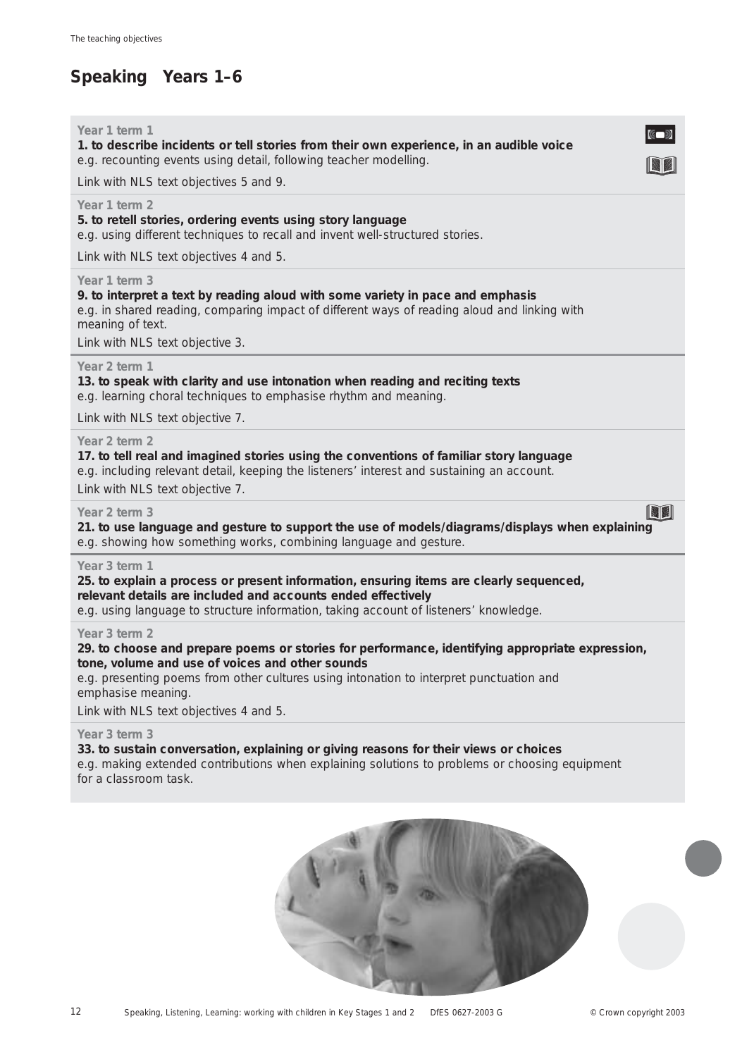## Speaking Years 1–6

**Year 1 term 1**

**1. to describe incidents or tell stories from their own experience, in an audible voice**
e.g. recounting events using detail, following teacher modelling.

Link with NLS text objectives 5 and 9.

**Year 1 term 2**

**5. to retell stories, ordering events using story language**
e.g. using different techniques to recall and invent well-structured stories.

Link with NLS text objectives 4 and 5.

**Year 1 term 3**

**9. to interpret a text by reading aloud with some variety in pace and emphasis**
e.g. in shared reading, comparing impact of different ways of reading aloud and linking with meaning of text.

Link with NLS text objective 3.

**Year 2 term 1**

**13. to speak with clarity and use intonation when reading and reciting texts**
e.g. learning choral techniques to emphasise rhythm and meaning.

Link with NLS text objective 7.

**Year 2 term 2**

**17. to tell real and imagined stories using the conventions of familiar story language**
e.g. including relevant detail, keeping the listeners' interest and sustaining an account.

Link with NLS text objective 7.

**Year 2 term 3**

**21. to use language and gesture to support the use of models/diagrams/displays when explaining**
e.g. showing how something works, combining language and gesture.

**Year 3 term 1**

**25. to explain a process or present information, ensuring items are clearly sequenced, relevant details are included and accounts ended effectively**
e.g. using language to structure information, taking account of listeners' knowledge.

**Year 3 term 2**

**29. to choose and prepare poems or stories for performance, identifying appropriate expression, tone, volume and use of voices and other sounds**
e.g. presenting poems from other cultures using intonation to interpret punctuation and emphasise meaning.

Link with NLS text objectives 4 and 5.

**Year 3 term 3**

**33. to sustain conversation, explaining or giving reasons for their views or choices**
e.g. making extended contributions when explaining solutions to problems or choosing equipment for a classroom task.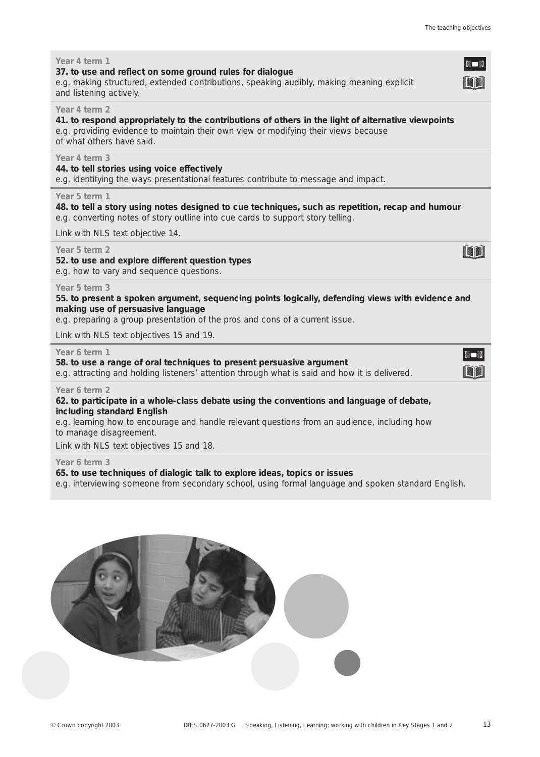Year 4 term 1

**37. to use and reflect on some ground rules for dialogue**
e.g. making structured, extended contributions, speaking audibly, making meaning explicit and listening actively.

Year 4 term 2

**41. to respond appropriately to the contributions of others in the light of alternative viewpoints**
e.g. providing evidence to maintain their own view or modifying their views because of what others have said.

Year 4 term 3

**44. to tell stories using voice effectively**
e.g. identifying the ways presentational features contribute to message and impact.

Year 5 term 1

**48. to tell a story using notes designed to cue techniques, such as repetition, recap and humour**
e.g. converting notes of story outline into cue cards to support story telling.

Link with NLS text objective 14.

Year 5 term 2

**52. to use and explore different question types**
e.g. how to vary and sequence questions.

Year 5 term 3

**55. to present a spoken argument, sequencing points logically, defending views with evidence and making use of persuasive language**
e.g. preparing a group presentation of the pros and cons of a current issue.

Link with NLS text objectives 15 and 19.

Year 6 term 1

**58. to use a range of oral techniques to present persuasive argument**
e.g. attracting and holding listeners' attention through what is said and how it is delivered.

Year 6 term 2

**62. to participate in a whole-class debate using the conventions and language of debate, including standard English**
e.g. learning how to encourage and handle relevant questions from an audience, including how to manage disagreement.

Link with NLS text objectives 15 and 18.

Year 6 term 3

**65. to use techniques of dialogic talk to explore ideas, topics or issues**
e.g. interviewing someone from secondary school, using formal language and spoken standard English.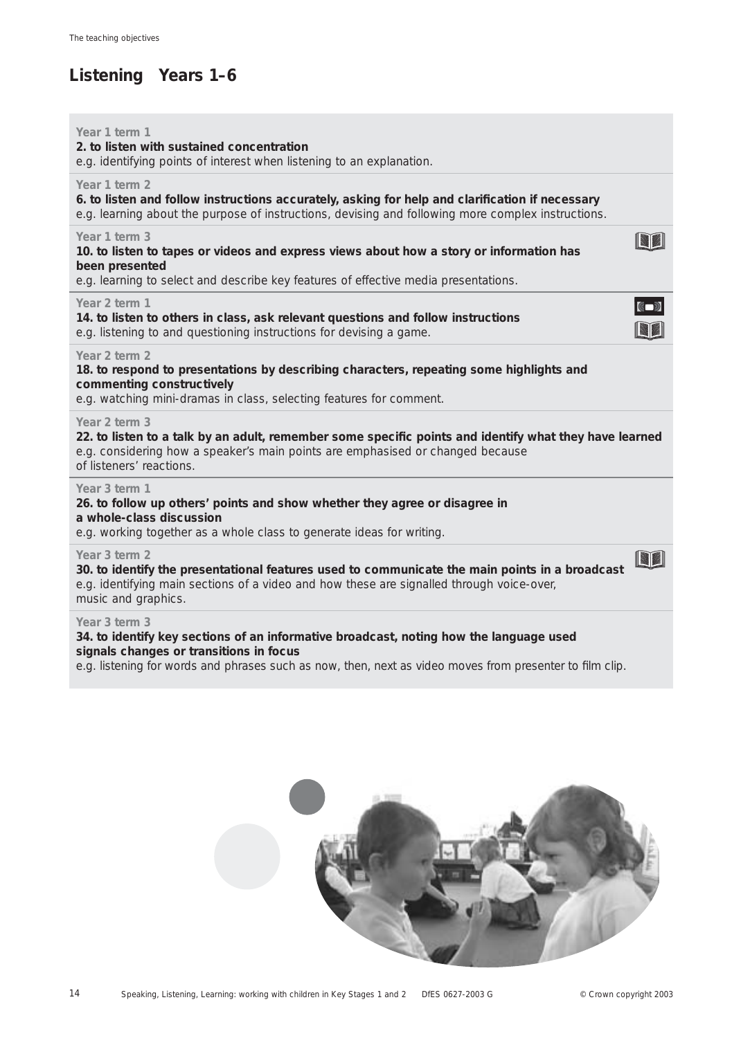## Listening Years 1–6

**Year 1 term 1**
**2. to listen with sustained concentration**
e.g. identifying points of interest when listening to an explanation.

**Year 1 term 2**
**6. to listen and follow instructions accurately, asking for help and clarification if necessary**
e.g. learning about the purpose of instructions, devising and following more complex instructions.

**Year 1 term 3**
**10. to listen to tapes or videos and express views about how a story or information has been presented**
e.g. learning to select and describe key features of effective media presentations.

**Year 2 term 1**
**14. to listen to others in class, ask relevant questions and follow instructions**
e.g. listening to and questioning instructions for devising a game.

**Year 2 term 2**
**18. to respond to presentations by describing characters, repeating some highlights and commenting constructively**
e.g. watching mini-dramas in class, selecting features for comment.

**Year 2 term 3**
**22. to listen to a talk by an adult, remember some specific points and identify what they have learned**
e.g. considering how a speaker's main points are emphasised or changed because of listeners' reactions.

**Year 3 term 1**
**26. to follow up others' points and show whether they agree or disagree in a whole-class discussion**
e.g. working together as a whole class to generate ideas for writing.

**Year 3 term 2**
**30. to identify the presentational features used to communicate the main points in a broadcast**
e.g. identifying main sections of a video and how these are signalled through voice-over, music and graphics.

**Year 3 term 3**
**34. to identify key sections of an informative broadcast, noting how the language used signals changes or transitions in focus**
e.g. listening for words and phrases such as now, then, next as video moves from presenter to film clip.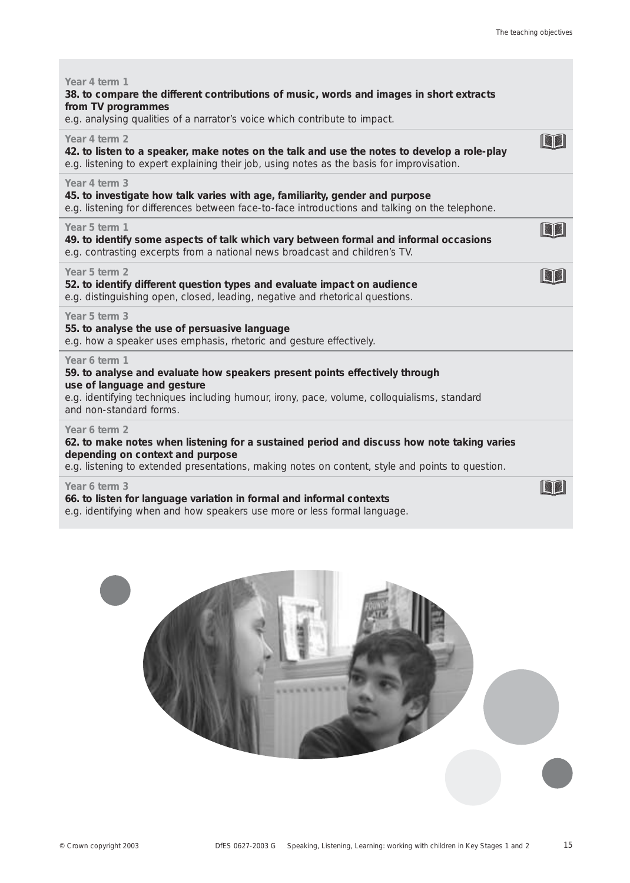Year 4 term 1

**38. to compare the different contributions of music, words and images in short extracts from TV programmes**

e.g. analysing qualities of a narrator's voice which contribute to impact.

Year 4 term 2

**42. to listen to a speaker, make notes on the talk and use the notes to develop a role-play**

e.g. listening to expert explaining their job, using notes as the basis for improvisation.

Year 4 term 3

**45. to investigate how talk varies with age, familiarity, gender and purpose**

e.g. listening for differences between face-to-face introductions and talking on the telephone.

Year 5 term 1

**49. to identify some aspects of talk which vary between formal and informal occasions**

e.g. contrasting excerpts from a national news broadcast and children's TV.

Year 5 term 2

**52. to identify different question types and evaluate impact on audience**

e.g. distinguishing open, closed, leading, negative and rhetorical questions.

Year 5 term 3

**55. to analyse the use of persuasive language**

e.g. how a speaker uses emphasis, rhetoric and gesture effectively.

Year 6 term 1

**59. to analyse and evaluate how speakers present points effectively through use of language and gesture**

e.g. identifying techniques including humour, irony, pace, volume, colloquialisms, standard and non-standard forms.

Year 6 term 2

**62. to make notes when listening for a sustained period and discuss how note taking varies depending on context and purpose**

e.g. listening to extended presentations, making notes on content, style and points to question.

Year 6 term 3

**66. to listen for language variation in formal and informal contexts**

e.g. identifying when and how speakers use more or less formal language.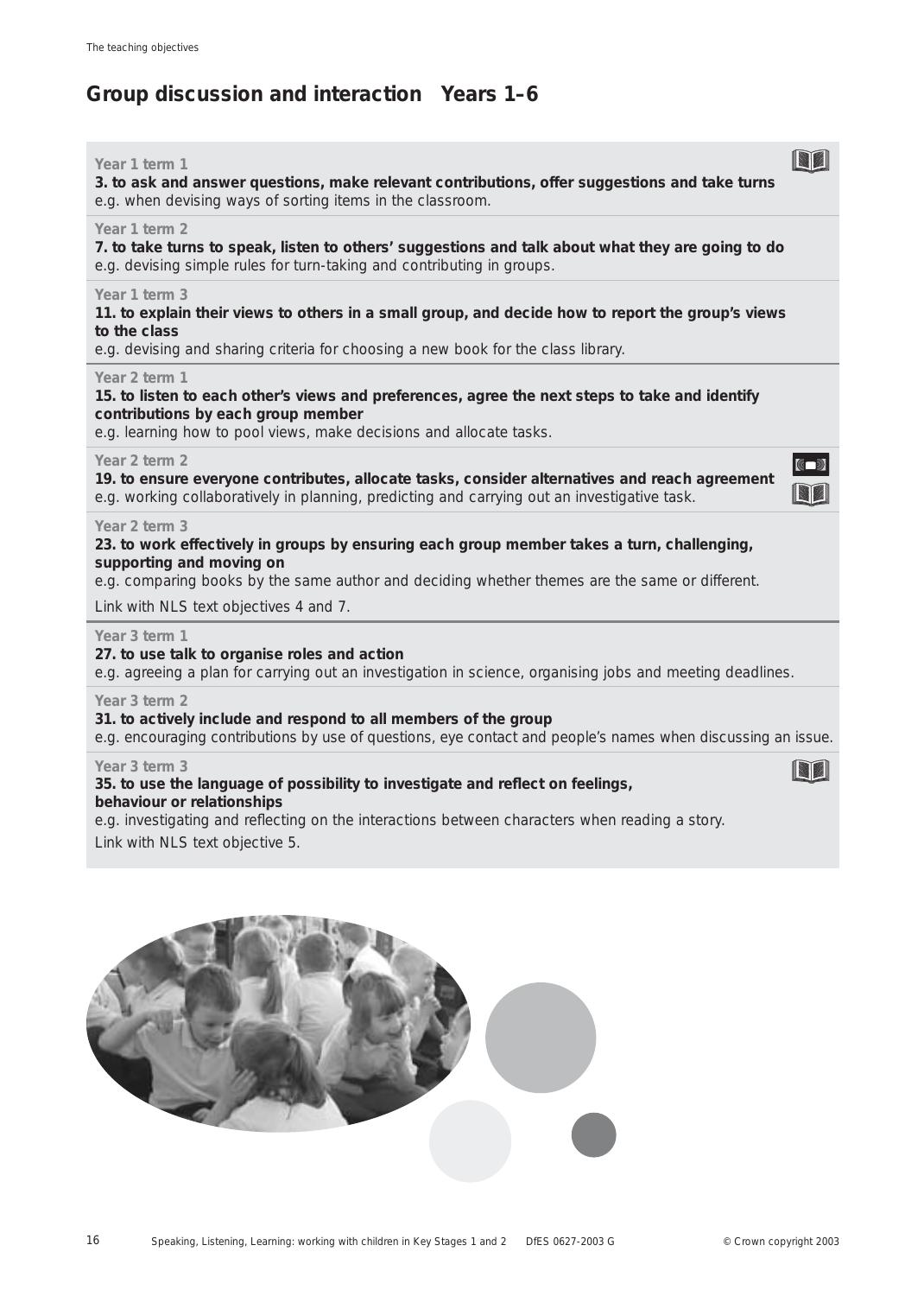## Group discussion and interaction Years 1–6

**Year 1 term 1**
**3. to ask and answer questions, make relevant contributions, offer suggestions and take turns**
e.g. when devising ways of sorting items in the classroom.

**Year 1 term 2**
**7. to take turns to speak, listen to others' suggestions and talk about what they are going to do**
e.g. devising simple rules for turn-taking and contributing in groups.

**Year 1 term 3**
**11. to explain their views to others in a small group, and decide how to report the group's views to the class**
e.g. devising and sharing criteria for choosing a new book for the class library.

**Year 2 term 1**
**15. to listen to each other's views and preferences, agree the next steps to take and identify contributions by each group member**
e.g. learning how to pool views, make decisions and allocate tasks.

**Year 2 term 2**
**19. to ensure everyone contributes, allocate tasks, consider alternatives and reach agreement**
e.g. working collaboratively in planning, predicting and carrying out an investigative task.

**Year 2 term 3**
**23. to work effectively in groups by ensuring each group member takes a turn, challenging, supporting and moving on**
e.g. comparing books by the same author and deciding whether themes are the same or different.

Link with NLS text objectives 4 and 7.

**Year 3 term 1**
**27. to use talk to organise roles and action**
e.g. agreeing a plan for carrying out an investigation in science, organising jobs and meeting deadlines.

**Year 3 term 2**
**31. to actively include and respond to all members of the group**
e.g. encouraging contributions by use of questions, eye contact and people's names when discussing an issue.

**Year 3 term 3**
**35. to use the language of possibility to investigate and reflect on feelings, behaviour or relationships**
e.g. investigating and reflecting on the interactions between characters when reading a story.

Link with NLS text objective 5.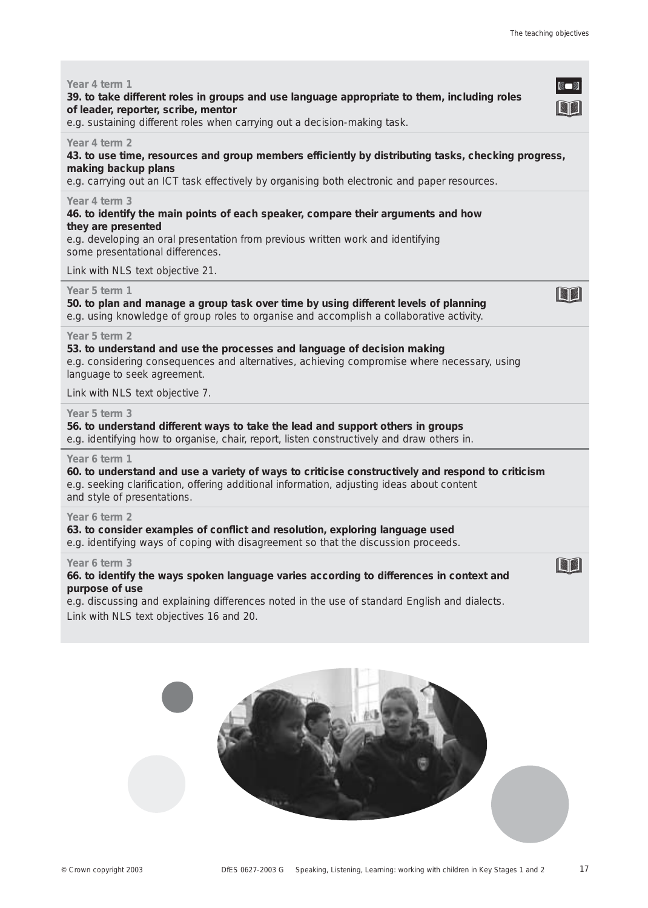Year 4 term 1

**39. to take different roles in groups and use language appropriate to them, including roles of leader, reporter, scribe, mentor**

e.g. sustaining different roles when carrying out a decision-making task.

Year 4 term 2

**43. to use time, resources and group members efficiently by distributing tasks, checking progress, making backup plans**

e.g. carrying out an ICT task effectively by organising both electronic and paper resources.

Year 4 term 3

**46. to identify the main points of each speaker, compare their arguments and how they are presented**

e.g. developing an oral presentation from previous written work and identifying some presentational differences.

Link with NLS text objective 21.

Year 5 term 1

**50. to plan and manage a group task over time by using different levels of planning**

e.g. using knowledge of group roles to organise and accomplish a collaborative activity.

Year 5 term 2

**53. to understand and use the processes and language of decision making**

e.g. considering consequences and alternatives, achieving compromise where necessary, using language to seek agreement.

Link with NLS text objective 7.

Year 5 term 3

**56. to understand different ways to take the lead and support others in groups**

e.g. identifying how to organise, chair, report, listen constructively and draw others in.

Year 6 term 1

**60. to understand and use a variety of ways to criticise constructively and respond to criticism**

e.g. seeking clarification, offering additional information, adjusting ideas about content and style of presentations.

Year 6 term 2

**63. to consider examples of conflict and resolution, exploring language used**

e.g. identifying ways of coping with disagreement so that the discussion proceeds.

Year 6 term 3

**66. to identify the ways spoken language varies according to differences in context and purpose of use**

e.g. discussing and explaining differences noted in the use of standard English and dialects.

Link with NLS text objectives 16 and 20.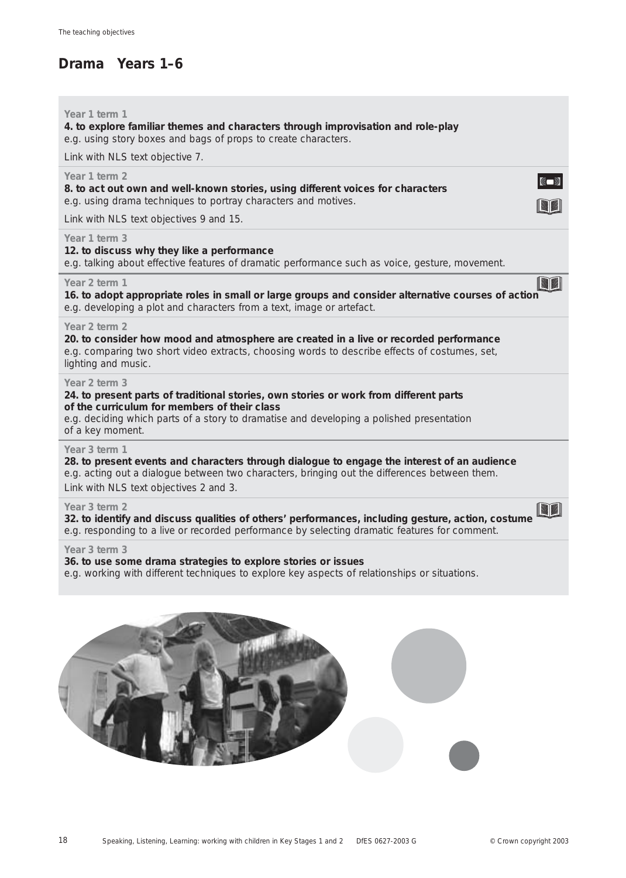## Drama Years 1–6

**Year 1 term 1**

**4. to explore familiar themes and characters through improvisation and role-play**
e.g. using story boxes and bags of props to create characters.

Link with NLS text objective 7.

**Year 1 term 2**

**8. to act out own and well-known stories, using different voices for characters**
e.g. using drama techniques to portray characters and motives.

Link with NLS text objectives 9 and 15.

**Year 1 term 3**

**12. to discuss why they like a performance**
e.g. talking about effective features of dramatic performance such as voice, gesture, movement.

**Year 2 term 1**

**16. to adopt appropriate roles in small or large groups and consider alternative courses of action**
e.g. developing a plot and characters from a text, image or artefact.

**Year 2 term 2**

**20. to consider how mood and atmosphere are created in a live or recorded performance**
e.g. comparing two short video extracts, choosing words to describe effects of costumes, set, lighting and music.

**Year 2 term 3**

**24. to present parts of traditional stories, own stories or work from different parts of the curriculum for members of their class**
e.g. deciding which parts of a story to dramatise and developing a polished presentation of a key moment.

**Year 3 term 1**

**28. to present events and characters through dialogue to engage the interest of an audience**
e.g. acting out a dialogue between two characters, bringing out the differences between them.

Link with NLS text objectives 2 and 3.

**Year 3 term 2**

**32. to identify and discuss qualities of others' performances, including gesture, action, costume**
e.g. responding to a live or recorded performance by selecting dramatic features for comment.

**Year 3 term 3**

**36. to use some drama strategies to explore stories or issues**
e.g. working with different techniques to explore key aspects of relationships or situations.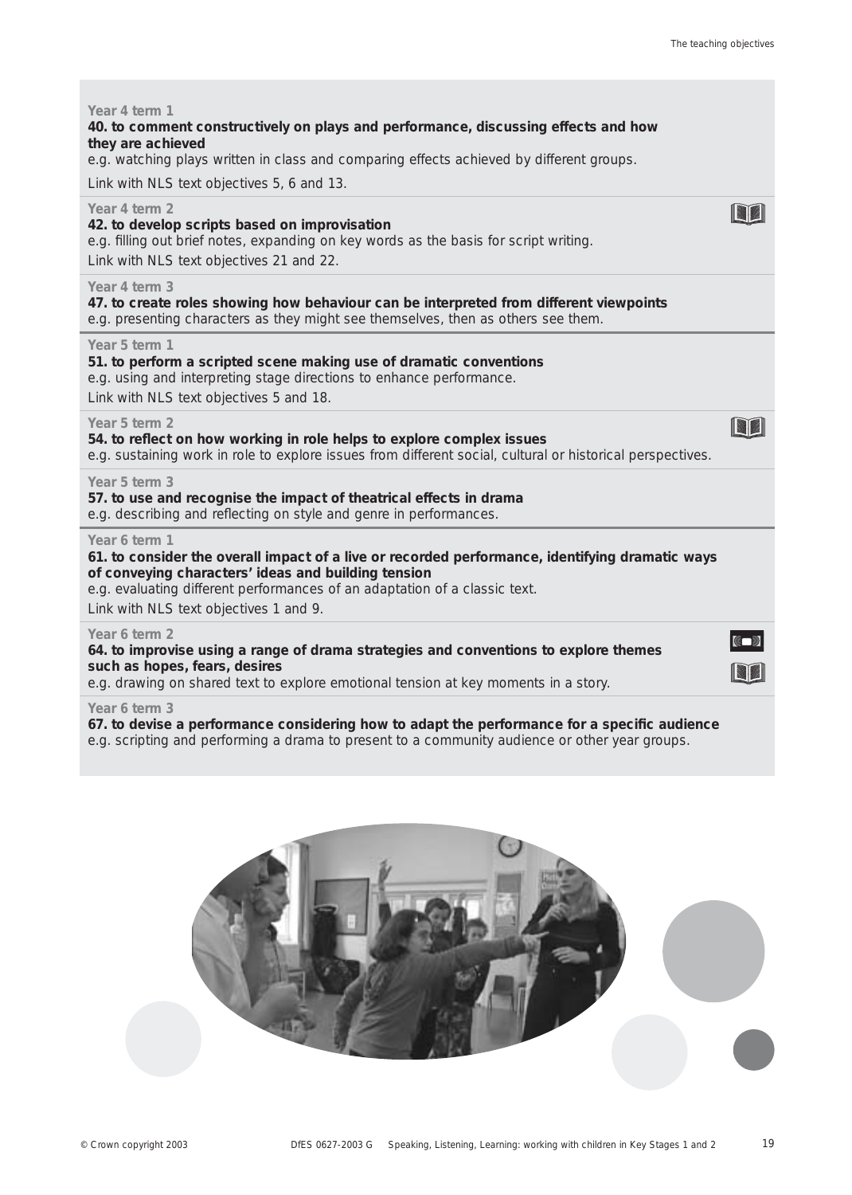**Year 4 term 1**

**40. to comment constructively on plays and performance, discussing effects and how they are achieved**

e.g. watching plays written in class and comparing effects achieved by different groups.

Link with NLS text objectives 5, 6 and 13.

**Year 4 term 2**

**42. to develop scripts based on improvisation**

e.g. filling out brief notes, expanding on key words as the basis for script writing.

Link with NLS text objectives 21 and 22.

**Year 4 term 3**

**47. to create roles showing how behaviour can be interpreted from different viewpoints**

e.g. presenting characters as they might see themselves, then as others see them.

**Year 5 term 1**

**51. to perform a scripted scene making use of dramatic conventions**

e.g. using and interpreting stage directions to enhance performance.

Link with NLS text objectives 5 and 18.

**Year 5 term 2**

**54. to reflect on how working in role helps to explore complex issues**

e.g. sustaining work in role to explore issues from different social, cultural or historical perspectives.

**Year 5 term 3**

**57. to use and recognise the impact of theatrical effects in drama**

e.g. describing and reflecting on style and genre in performances.

**Year 6 term 1**

**61. to consider the overall impact of a live or recorded performance, identifying dramatic ways of conveying characters' ideas and building tension**

e.g. evaluating different performances of an adaptation of a classic text.

Link with NLS text objectives 1 and 9.

**Year 6 term 2**

**64. to improvise using a range of drama strategies and conventions to explore themes such as hopes, fears, desires**

e.g. drawing on shared text to explore emotional tension at key moments in a story.

**Year 6 term 3**

**67. to devise a performance considering how to adapt the performance for a specific audience**

e.g. scripting and performing a drama to present to a community audience or other year groups.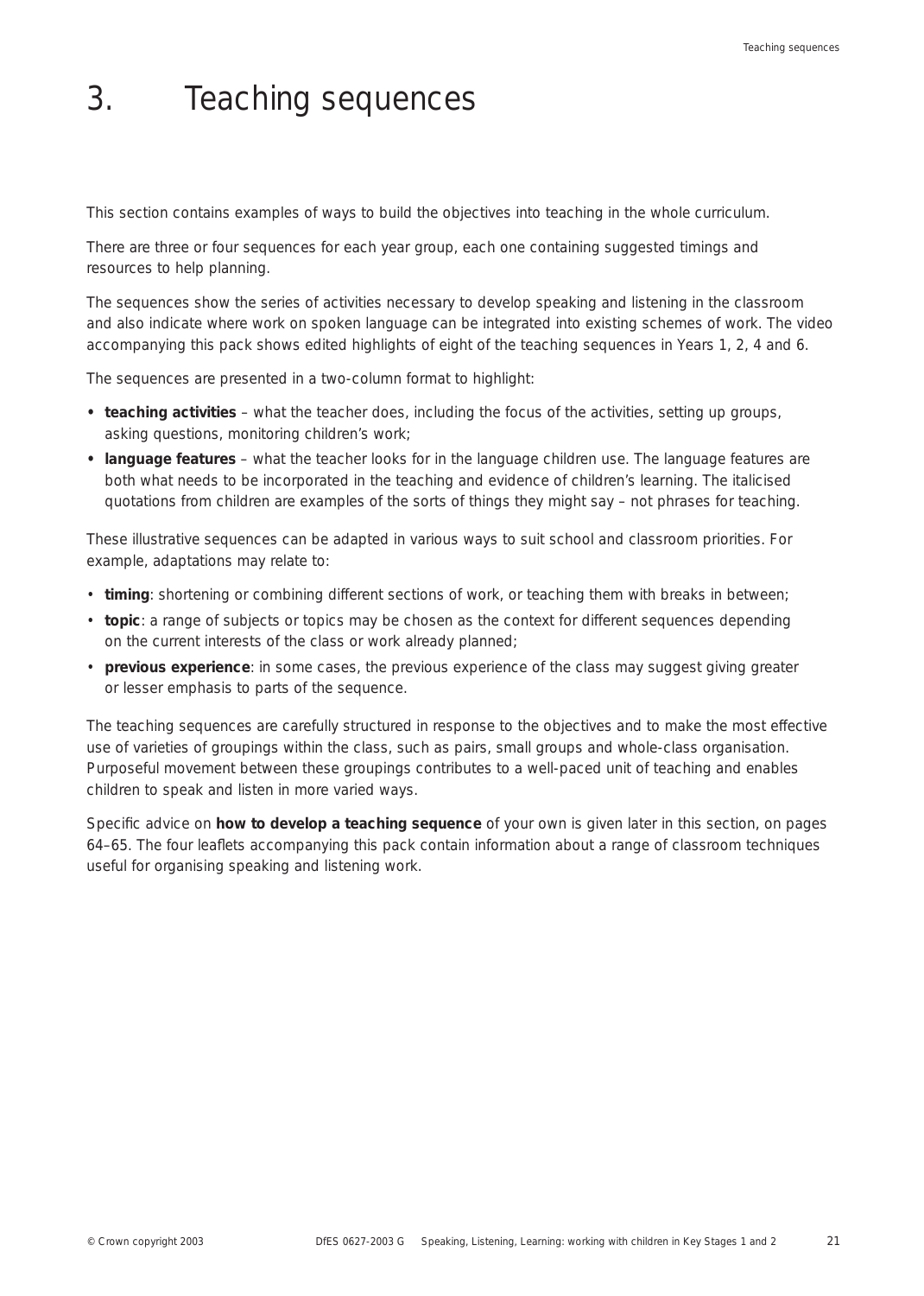# 3. Teaching sequences

This section contains examples of ways to build the objectives into teaching in the whole curriculum.

There are three or four sequences for each year group, each one containing suggested timings and resources to help planning.

The sequences show the series of activities necessary to develop speaking and listening in the classroom and also indicate where work on spoken language can be integrated into existing schemes of work. The video accompanying this pack shows edited highlights of eight of the teaching sequences in Years 1, 2, 4 and 6.

The sequences are presented in a two-column format to highlight:

- **teaching activities** – what the teacher does, including the focus of the activities, setting up groups, asking questions, monitoring children's work;
- **language features** – what the teacher looks for in the language children use. The language features are both what needs to be incorporated in the teaching and evidence of children's learning. The italicised quotations from children are examples of the sorts of things they might say – not phrases for teaching.

These illustrative sequences can be adapted in various ways to suit school and classroom priorities. For example, adaptations may relate to:

- **timing**: shortening or combining different sections of work, or teaching them with breaks in between;
- **topic**: a range of subjects or topics may be chosen as the context for different sequences depending on the current interests of the class or work already planned;
- **previous experience**: in some cases, the previous experience of the class may suggest giving greater or lesser emphasis to parts of the sequence.

The teaching sequences are carefully structured in response to the objectives and to make the most effective use of varieties of groupings within the class, such as pairs, small groups and whole-class organisation. Purposeful movement between these groupings contributes to a well-paced unit of teaching and enables children to speak and listen in more varied ways.

Specific advice on **how to develop a teaching sequence** of your own is given later in this section, on pages 64–65. The four leaflets accompanying this pack contain information about a range of classroom techniques useful for organising speaking and listening work.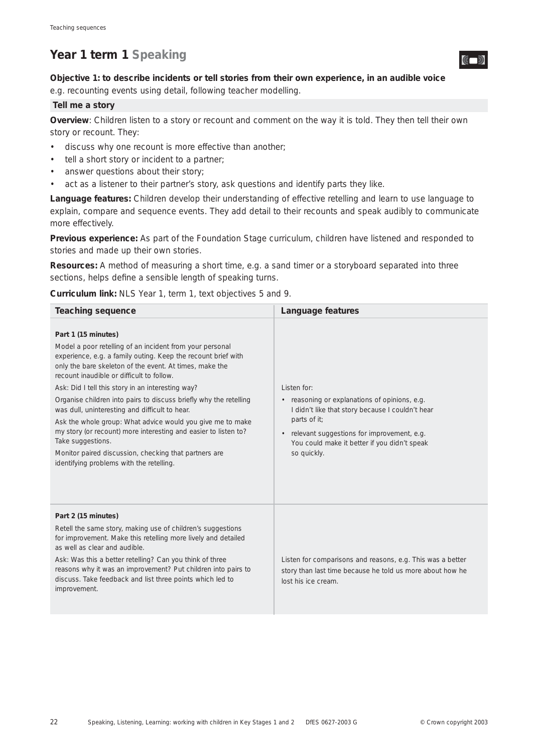# Year 1 term 1 Speaking

**Objective 1: to describe incidents or tell stories from their own experience, in an audible voice**
e.g. recounting events using detail, following teacher modelling.

## Tell me a story

**Overview**: Children listen to a story or recount and comment on the way it is told. They then tell their own story or recount. They:

- discuss why one recount is more effective than another;
- tell a short story or incident to a partner;
- answer questions about their story;
- act as a listener to their partner's story, ask questions and identify parts they like.

**Language features:** Children develop their understanding of effective retelling and learn to use language to explain, compare and sequence events. They add detail to their recounts and speak audibly to communicate more effectively.

**Previous experience:** As part of the Foundation Stage curriculum, children have listened and responded to stories and made up their own stories.

**Resources:** A method of measuring a short time, e.g. a sand timer or a storyboard separated into three sections, helps define a sensible length of speaking turns.

**Curriculum link:** NLS Year 1, term 1, text objectives 5 and 9.

| Teaching sequence | Language features |
|---|---|
| **Part 1 (15 minutes)**<br>Model a poor retelling of an incident from your personal experience, e.g. a family outing. Keep the recount brief with only the bare skeleton of the event. At times, make the recount inaudible or difficult to follow.<br>Ask: Did I tell this story in an interesting way?<br>Organise children into pairs to discuss briefly why the retelling was dull, uninteresting and difficult to hear.<br>Ask the whole group: What advice would you give me to make my story (or recount) more interesting and easier to listen to? Take suggestions.<br>Monitor paired discussion, checking that partners are identifying problems with the retelling. | Listen for:<br>• reasoning or explanations of opinions, e.g. I didn't like that story because I couldn't hear parts of it;<br>• relevant suggestions for improvement, e.g. You could make it better if you didn't speak so quickly. |
| **Part 2 (15 minutes)**<br>Retell the same story, making use of children's suggestions for improvement. Make this retelling more lively and detailed as well as clear and audible.<br>Ask: Was this a better retelling? Can you think of three reasons why it was an improvement? Put children into pairs to discuss. Take feedback and list three points which led to improvement. | Listen for comparisons and reasons, e.g. This was a better story than last time because he told us more about how he lost his ice cream. |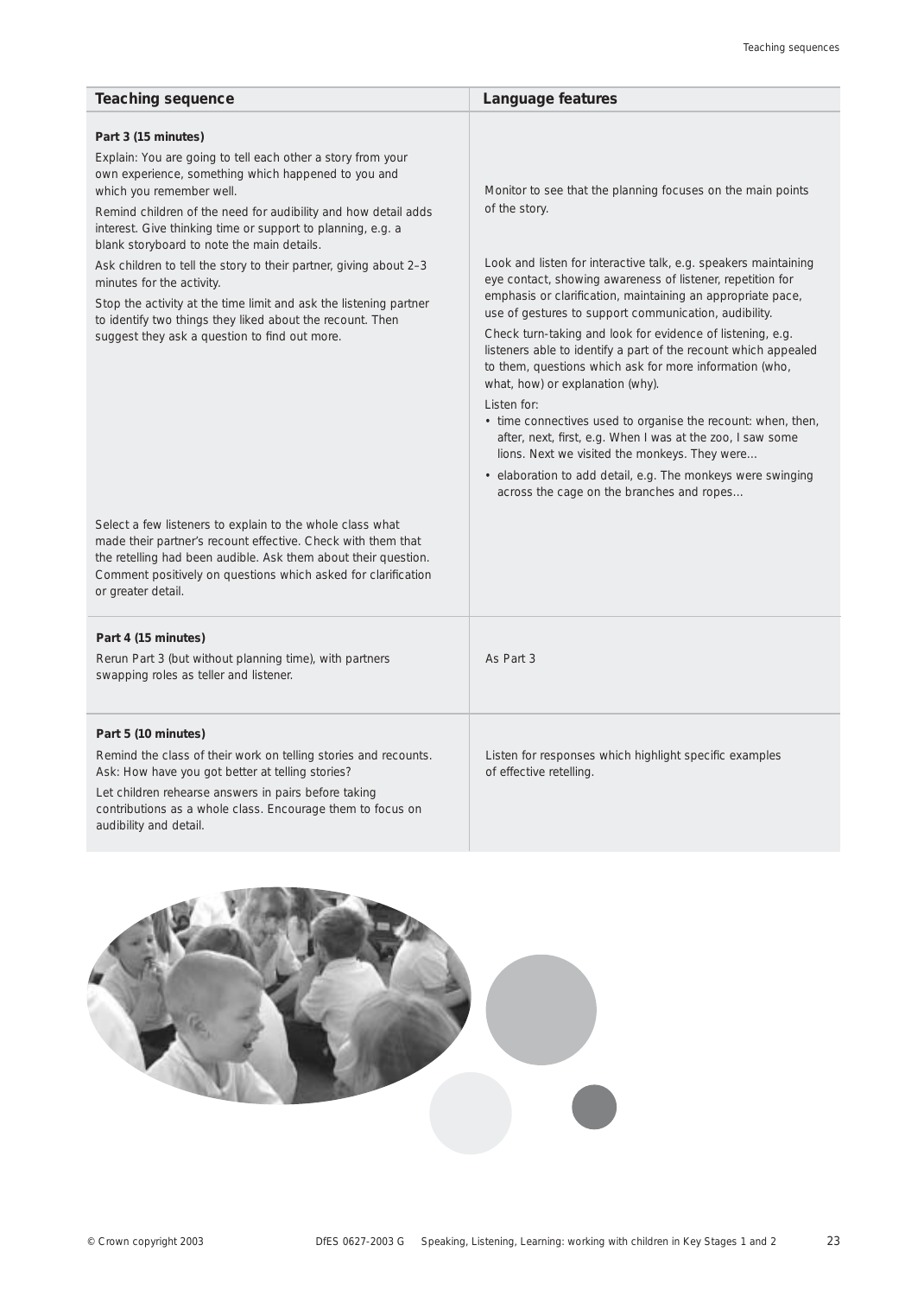| Teaching sequence | Language features |
|---|---|
| **Part 3 (15 minutes)**<br>Explain: You are going to tell each other a story from your own experience, something which happened to you and which you remember well.<br>Remind children of the need for audibility and how detail adds interest. Give thinking time or support to planning, e.g. a blank storyboard to note the main details.<br>Ask children to tell the story to their partner, giving about 2–3 minutes for the activity.<br>Stop the activity at the time limit and ask the listening partner to identify two things they liked about the recount. Then suggest they ask a question to find out more. | Monitor to see that the planning focuses on the main points of the story.<br>Look and listen for interactive talk, e.g. speakers maintaining eye contact, showing awareness of listener, repetition for emphasis or clarification, maintaining an appropriate pace, use of gestures to support communication, audibility.<br>Check turn-taking and look for evidence of listening, e.g. listeners able to identify a part of the recount which appealed to them, questions which ask for more information (who, what, how) or explanation (why).<br>Listen for:<br>• time connectives used to organise the recount: when, then, after, next, first, e.g. When I was at the zoo, I saw some lions. Next we visited the monkeys. They were...<br>• elaboration to add detail, e.g. The monkeys were swinging across the cage on the branches and ropes... |
| Select a few listeners to explain to the whole class what made their partner's recount effective. Check with them that the retelling had been audible. Ask them about their question. Comment positively on questions which asked for clarification or greater detail. | |
| **Part 4 (15 minutes)**<br>Rerun Part 3 (but without planning time), with partners swapping roles as teller and listener. | As Part 3 |
| **Part 5 (10 minutes)**<br>Remind the class of their work on telling stories and recounts. Ask: How have you got better at telling stories?<br>Let children rehearse answers in pairs before taking contributions as a whole class. Encourage them to focus on audibility and detail. | Listen for responses which highlight specific examples of effective retelling. |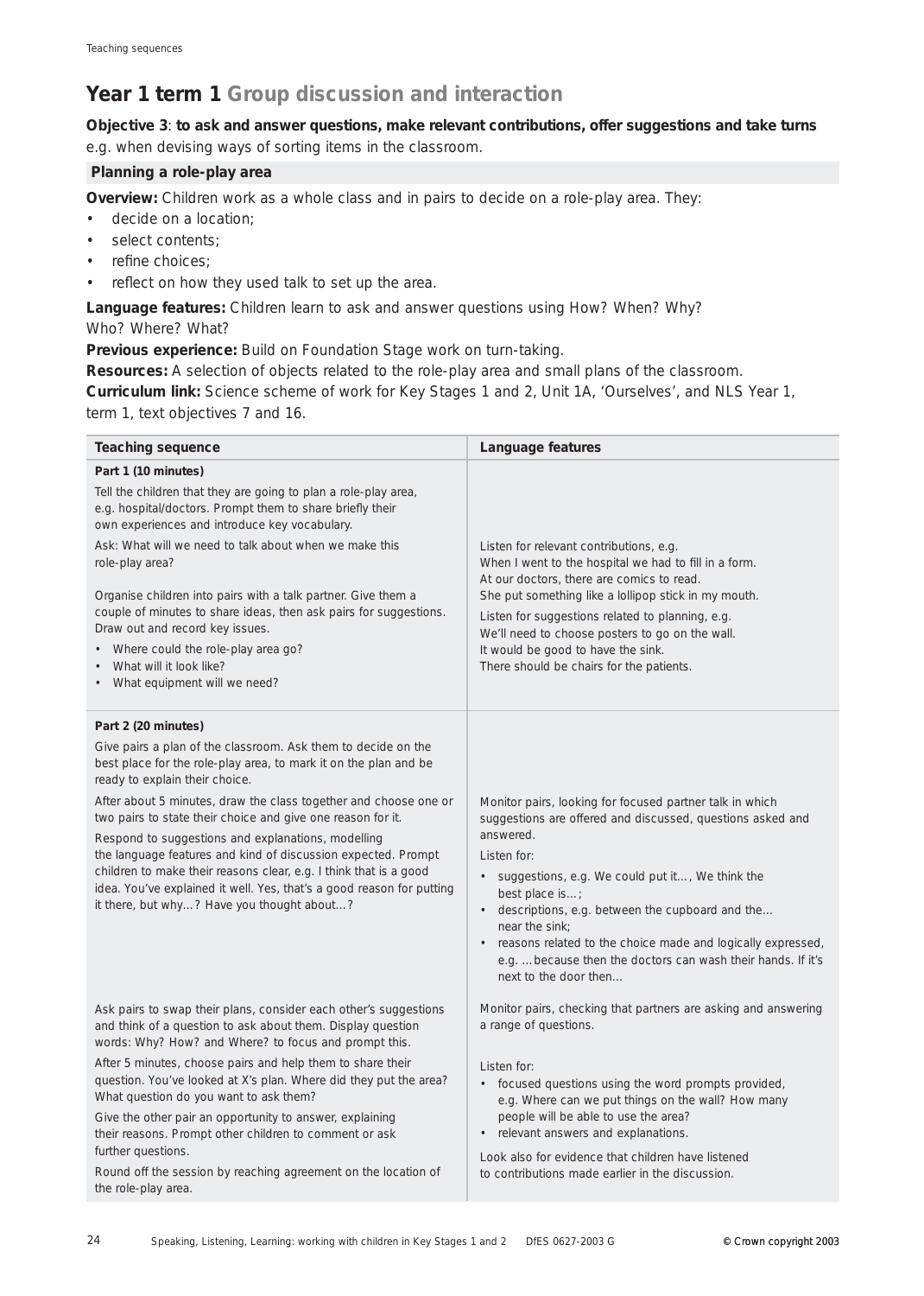## Year 1 term 1 Group discussion and interaction

**Objective 3**: **to ask and answer questions, make relevant contributions, offer suggestions and take turns** e.g. when devising ways of sorting items in the classroom.

### Planning a role-play area

**Overview:** Children work as a whole class and in pairs to decide on a role-play area. They:

- decide on a location;
- select contents;
- refine choices;
- reflect on how they used talk to set up the area.

**Language features:** Children learn to ask and answer questions using How? When? Why? Who? Where? What?

**Previous experience:** Build on Foundation Stage work on turn-taking.

**Resources:** A selection of objects related to the role-play area and small plans of the classroom.

**Curriculum link:** Science scheme of work for Key Stages 1 and 2, Unit 1A, 'Ourselves', and NLS Year 1, term 1, text objectives 7 and 16.

| Teaching sequence | Language features |
|---|---|
| **Part 1 (10 minutes)**<br>Tell the children that they are going to plan a role-play area, e.g. hospital/doctors. Prompt them to share briefly their own experiences and introduce key vocabulary.<br>Ask: What will we need to talk about when we make this role-play area?<br>Organise children into pairs with a talk partner. Give them a couple of minutes to share ideas, then ask pairs for suggestions. Draw out and record key issues.<br>• Where could the role-play area go?<br>• What will it look like?<br>• What equipment will we need? | Listen for relevant contributions, e.g.<br>When I went to the hospital we had to fill in a form.<br>At our doctors, there are comics to read.<br>She put something like a lollipop stick in my mouth.<br>Listen for suggestions related to planning, e.g.<br>We'll need to choose posters to go on the wall.<br>It would be good to have the sink.<br>There should be chairs for the patients. |
| **Part 2 (20 minutes)**<br>Give pairs a plan of the classroom. Ask them to decide on the best place for the role-play area, to mark it on the plan and be ready to explain their choice.<br>After about 5 minutes, draw the class together and choose one or two pairs to state their choice and give one reason for it.<br>Respond to suggestions and explanations, modelling the language features and kind of discussion expected. Prompt children to make their reasons clear, e.g. I think that is a good idea. You've explained it well. Yes, that's a good reason for putting it there, but why…? Have you thought about…? | Monitor pairs, looking for focused partner talk in which suggestions are offered and discussed, questions asked and answered.<br>Listen for:<br>• suggestions, e.g. We could put it…, We think the best place is…;<br>• descriptions, e.g. between the cupboard and the… near the sink;<br>• reasons related to the choice made and logically expressed, e.g. …because then the doctors can wash their hands. If it's next to the door then… |
| Ask pairs to swap their plans, consider each other's suggestions and think of a question to ask about them. Display question words: Why? How? and Where? to focus and prompt this.<br>After 5 minutes, choose pairs and help them to share their question. You've looked at X's plan. Where did they put the area? What question do you want to ask them?<br>Give the other pair an opportunity to answer, explaining their reasons. Prompt other children to comment or ask further questions.<br>Round off the session by reaching agreement on the location of the role-play area. | Monitor pairs, checking that partners are asking and answering a range of questions.<br>Listen for:<br>• focused questions using the word prompts provided, e.g. Where can we put things on the wall? How many people will be able to use the area?<br>• relevant answers and explanations.<br>Look also for evidence that children have listened to contributions made earlier in the discussion. |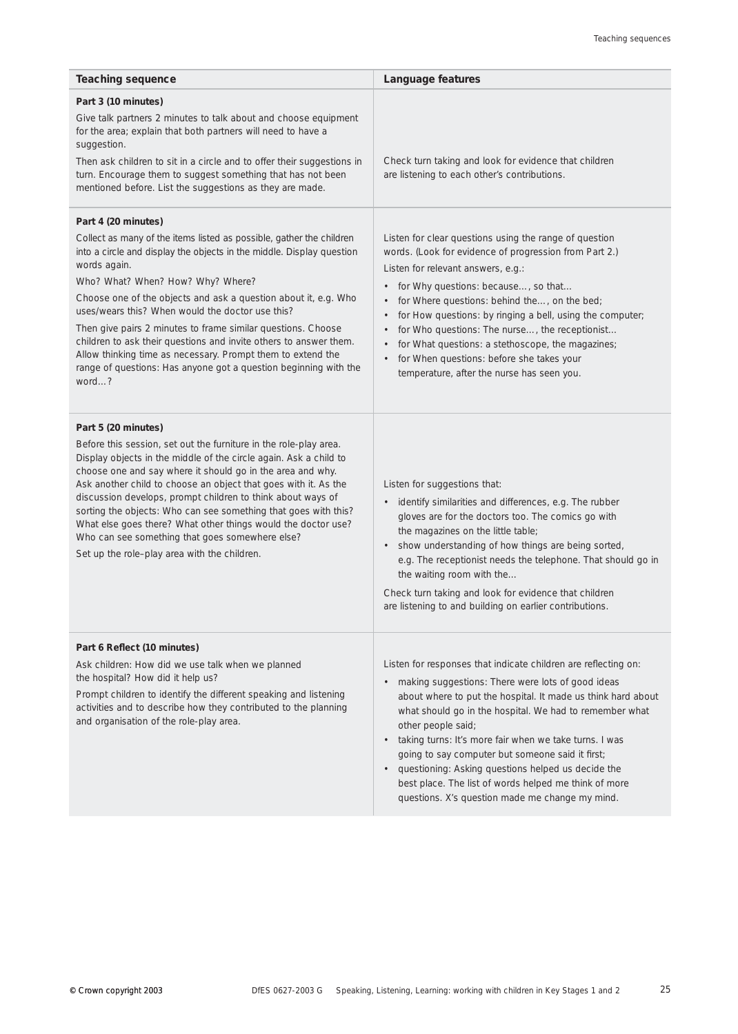| Teaching sequence | Language features |
|---|---|
| **Part 3 (10 minutes)**<br>Give talk partners 2 minutes to talk about and choose equipment for the area; explain that both partners will need to have a suggestion.<br>Then ask children to sit in a circle and to offer their suggestions in turn. Encourage them to suggest something that has not been mentioned before. List the suggestions as they are made. | Check turn taking and look for evidence that children are listening to each other's contributions. |
| **Part 4 (20 minutes)**<br>Collect as many of the items listed as possible, gather the children into a circle and display the objects in the middle. Display question words again.<br>Who? What? When? How? Why? Where?<br>Choose one of the objects and ask a question about it, e.g. Who uses/wears this? When would the doctor use this?<br>Then give pairs 2 minutes to frame similar questions. Choose children to ask their questions and invite others to answer them. Allow thinking time as necessary. Prompt them to extend the range of questions: Has anyone got a question beginning with the word…? | Listen for clear questions using the range of question words. (Look for evidence of progression from Part 2.)<br>Listen for relevant answers, e.g.:<br>• for Why questions: because…, so that…<br>• for Where questions: behind the…, on the bed;<br>• for How questions: by ringing a bell, using the computer;<br>• for Who questions: The nurse…, the receptionist…<br>• for What questions: a stethoscope, the magazines;<br>• for When questions: before she takes your temperature, after the nurse has seen you. |
| **Part 5 (20 minutes)**<br>Before this session, set out the furniture in the role-play area. Display objects in the middle of the circle again. Ask a child to choose one and say where it should go in the area and why. Ask another child to choose an object that goes with it. As the discussion develops, prompt children to think about ways of sorting the objects: Who can see something that goes with this? What else goes there? What other things would the doctor use? Who can see something that goes somewhere else?<br>Set up the role–play area with the children. | Listen for suggestions that:<br>• identify similarities and differences, e.g. The rubber gloves are for the doctors too. The comics go with the magazines on the little table;<br>• show understanding of how things are being sorted, e.g. The receptionist needs the telephone. That should go in the waiting room with the…<br>Check turn taking and look for evidence that children are listening to and building on earlier contributions. |
| **Part 6 Reflect (10 minutes)**<br>Ask children: How did we use talk when we planned the hospital? How did it help us?<br>Prompt children to identify the different speaking and listening activities and to describe how they contributed to the planning and organisation of the role-play area. | Listen for responses that indicate children are reflecting on:<br>• making suggestions: There were lots of good ideas about where to put the hospital. It made us think hard about what should go in the hospital. We had to remember what other people said;<br>• taking turns: It's more fair when we take turns. I was going to say computer but someone said it first;<br>• questioning: Asking questions helped us decide the best place. The list of words helped me think of more questions. X's question made me change my mind. |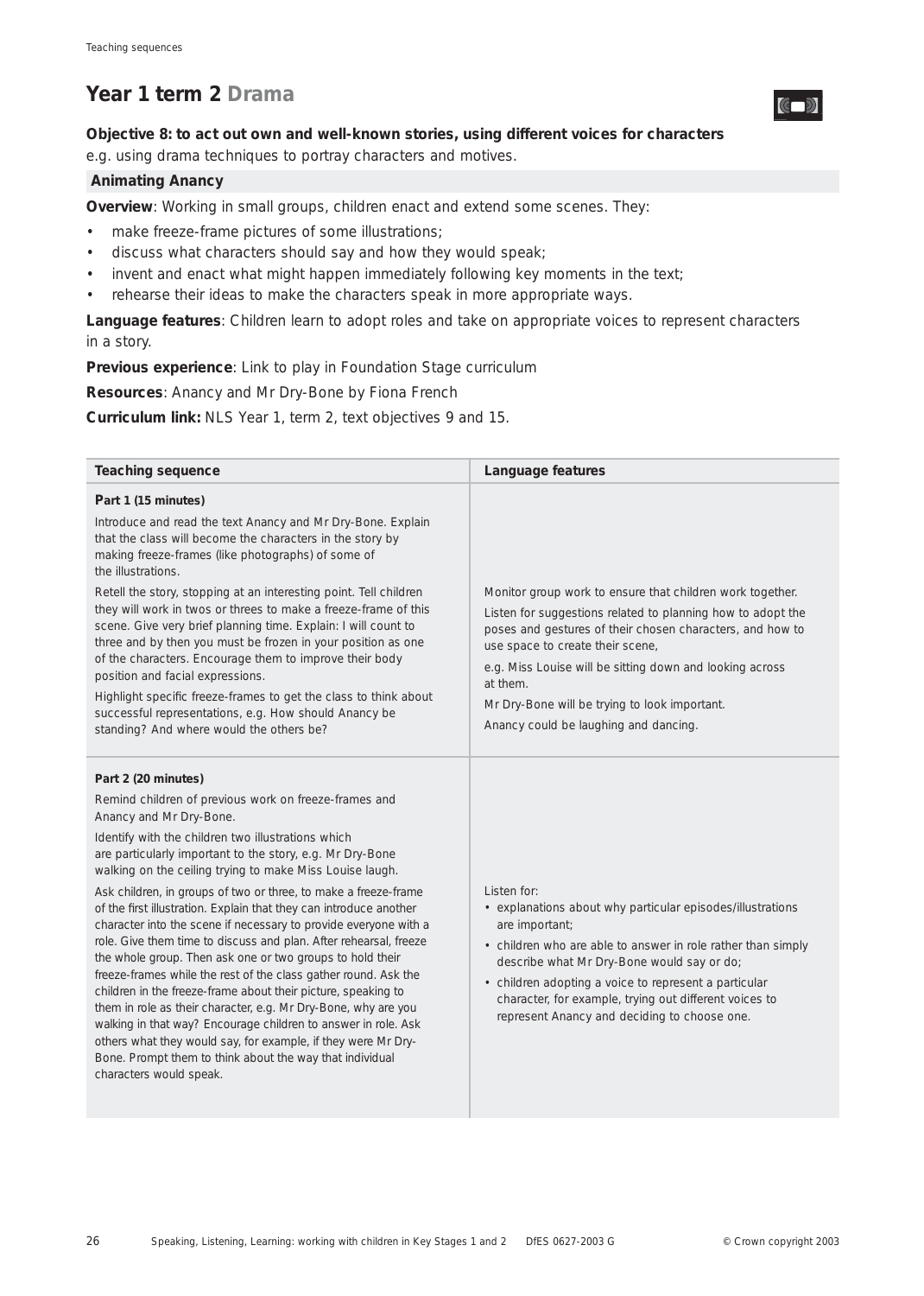## Year 1 term 2 Drama

**Objective 8: to act out own and well-known stories, using different voices for characters**
e.g. using drama techniques to portray characters and motives.

### Animating Anancy

**Overview**: Working in small groups, children enact and extend some scenes. They:

- make freeze-frame pictures of some illustrations;
- discuss what characters should say and how they would speak;
- invent and enact what might happen immediately following key moments in the text;
- rehearse their ideas to make the characters speak in more appropriate ways.

**Language features**: Children learn to adopt roles and take on appropriate voices to represent characters in a story.

**Previous experience**: Link to play in Foundation Stage curriculum

**Resources**: Anancy and Mr Dry-Bone by Fiona French

**Curriculum link:** NLS Year 1, term 2, text objectives 9 and 15.

| Teaching sequence | Language features |
| --- | --- |
| **Part 1 (15 minutes)**<br>Introduce and read the text Anancy and Mr Dry-Bone. Explain that the class will become the characters in the story by making freeze-frames (like photographs) of some of the illustrations.<br>Retell the story, stopping at an interesting point. Tell children they will work in twos or threes to make a freeze-frame of this scene. Give very brief planning time. Explain: I will count to three and by then you must be frozen in your position as one of the characters. Encourage them to improve their body position and facial expressions.<br>Highlight specific freeze-frames to get the class to think about successful representations, e.g. How should Anancy be standing? And where would the others be? | Monitor group work to ensure that children work together.<br>Listen for suggestions related to planning how to adopt the poses and gestures of their chosen characters, and how to use space to create their scene,<br>e.g. Miss Louise will be sitting down and looking across at them.<br>Mr Dry-Bone will be trying to look important.<br>Anancy could be laughing and dancing. |
| **Part 2 (20 minutes)**<br>Remind children of previous work on freeze-frames and Anancy and Mr Dry-Bone.<br>Identify with the children two illustrations which are particularly important to the story, e.g. Mr Dry-Bone walking on the ceiling trying to make Miss Louise laugh.<br>Ask children, in groups of two or three, to make a freeze-frame of the first illustration. Explain that they can introduce another character into the scene if necessary to provide everyone with a role. Give them time to discuss and plan. After rehearsal, freeze the whole group. Then ask one or two groups to hold their freeze-frames while the rest of the class gather round. Ask the children in the freeze-frame about their picture, speaking to them in role as their character, e.g. Mr Dry-Bone, why are you walking in that way? Encourage children to answer in role. Ask others what they would say, for example, if they were Mr Dry-Bone. Prompt them to think about the way that individual characters would speak. | Listen for:<br>• explanations about why particular episodes/illustrations are important;<br>• children who are able to answer in role rather than simply describe what Mr Dry-Bone would say or do;<br>• children adopting a voice to represent a particular character, for example, trying out different voices to represent Anancy and deciding to choose one. |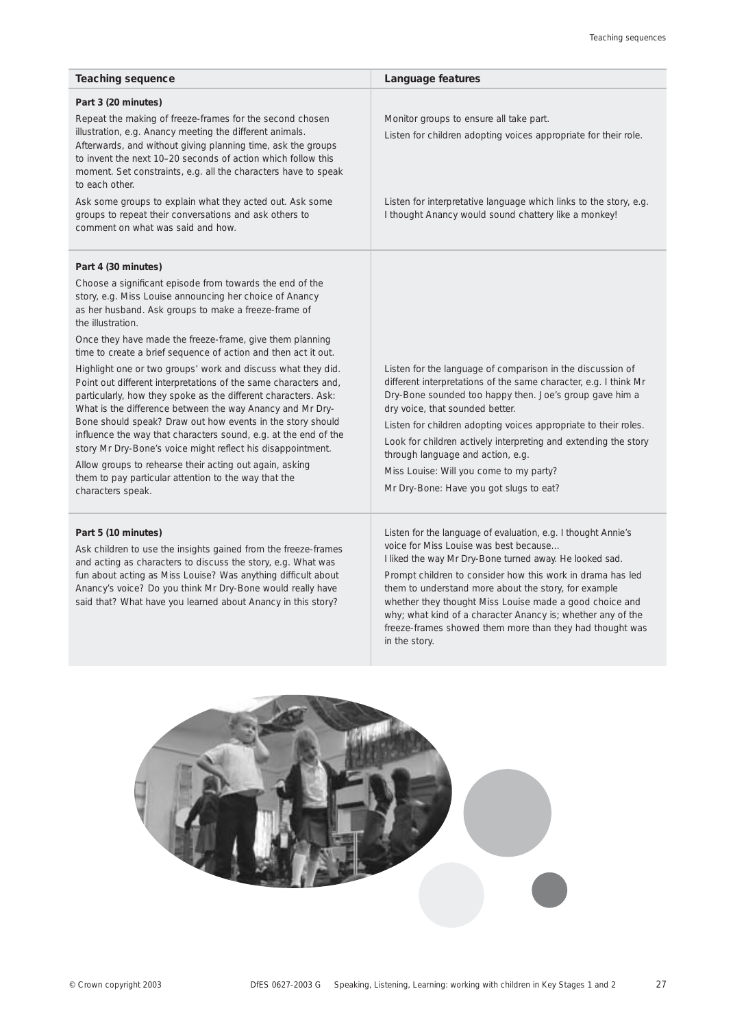| Teaching sequence | Language features |
| --- | --- |
| **Part 3 (20 minutes)**<br>Repeat the making of freeze-frames for the second chosen illustration, e.g. Anancy meeting the different animals. Afterwards, and without giving planning time, ask the groups to invent the next 10–20 seconds of action which follow this moment. Set constraints, e.g. all the characters have to speak to each other.<br>Ask some groups to explain what they acted out. Ask some groups to repeat their conversations and ask others to comment on what was said and how. | Monitor groups to ensure all take part.<br>Listen for children adopting voices appropriate for their role.<br>Listen for interpretative language which links to the story, e.g. I thought Anancy would sound chattery like a monkey! |
| **Part 4 (30 minutes)**<br>Choose a significant episode from towards the end of the story, e.g. Miss Louise announcing her choice of Anancy as her husband. Ask groups to make a freeze-frame of the illustration.<br>Once they have made the freeze-frame, give them planning time to create a brief sequence of action and then act it out.<br>Highlight one or two groups' work and discuss what they did. Point out different interpretations of the same characters and, particularly, how they spoke as the different characters. Ask: What is the difference between the way Anancy and Mr Dry-Bone should speak? Draw out how events in the story should influence the way that characters sound, e.g. at the end of the story Mr Dry-Bone's voice might reflect his disappointment.<br>Allow groups to rehearse their acting out again, asking them to pay particular attention to the way that the characters speak. | Listen for the language of comparison in the discussion of different interpretations of the same character, e.g. I think Mr Dry-Bone sounded too happy then. Joe's group gave him a dry voice, that sounded better.<br>Listen for children adopting voices appropriate to their roles.<br>Look for children actively interpreting and extending the story through language and action, e.g.<br>Miss Louise: Will you come to my party?<br>Mr Dry-Bone: Have you got slugs to eat? |
| **Part 5 (10 minutes)**<br>Ask children to use the insights gained from the freeze-frames and acting as characters to discuss the story, e.g. What was fun about acting as Miss Louise? Was anything difficult about Anancy's voice? Do you think Mr Dry-Bone would really have said that? What have you learned about Anancy in this story? | Listen for the language of evaluation, e.g. I thought Annie's voice for Miss Louise was best because…<br>I liked the way Mr Dry-Bone turned away. He looked sad.<br>Prompt children to consider how this work in drama has led them to understand more about the story, for example whether they thought Miss Louise made a good choice and why; what kind of a character Anancy is; whether any of the freeze-frames showed them more than they had thought was in the story. |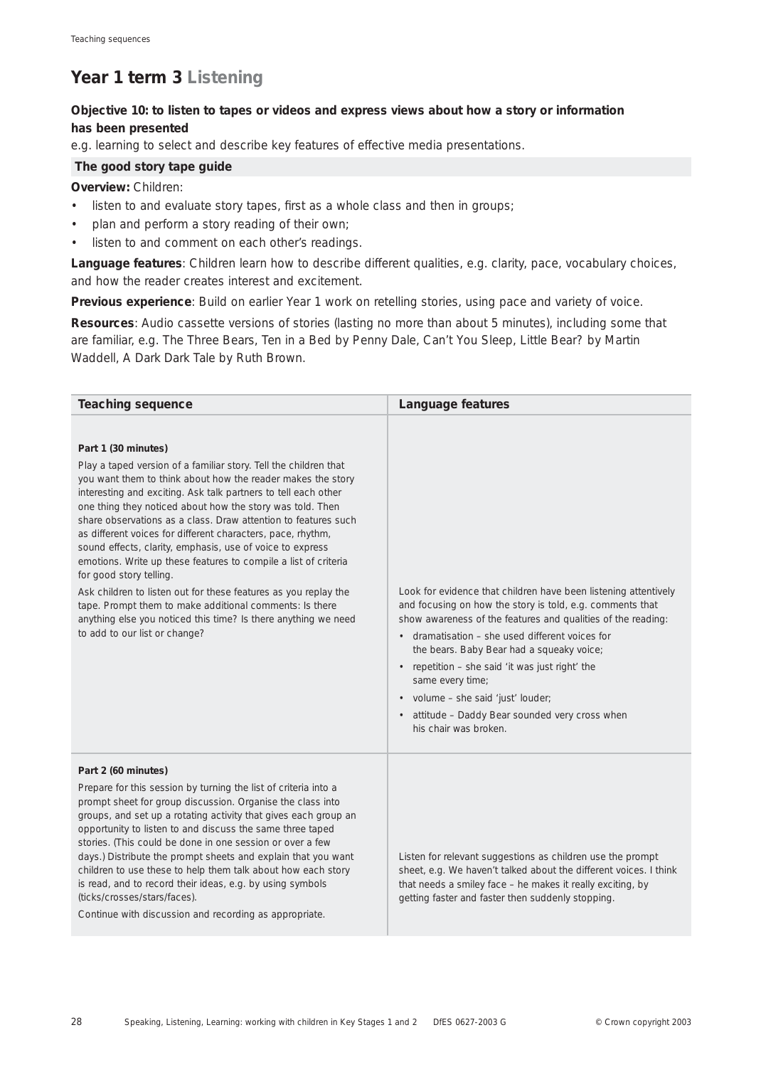## Year 1 term 3 Listening

**Objective 10: to listen to tapes or videos and express views about how a story or information has been presented**

e.g. learning to select and describe key features of effective media presentations.

### The good story tape guide

**Overview:** Children:

- listen to and evaluate story tapes, first as a whole class and then in groups;
- plan and perform a story reading of their own;
- listen to and comment on each other's readings.

**Language features**: Children learn how to describe different qualities, e.g. clarity, pace, vocabulary choices, and how the reader creates interest and excitement.

**Previous experience**: Build on earlier Year 1 work on retelling stories, using pace and variety of voice.

**Resources**: Audio cassette versions of stories (lasting no more than about 5 minutes), including some that are familiar, e.g. The Three Bears, Ten in a Bed by Penny Dale, Can't You Sleep, Little Bear? by Martin Waddell, A Dark Dark Tale by Ruth Brown.

| Teaching sequence | Language features |
|---|---|
| **Part 1 (30 minutes)**<br>Play a taped version of a familiar story. Tell the children that you want them to think about how the reader makes the story interesting and exciting. Ask talk partners to tell each other one thing they noticed about how the story was told. Then share observations as a class. Draw attention to features such as different voices for different characters, pace, rhythm, sound effects, clarity, emphasis, use of voice to express emotions. Write up these features to compile a list of criteria for good story telling.<br>Ask children to listen out for these features as you replay the tape. Prompt them to make additional comments: Is there anything else you noticed this time? Is there anything we need to add to our list or change? | Look for evidence that children have been listening attentively and focusing on how the story is told, e.g. comments that show awareness of the features and qualities of the reading:<br>• dramatisation – she used different voices for the bears. Baby Bear had a squeaky voice;<br>• repetition – she said 'it was just right' the same every time;<br>• volume – she said 'just' louder;<br>• attitude – Daddy Bear sounded very cross when his chair was broken. |
| **Part 2 (60 minutes)**<br>Prepare for this session by turning the list of criteria into a prompt sheet for group discussion. Organise the class into groups, and set up a rotating activity that gives each group an opportunity to listen to and discuss the same three taped stories. (This could be done in one session or over a few days.) Distribute the prompt sheets and explain that you want children to use these to help them talk about how each story is read, and to record their ideas, e.g. by using symbols (ticks/crosses/stars/faces).<br>Continue with discussion and recording as appropriate. | Listen for relevant suggestions as children use the prompt sheet, e.g. We haven't talked about the different voices. I think that needs a smiley face – he makes it really exciting, by getting faster and faster then suddenly stopping. |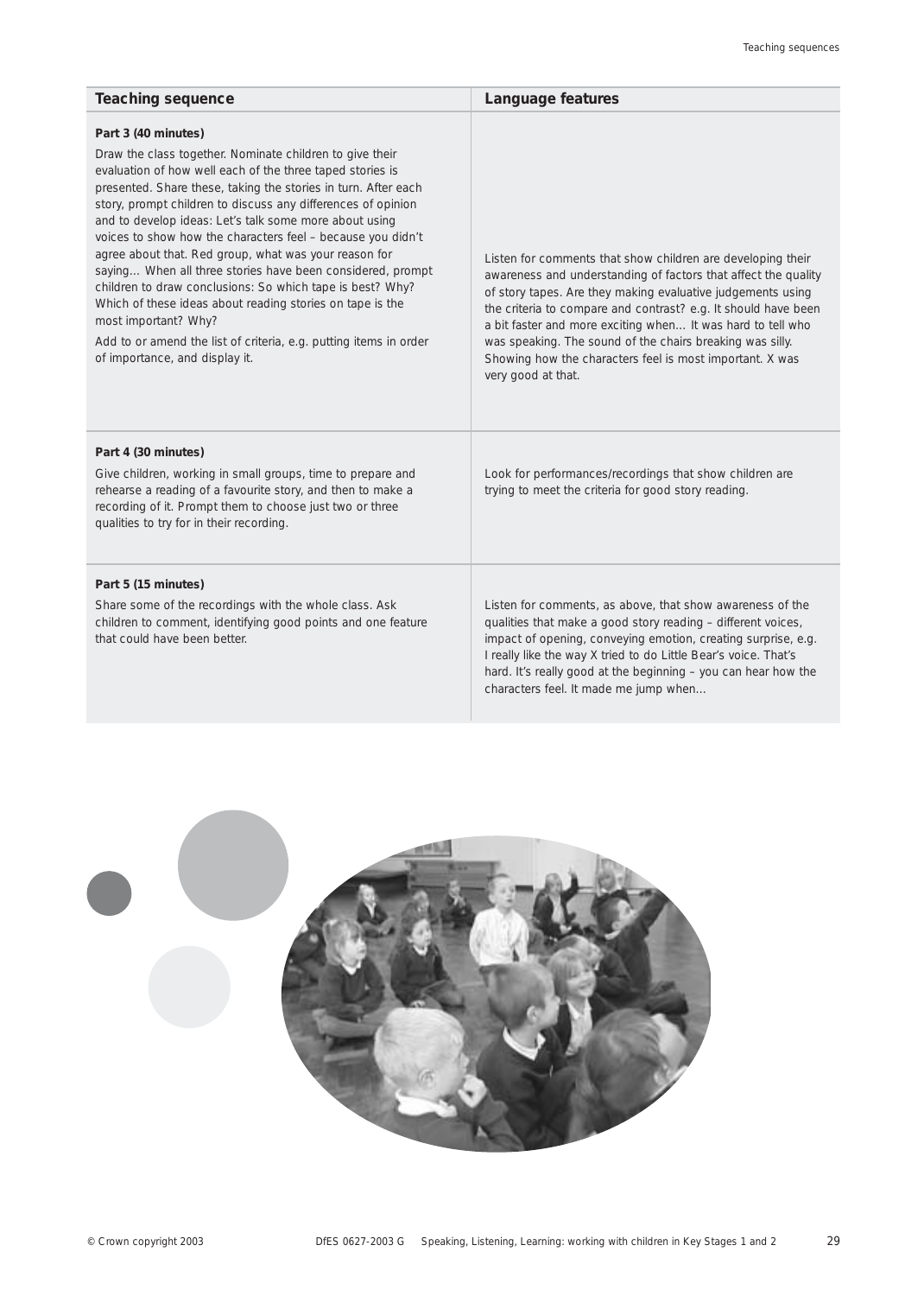| Teaching sequence | Language features |
|---|---|
| **Part 3 (40 minutes)**<br>Draw the class together. Nominate children to give their evaluation of how well each of the three taped stories is presented. Share these, taking the stories in turn. After each story, prompt children to discuss any differences of opinion and to develop ideas: Let's talk some more about using voices to show how the characters feel – because you didn't agree about that. Red group, what was your reason for saying… When all three stories have been considered, prompt children to draw conclusions: So which tape is best? Why? Which of these ideas about reading stories on tape is the most important? Why?<br>Add to or amend the list of criteria, e.g. putting items in order of importance, and display it. | Listen for comments that show children are developing their awareness and understanding of factors that affect the quality of story tapes. Are they making evaluative judgements using the criteria to compare and contrast? e.g. It should have been a bit faster and more exciting when… It was hard to tell who was speaking. The sound of the chairs breaking was silly. Showing how the characters feel is most important. X was very good at that. |
| **Part 4 (30 minutes)**<br>Give children, working in small groups, time to prepare and rehearse a reading of a favourite story, and then to make a recording of it. Prompt them to choose just two or three qualities to try for in their recording. | Look for performances/recordings that show children are trying to meet the criteria for good story reading. |
| **Part 5 (15 minutes)**<br>Share some of the recordings with the whole class. Ask children to comment, identifying good points and one feature that could have been better. | Listen for comments, as above, that show awareness of the qualities that make a good story reading – different voices, impact of opening, conveying emotion, creating surprise, e.g. I really like the way X tried to do Little Bear's voice. That's hard. It's really good at the beginning – you can hear how the characters feel. It made me jump when… |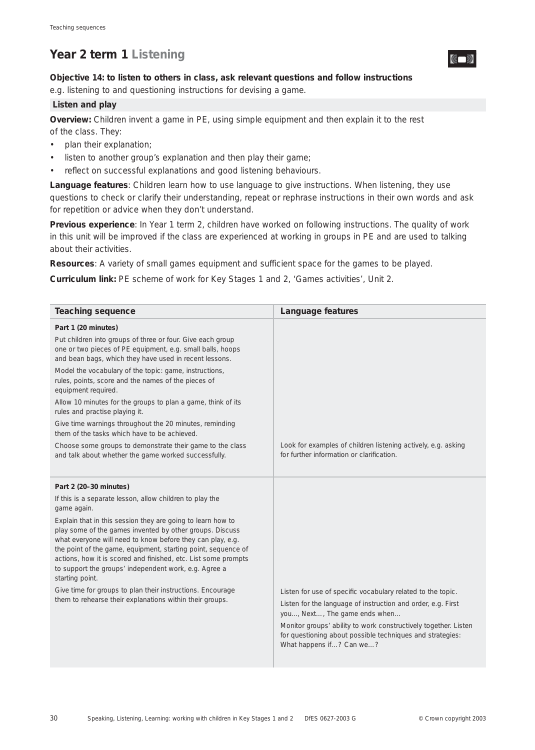# Year 2 term 1 Listening

**Objective 14: to listen to others in class, ask relevant questions and follow instructions**
e.g. listening to and questioning instructions for devising a game.

## Listen and play

**Overview:** Children invent a game in PE, using simple equipment and then explain it to the rest of the class. They:

- plan their explanation;
- listen to another group's explanation and then play their game;
- reflect on successful explanations and good listening behaviours.

**Language features**: Children learn how to use language to give instructions. When listening, they use questions to check or clarify their understanding, repeat or rephrase instructions in their own words and ask for repetition or advice when they don't understand.

**Previous experience**: In Year 1 term 2, children have worked on following instructions. The quality of work in this unit will be improved if the class are experienced at working in groups in PE and are used to talking about their activities.

**Resources**: A variety of small games equipment and sufficient space for the games to be played.

**Curriculum link:** PE scheme of work for Key Stages 1 and 2, 'Games activities', Unit 2.

| Teaching sequence | Language features |
|---|---|
| **Part 1 (20 minutes)**<br>Put children into groups of three or four. Give each group one or two pieces of PE equipment, e.g. small balls, hoops and bean bags, which they have used in recent lessons.<br>Model the vocabulary of the topic: game, instructions, rules, points, score and the names of the pieces of equipment required.<br>Allow 10 minutes for the groups to plan a game, think of its rules and practise playing it.<br>Give time warnings throughout the 20 minutes, reminding them of the tasks which have to be achieved.<br>Choose some groups to demonstrate their game to the class and talk about whether the game worked successfully. | Look for examples of children listening actively, e.g. asking for further information or clarification. |
| **Part 2 (20–30 minutes)**<br>If this is a separate lesson, allow children to play the game again.<br>Explain that in this session they are going to learn how to play some of the games invented by other groups. Discuss what everyone will need to know before they can play, e.g. the point of the game, equipment, starting point, sequence of actions, how it is scored and finished, etc. List some prompts to support the groups' independent work, e.g. Agree a starting point.<br>Give time for groups to plan their instructions. Encourage them to rehearse their explanations within their groups. | Listen for use of specific vocabulary related to the topic.<br>Listen for the language of instruction and order, e.g. First you…, Next…, The game ends when…<br>Monitor groups' ability to work constructively together. Listen for questioning about possible techniques and strategies: What happens if…? Can we…? |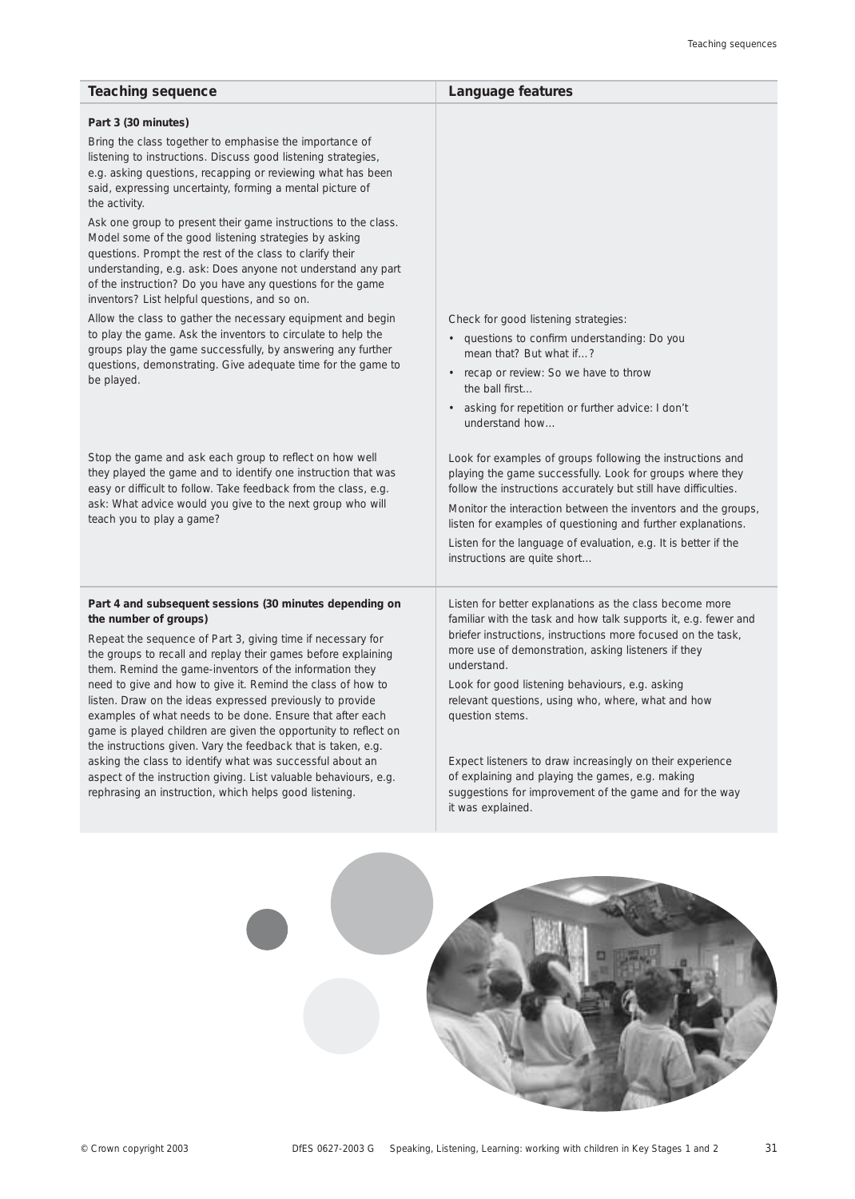| Teaching sequence | Language features |
|---|---|
| **Part 3 (30 minutes)**<br><br>Bring the class together to emphasise the importance of listening to instructions. Discuss good listening strategies, e.g. asking questions, recapping or reviewing what has been said, expressing uncertainty, forming a mental picture of the activity.<br><br>Ask one group to present their game instructions to the class. Model some of the good listening strategies by asking questions. Prompt the rest of the class to clarify their understanding, e.g. ask: Does anyone not understand any part of the instruction? Do you have any questions for the game inventors? List helpful questions, and so on. | |
| Allow the class to gather the necessary equipment and begin to play the game. Ask the inventors to circulate to help the groups play the game successfully, by answering any further questions, demonstrating. Give adequate time for the game to be played. | Check for good listening strategies:<br>• questions to confirm understanding: Do you mean that? But what if…?<br>• recap or review: So we have to throw the ball first…<br>• asking for repetition or further advice: I don't understand how… |
| Stop the game and ask each group to reflect on how well they played the game and to identify one instruction that was easy or difficult to follow. Take feedback from the class, e.g. ask: What advice would you give to the next group who will teach you to play a game? | Look for examples of groups following the instructions and playing the game successfully. Look for groups where they follow the instructions accurately but still have difficulties.<br><br>Monitor the interaction between the inventors and the groups, listen for examples of questioning and further explanations.<br><br>Listen for the language of evaluation, e.g. It is better if the instructions are quite short… |
| **Part 4 and subsequent sessions (30 minutes depending on the number of groups)**<br><br>Repeat the sequence of Part 3, giving time if necessary for the groups to recall and replay their games before explaining them. Remind the game-inventors of the information they need to give and how to give it. Remind the class of how to listen. Draw on the ideas expressed previously to provide examples of what needs to be done. Ensure that after each game is played children are given the opportunity to reflect on the instructions given. Vary the feedback that is taken, e.g. asking the class to identify what was successful about an aspect of the instruction giving. List valuable behaviours, e.g. rephrasing an instruction, which helps good listening. | Listen for better explanations as the class become more familiar with the task and how talk supports it, e.g. fewer and briefer instructions, instructions more focused on the task, more use of demonstration, asking listeners if they understand.<br><br>Look for good listening behaviours, e.g. asking relevant questions, using who, where, what and how question stems.<br><br>Expect listeners to draw increasingly on their experience of explaining and playing the games, e.g. making suggestions for improvement of the game and for the way it was explained. |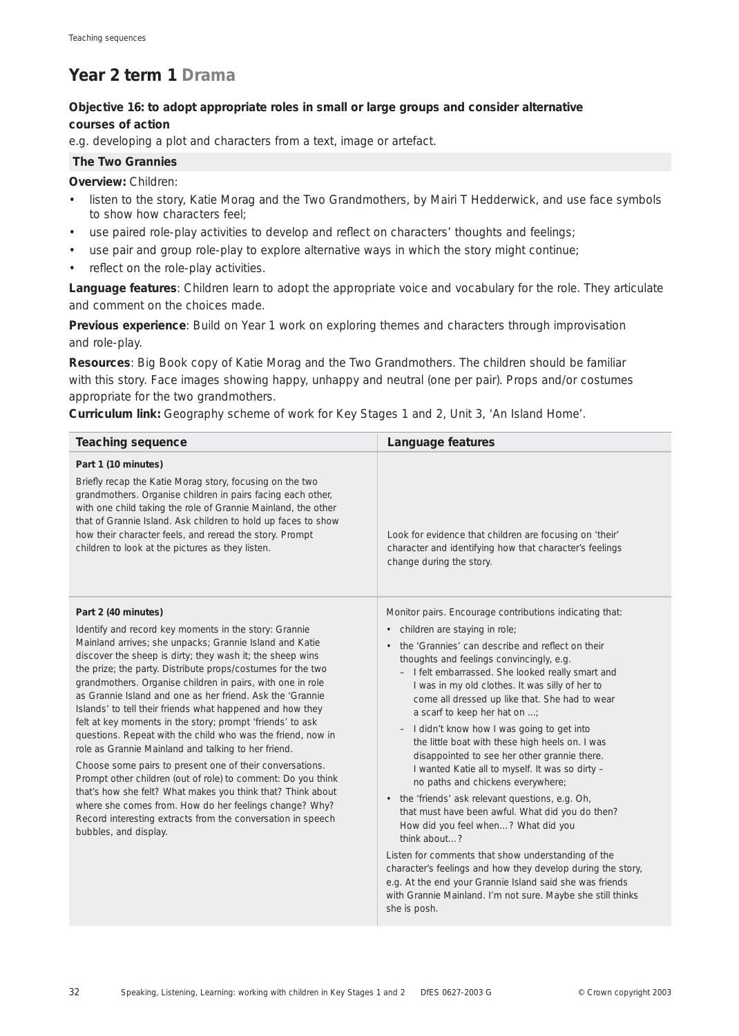## Year 2 term 1 Drama

**Objective 16: to adopt appropriate roles in small or large groups and consider alternative courses of action**

e.g. developing a plot and characters from a text, image or artefact.

### The Two Grannies

**Overview:** Children:

- listen to the story, Katie Morag and the Two Grandmothers, by Mairi T Hedderwick, and use face symbols to show how characters feel;
- use paired role-play activities to develop and reflect on characters' thoughts and feelings;
- use pair and group role-play to explore alternative ways in which the story might continue;
- reflect on the role-play activities.

**Language features**: Children learn to adopt the appropriate voice and vocabulary for the role. They articulate and comment on the choices made.

**Previous experience**: Build on Year 1 work on exploring themes and characters through improvisation and role-play.

**Resources**: Big Book copy of Katie Morag and the Two Grandmothers. The children should be familiar with this story. Face images showing happy, unhappy and neutral (one per pair). Props and/or costumes appropriate for the two grandmothers.

**Curriculum link:** Geography scheme of work for Key Stages 1 and 2, Unit 3, 'An Island Home'.

| Teaching sequence | Language features |
|---|---|
| **Part 1 (10 minutes)**<br>Briefly recap the Katie Morag story, focusing on the two grandmothers. Organise children in pairs facing each other, with one child taking the role of Grannie Mainland, the other that of Grannie Island. Ask children to hold up faces to show how their character feels, and reread the story. Prompt children to look at the pictures as they listen. | Look for evidence that children are focusing on 'their' character and identifying how that character's feelings change during the story. |
| **Part 2 (40 minutes)**<br>Identify and record key moments in the story: Grannie Mainland arrives; she unpacks; Grannie Island and Katie discover the sheep is dirty; they wash it; the sheep wins the prize; the party. Distribute props/costumes for the two grandmothers. Organise children in pairs, with one in role as Grannie Island and one as her friend. Ask the 'Grannie Islands' to tell their friends what happened and how they felt at key moments in the story; prompt 'friends' to ask questions. Repeat with the child who was the friend, now in role as Grannie Mainland and talking to her friend.<br>Choose some pairs to present one of their conversations. Prompt other children (out of role) to comment: Do you think that's how she felt? What makes you think that? Think about where she comes from. How do her feelings change? Why? Record interesting extracts from the conversation in speech bubbles, and display. | Monitor pairs. Encourage contributions indicating that:<br>• children are staying in role;<br>• the 'Grannies' can describe and reflect on their thoughts and feelings convincingly, e.g.<br>– I felt embarrassed. She looked really smart and I was in my old clothes. It was silly of her to come all dressed up like that. She had to wear a scarf to keep her hat on ...;<br>– I didn't know how I was going to get into the little boat with these high heels on. I was disappointed to see her other grannie there. I wanted Katie all to myself. It was so dirty – no paths and chickens everywhere;<br>• the 'friends' ask relevant questions, e.g. Oh, that must have been awful. What did you do then? How did you feel when…? What did you think about…?<br>Listen for comments that show understanding of the character's feelings and how they develop during the story, e.g. At the end your Grannie Island said she was friends with Grannie Mainland. I'm not sure. Maybe she still thinks she is posh. |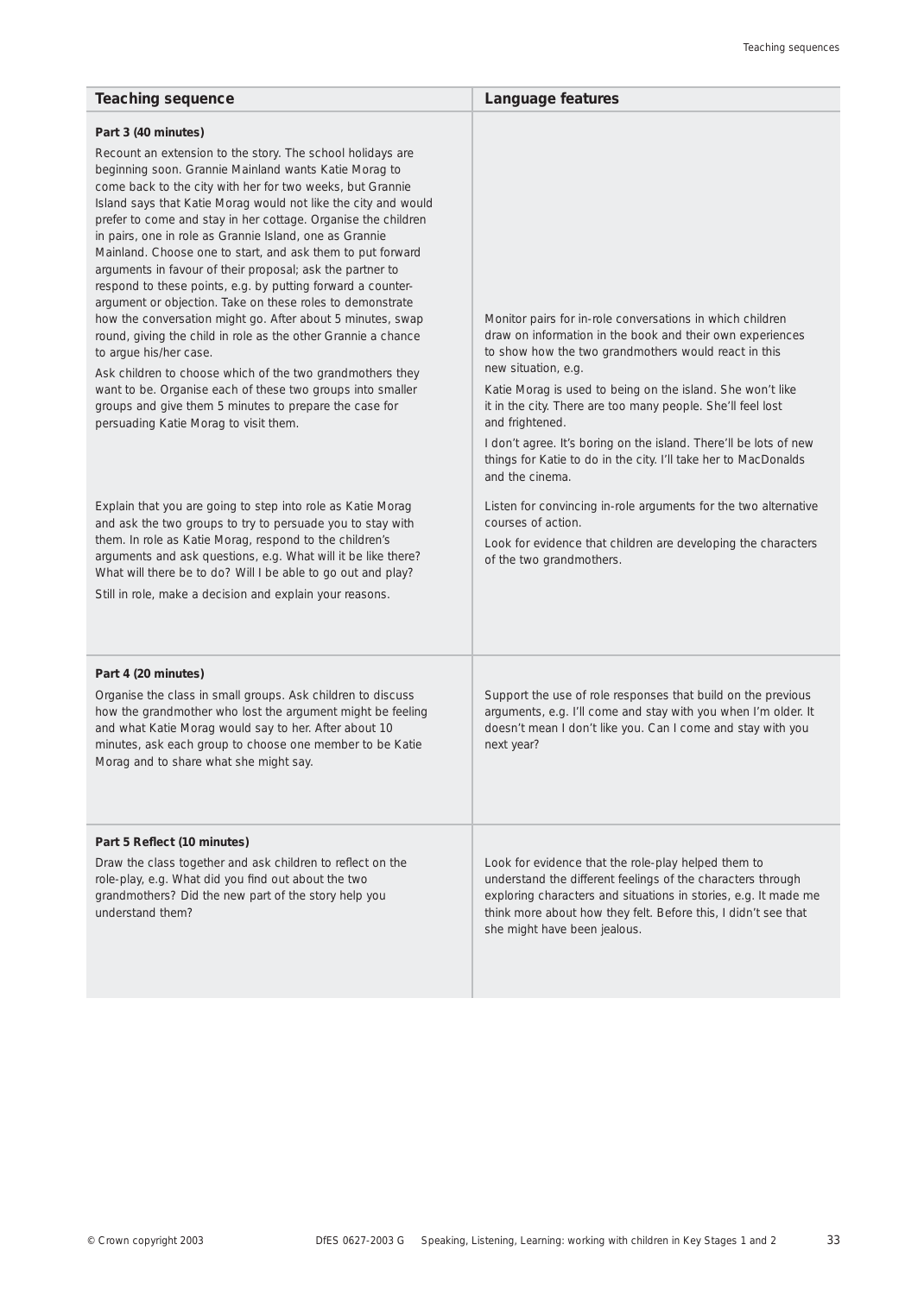| Teaching sequence | Language features |
|---|---|
| **Part 3 (40 minutes)**<br>Recount an extension to the story. The school holidays are beginning soon. Grannie Mainland wants Katie Morag to come back to the city with her for two weeks, but Grannie Island says that Katie Morag would not like the city and would prefer to come and stay in her cottage. Organise the children in pairs, one in role as Grannie Island, one as Grannie Mainland. Choose one to start, and ask them to put forward arguments in favour of their proposal; ask the partner to respond to these points, e.g. by putting forward a counter-argument or objection. Take on these roles to demonstrate how the conversation might go. After about 5 minutes, swap round, giving the child in role as the other Grannie a chance to argue his/her case.<br>Ask children to choose which of the two grandmothers they want to be. Organise each of these two groups into smaller groups and give them 5 minutes to prepare the case for persuading Katie Morag to visit them. | Monitor pairs for in-role conversations in which children draw on information in the book and their own experiences to show how the two grandmothers would react in this new situation, e.g.<br>Katie Morag is used to being on the island. She won't like it in the city. There are too many people. She'll feel lost and frightened.<br>I don't agree. It's boring on the island. There'll be lots of new things for Katie to do in the city. I'll take her to MacDonalds and the cinema. |
| Explain that you are going to step into role as Katie Morag and ask the two groups to try to persuade you to stay with them. In role as Katie Morag, respond to the children's arguments and ask questions, e.g. What will it be like there? What will there be to do? Will I be able to go out and play?<br>Still in role, make a decision and explain your reasons. | Listen for convincing in-role arguments for the two alternative courses of action.<br>Look for evidence that children are developing the characters of the two grandmothers. |
| **Part 4 (20 minutes)**<br>Organise the class in small groups. Ask children to discuss how the grandmother who lost the argument might be feeling and what Katie Morag would say to her. After about 10 minutes, ask each group to choose one member to be Katie Morag and to share what she might say. | Support the use of role responses that build on the previous arguments, e.g. I'll come and stay with you when I'm older. It doesn't mean I don't like you. Can I come and stay with you next year? |
| **Part 5 Reflect (10 minutes)**<br>Draw the class together and ask children to reflect on the role-play, e.g. What did you find out about the two grandmothers? Did the new part of the story help you understand them? | Look for evidence that the role-play helped them to understand the different feelings of the characters through exploring characters and situations in stories, e.g. It made me think more about how they felt. Before this, I didn't see that she might have been jealous. |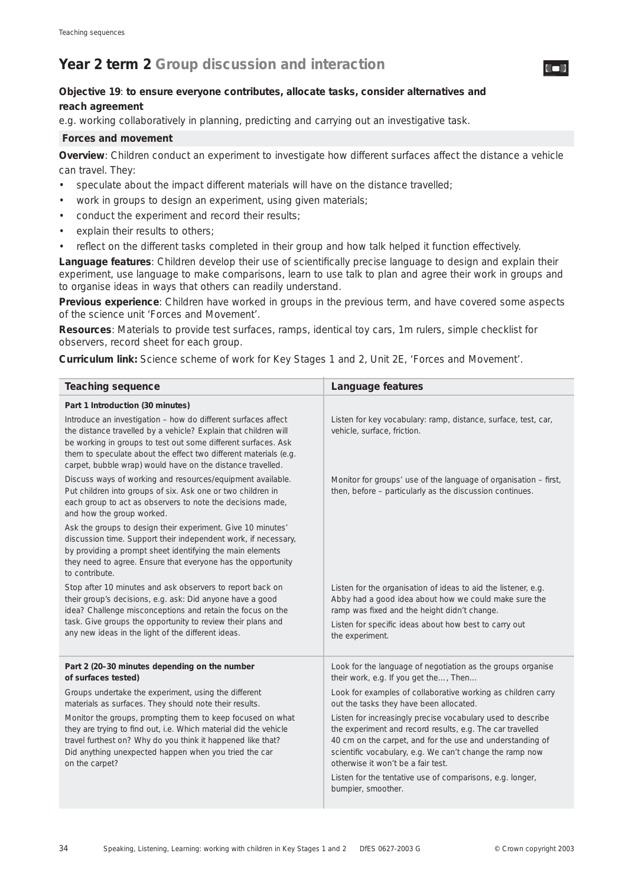# Year 2 term 2 Group discussion and interaction

**Objective 19**: **to ensure everyone contributes, allocate tasks, consider alternatives and reach agreement**

e.g. working collaboratively in planning, predicting and carrying out an investigative task.

### Forces and movement

**Overview**: Children conduct an experiment to investigate how different surfaces affect the distance a vehicle can travel. They:

- speculate about the impact different materials will have on the distance travelled;
- work in groups to design an experiment, using given materials;
- conduct the experiment and record their results;
- explain their results to others;
- reflect on the different tasks completed in their group and how talk helped it function effectively.

**Language features**: Children develop their use of scientifically precise language to design and explain their experiment, use language to make comparisons, learn to use talk to plan and agree their work in groups and to organise ideas in ways that others can readily understand.

**Previous experience**: Children have worked in groups in the previous term, and have covered some aspects of the science unit 'Forces and Movement'.

**Resources**: Materials to provide test surfaces, ramps, identical toy cars, 1m rulers, simple checklist for observers, record sheet for each group.

**Curriculum link:** Science scheme of work for Key Stages 1 and 2, Unit 2E, 'Forces and Movement'.

| Teaching sequence | Language features |
|---|---|
| **Part 1 Introduction (30 minutes)** | |
| Introduce an investigation – how do different surfaces affect the distance travelled by a vehicle? Explain that children will be working in groups to test out some different surfaces. Ask them to speculate about the effect two different materials (e.g. carpet, bubble wrap) would have on the distance travelled. | Listen for key vocabulary: ramp, distance, surface, test, car, vehicle, surface, friction. |
| Discuss ways of working and resources/equipment available. Put children into groups of six. Ask one or two children in each group to act as observers to note the decisions made, and how the group worked. | Monitor for groups' use of the language of organisation – first, then, before – particularly as the discussion continues. |
| Ask the groups to design their experiment. Give 10 minutes' discussion time. Support their independent work, if necessary, by providing a prompt sheet identifying the main elements they need to agree. Ensure that everyone has the opportunity to contribute. | |
| Stop after 10 minutes and ask observers to report back on their group's decisions, e.g. ask: Did anyone have a good idea? Challenge misconceptions and retain the focus on the task. Give groups the opportunity to review their plans and any new ideas in the light of the different ideas. | Listen for the organisation of ideas to aid the listener, e.g. Abby had a good idea about how we could make sure the ramp was fixed and the height didn't change.<br>Listen for specific ideas about how best to carry out the experiment. |
| **Part 2 (20–30 minutes depending on the number of surfaces tested)** | Look for the language of negotiation as the groups organise their work, e.g. If you get the..., Then... |
| Groups undertake the experiment, using the different materials as surfaces. They should note their results. | Look for examples of collaborative working as children carry out the tasks they have been allocated. |
| Monitor the groups, prompting them to keep focused on what they are trying to find out, i.e. Which material did the vehicle travel furthest on? Why do you think it happened like that? Did anything unexpected happen when you tried the car on the carpet? | Listen for increasingly precise vocabulary used to describe the experiment and record results, e.g. The car travelled 40 cm on the carpet, and for the use and understanding of scientific vocabulary, e.g. We can't change the ramp now otherwise it won't be a fair test.<br>Listen for the tentative use of comparisons, e.g. longer, bumpier, smoother. |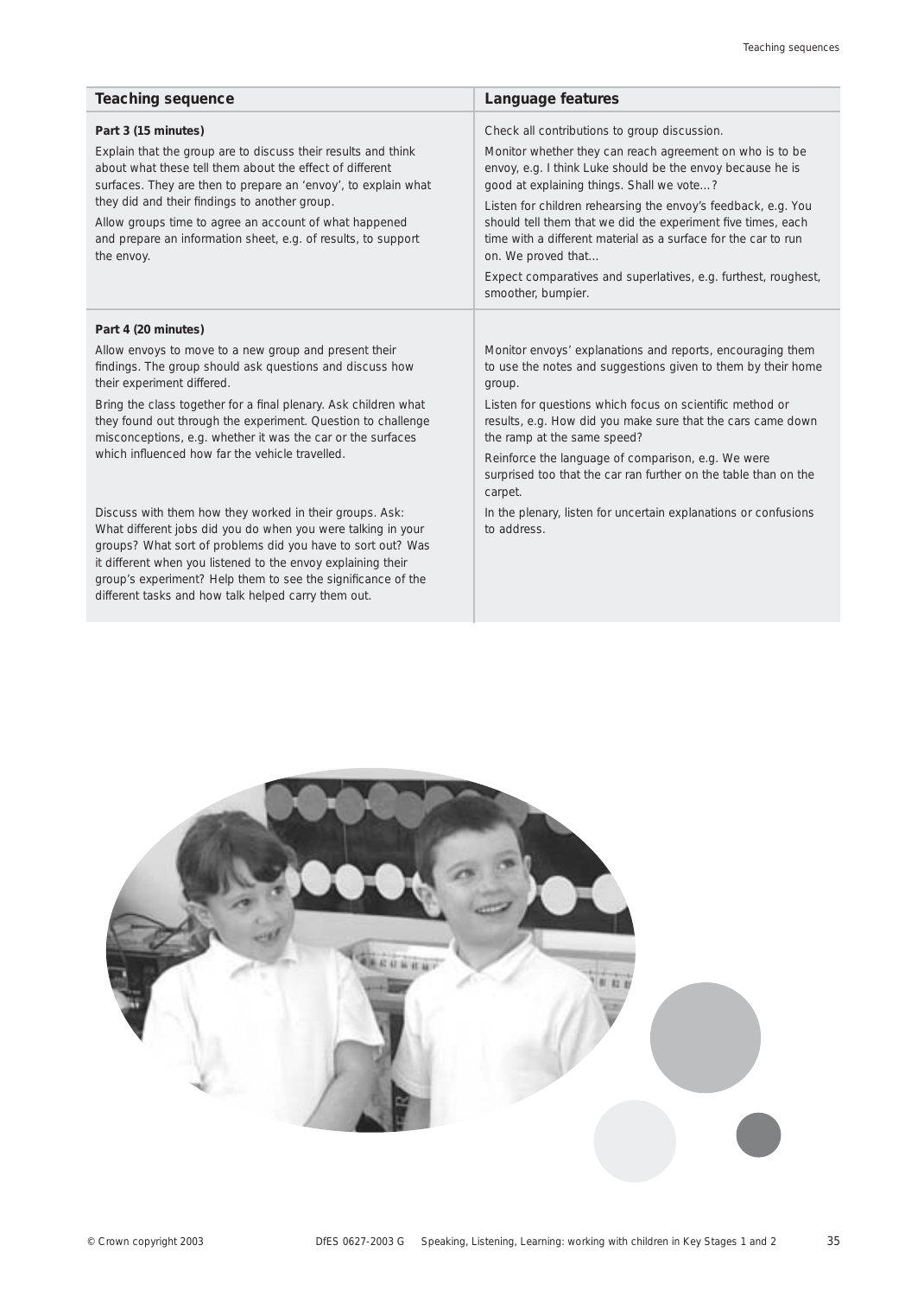| Teaching sequence | Language features |
| --- | --- |
| **Part 3 (15 minutes)**<br><br>Explain that the group are to discuss their results and think about what these tell them about the effect of different surfaces. They are then to prepare an 'envoy', to explain what they did and their findings to another group.<br><br>Allow groups time to agree an account of what happened and prepare an information sheet, e.g. of results, to support the envoy. | Check all contributions to group discussion.<br><br>Monitor whether they can reach agreement on who is to be envoy, e.g. I think Luke should be the envoy because he is good at explaining things. Shall we vote…?<br><br>Listen for children rehearsing the envoy's feedback, e.g. You should tell them that we did the experiment five times, each time with a different material as a surface for the car to run on. We proved that…<br><br>Expect comparatives and superlatives, e.g. furthest, roughest, smoother, bumpier. |
| **Part 4 (20 minutes)**<br><br>Allow envoys to move to a new group and present their findings. The group should ask questions and discuss how their experiment differed.<br><br>Bring the class together for a final plenary. Ask children what they found out through the experiment. Question to challenge misconceptions, e.g. whether it was the car or the surfaces which influenced how far the vehicle travelled.<br><br>Discuss with them how they worked in their groups. Ask: What different jobs did you do when you were talking in your groups? What sort of problems did you have to sort out? Was it different when you listened to the envoy explaining their group's experiment? Help them to see the significance of the different tasks and how talk helped carry them out. | Monitor envoys' explanations and reports, encouraging them to use the notes and suggestions given to them by their home group.<br><br>Listen for questions which focus on scientific method or results, e.g. How did you make sure that the cars came down the ramp at the same speed?<br><br>Reinforce the language of comparison, e.g. We were surprised too that the car ran further on the table than on the carpet.<br><br>In the plenary, listen for uncertain explanations or confusions to address. |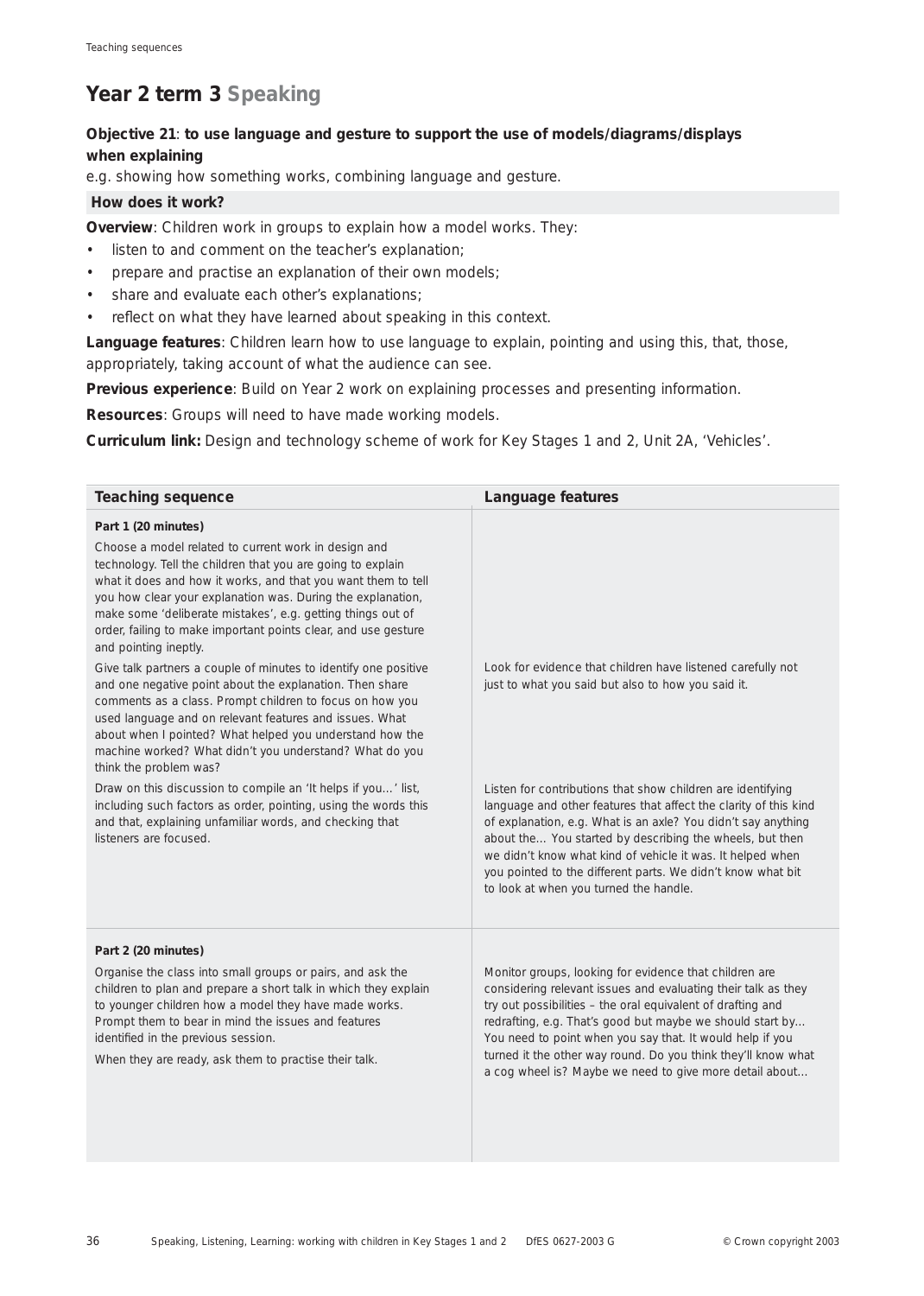# Year 2 term 3 Speaking

**Objective 21**: **to use language and gesture to support the use of models/diagrams/displays when explaining**

e.g. showing how something works, combining language and gesture.

## How does it work?

**Overview**: Children work in groups to explain how a model works. They:

- listen to and comment on the teacher's explanation;
- prepare and practise an explanation of their own models;
- share and evaluate each other's explanations;
- reflect on what they have learned about speaking in this context.

**Language features**: Children learn how to use language to explain, pointing and using this, that, those, appropriately, taking account of what the audience can see.

**Previous experience**: Build on Year 2 work on explaining processes and presenting information.

**Resources**: Groups will need to have made working models.

**Curriculum link:** Design and technology scheme of work for Key Stages 1 and 2, Unit 2A, 'Vehicles'.

| Teaching sequence | Language features |
|---|---|
| **Part 1 (20 minutes)** | |
| Choose a model related to current work in design and technology. Tell the children that you are going to explain what it does and how it works, and that you want them to tell you how clear your explanation was. During the explanation, make some 'deliberate mistakes', e.g. getting things out of order, failing to make important points clear, and use gesture and pointing ineptly. | |
| Give talk partners a couple of minutes to identify one positive and one negative point about the explanation. Then share comments as a class. Prompt children to focus on how you used language and on relevant features and issues. What about when I pointed? What helped you understand how the machine worked? What didn't you understand? What do you think the problem was? | Look for evidence that children have listened carefully not just to what you said but also to how you said it. |
| Draw on this discussion to compile an 'It helps if you…' list, including such factors as order, pointing, using the words this and that, explaining unfamiliar words, and checking that listeners are focused. | Listen for contributions that show children are identifying language and other features that affect the clarity of this kind of explanation, e.g. What is an axle? You didn't say anything about the… You started by describing the wheels, but then we didn't know what kind of vehicle it was. It helped when you pointed to the different parts. We didn't know what bit to look at when you turned the handle. |
| **Part 2 (20 minutes)** | |
| Organise the class into small groups or pairs, and ask the children to plan and prepare a short talk in which they explain to younger children how a model they have made works. Prompt them to bear in mind the issues and features identified in the previous session.<br><br>When they are ready, ask them to practise their talk. | Monitor groups, looking for evidence that children are considering relevant issues and evaluating their talk as they try out possibilities – the oral equivalent of drafting and redrafting, e.g. That's good but maybe we should start by… You need to point when you say that. It would help if you turned it the other way round. Do you think they'll know what a cog wheel is? Maybe we need to give more detail about… |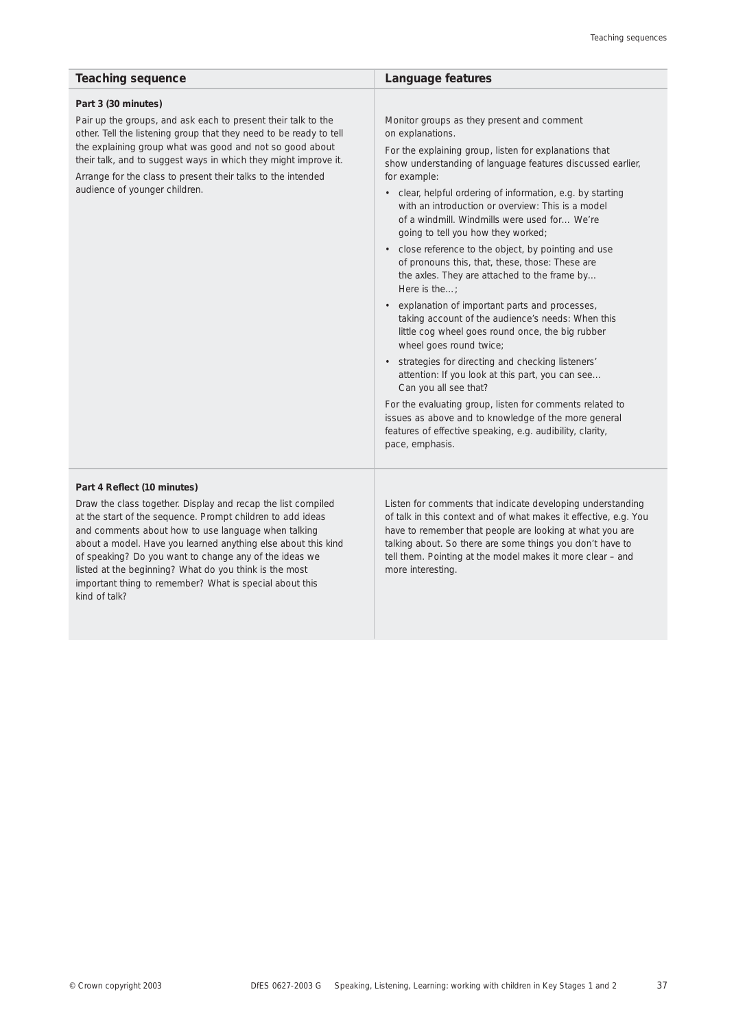| Teaching sequence | Language features |
| --- | --- |
| **Part 3 (30 minutes)**<br><br>Pair up the groups, and ask each to present their talk to the other. Tell the listening group that they need to be ready to tell the explaining group what was good and not so good about their talk, and to suggest ways in which they might improve it.<br><br>Arrange for the class to present their talks to the intended audience of younger children. | Monitor groups as they present and comment on explanations.<br><br>For the explaining group, listen for explanations that show understanding of language features discussed earlier, for example:<br><br>• clear, helpful ordering of information, e.g. by starting with an introduction or overview: This is a model of a windmill. Windmills were used for… We're going to tell you how they worked;<br><br>• close reference to the object, by pointing and use of pronouns this, that, these, those: These are the axles. They are attached to the frame by… Here is the…;<br><br>• explanation of important parts and processes, taking account of the audience's needs: When this little cog wheel goes round once, the big rubber wheel goes round twice;<br><br>• strategies for directing and checking listeners' attention: If you look at this part, you can see… Can you all see that?<br><br>For the evaluating group, listen for comments related to issues as above and to knowledge of the more general features of effective speaking, e.g. audibility, clarity, pace, emphasis. |
| **Part 4 Reflect (10 minutes)**<br><br>Draw the class together. Display and recap the list compiled at the start of the sequence. Prompt children to add ideas and comments about how to use language when talking about a model. Have you learned anything else about this kind of speaking? Do you want to change any of the ideas we listed at the beginning? What do you think is the most important thing to remember? What is special about this kind of talk? | Listen for comments that indicate developing understanding of talk in this context and of what makes it effective, e.g. You have to remember that people are looking at what you are talking about. So there are some things you don't have to tell them. Pointing at the model makes it more clear – and more interesting. |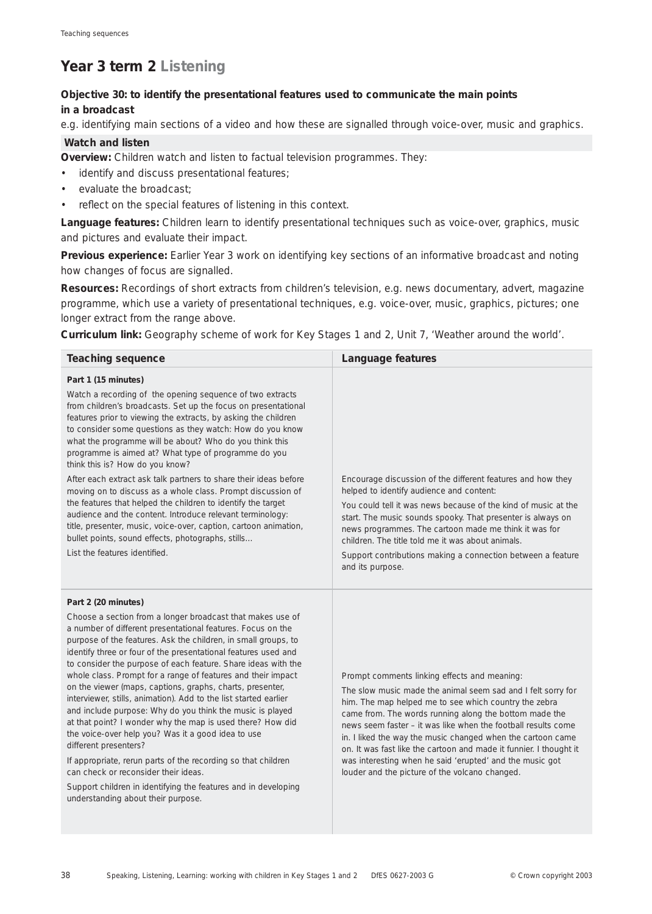## Year 3 term 2 Listening

**Objective 30: to identify the presentational features used to communicate the main points in a broadcast**

e.g. identifying main sections of a video and how these are signalled through voice-over, music and graphics.

### Watch and listen

**Overview:** Children watch and listen to factual television programmes. They:

- identify and discuss presentational features;
- evaluate the broadcast;
- reflect on the special features of listening in this context.

**Language features:** Children learn to identify presentational techniques such as voice-over, graphics, music and pictures and evaluate their impact.

**Previous experience:** Earlier Year 3 work on identifying key sections of an informative broadcast and noting how changes of focus are signalled.

**Resources:** Recordings of short extracts from children's television, e.g. news documentary, advert, magazine programme, which use a variety of presentational techniques, e.g. voice-over, music, graphics, pictures; one longer extract from the range above.

**Curriculum link:** Geography scheme of work for Key Stages 1 and 2, Unit 7, 'Weather around the world'.

| Teaching sequence | Language features |
|---|---|
| **Part 1 (15 minutes)**<br>Watch a recording of the opening sequence of two extracts from children's broadcasts. Set up the focus on presentational features prior to viewing the extracts, by asking the children to consider some questions as they watch: How do you know what the programme will be about? Who do you think this programme is aimed at? What type of programme do you think this is? How do you know?<br>After each extract ask talk partners to share their ideas before moving on to discuss as a whole class. Prompt discussion of the features that helped the children to identify the target audience and the content. Introduce relevant terminology: title, presenter, music, voice-over, caption, cartoon animation, bullet points, sound effects, photographs, stills…<br>List the features identified. | Encourage discussion of the different features and how they helped to identify audience and content:<br>You could tell it was news because of the kind of music at the start. The music sounds spooky. That presenter is always on news programmes. The cartoon made me think it was for children. The title told me it was about animals.<br>Support contributions making a connection between a feature and its purpose. |
| **Part 2 (20 minutes)**<br>Choose a section from a longer broadcast that makes use of a number of different presentational features. Focus on the purpose of the features. Ask the children, in small groups, to identify three or four of the presentational features used and to consider the purpose of each feature. Share ideas with the whole class. Prompt for a range of features and their impact on the viewer (maps, captions, graphs, charts, presenter, interviewer, stills, animation). Add to the list started earlier and include purpose: Why do you think the music is played at that point? I wonder why the map is used there? How did the voice-over help you? Was it a good idea to use different presenters?<br>If appropriate, rerun parts of the recording so that children can check or reconsider their ideas.<br>Support children in identifying the features and in developing understanding about their purpose. | Prompt comments linking effects and meaning:<br>The slow music made the animal seem sad and I felt sorry for him. The map helped me to see which country the zebra came from. The words running along the bottom made the news seem faster – it was like when the football results come in. I liked the way the music changed when the cartoon came on. It was fast like the cartoon and made it funnier. I thought it was interesting when he said 'erupted' and the music got louder and the picture of the volcano changed. |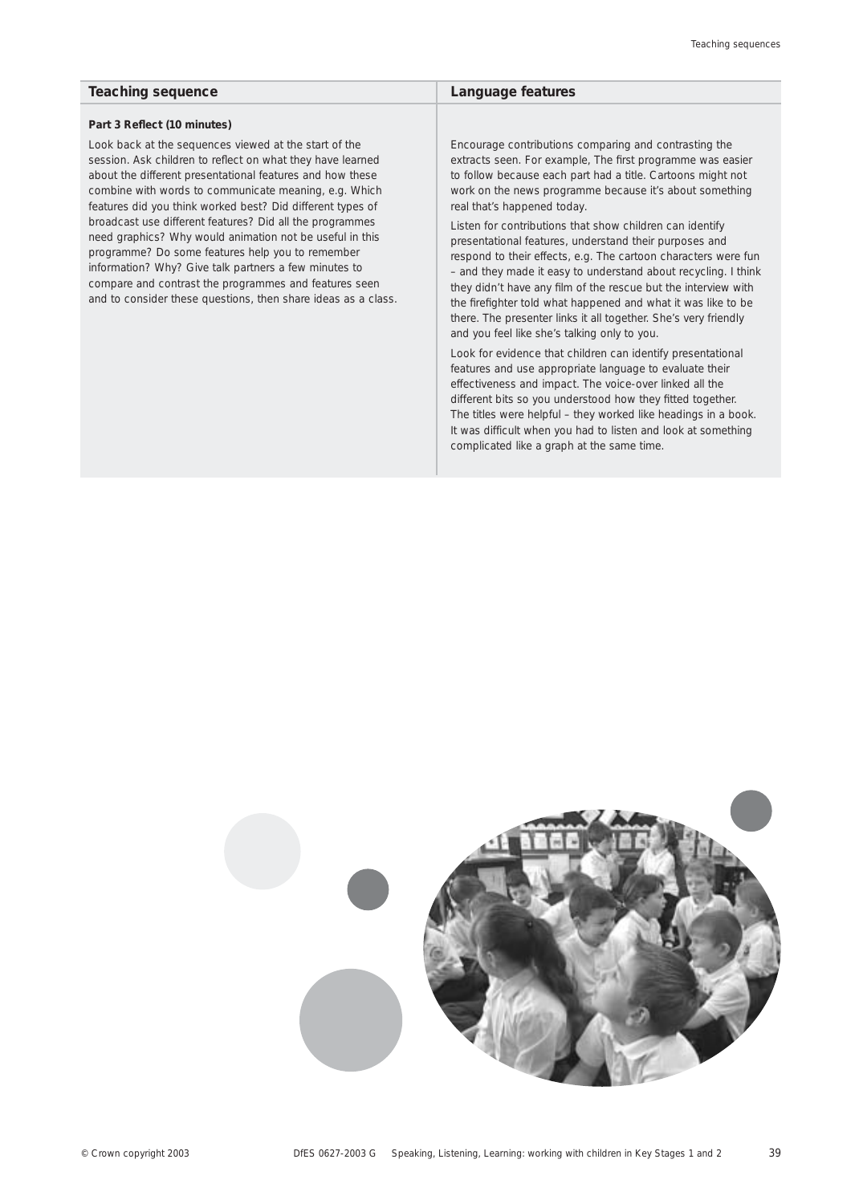| Teaching sequence | Language features |
| --- | --- |
| **Part 3 Reflect (10 minutes)**<br><br>Look back at the sequences viewed at the start of the session. Ask children to reflect on what they have learned about the different presentational features and how these combine with words to communicate meaning, e.g. Which features did you think worked best? Did different types of broadcast use different features? Did all the programmes need graphics? Why would animation not be useful in this programme? Do some features help you to remember information? Why? Give talk partners a few minutes to compare and contrast the programmes and features seen and to consider these questions, then share ideas as a class. | Encourage contributions comparing and contrasting the extracts seen. For example, The first programme was easier to follow because each part had a title. Cartoons might not work on the news programme because it's about something real that's happened today.<br><br>Listen for contributions that show children can identify presentational features, understand their purposes and respond to their effects, e.g. The cartoon characters were fun – and they made it easy to understand about recycling. I think they didn't have any film of the rescue but the interview with the firefighter told what happened and what it was like to be there. The presenter links it all together. She's very friendly and you feel like she's talking only to you.<br><br>Look for evidence that children can identify presentational features and use appropriate language to evaluate their effectiveness and impact. The voice-over linked all the different bits so you understood how they fitted together. The titles were helpful – they worked like headings in a book. It was difficult when you had to listen and look at something complicated like a graph at the same time. |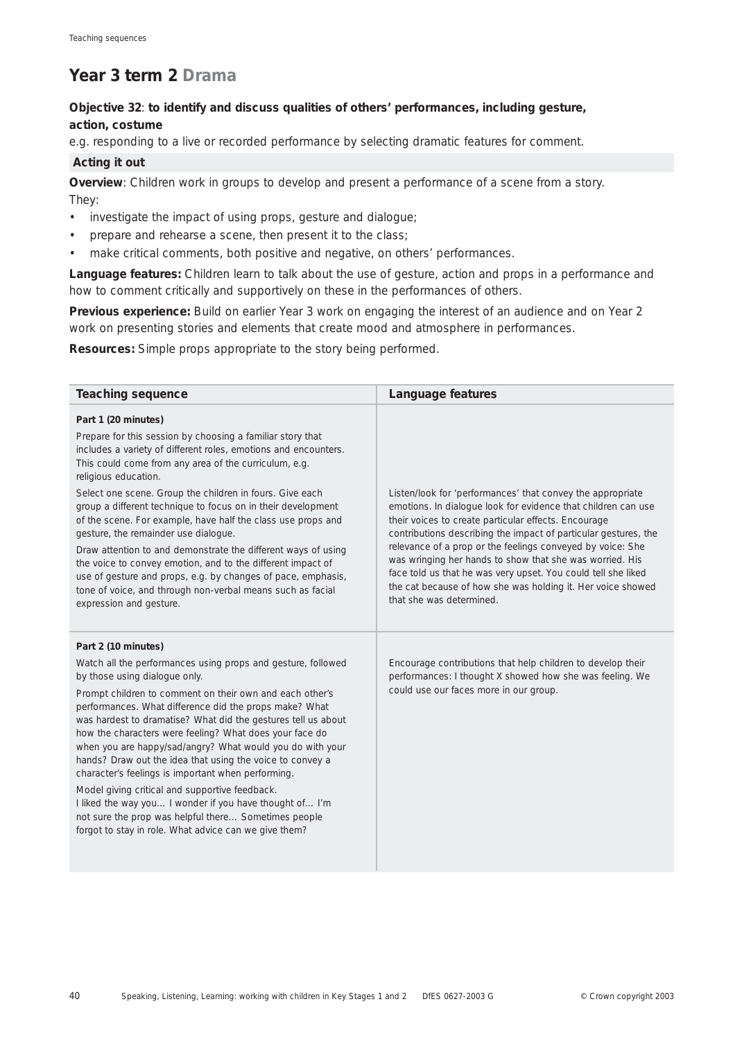## Year 3 term 2 Drama

**Objective 32**: **to identify and discuss qualities of others' performances, including gesture, action, costume**

e.g. responding to a live or recorded performance by selecting dramatic features for comment.

### Acting it out

**Overview**: Children work in groups to develop and present a performance of a scene from a story. They:

- investigate the impact of using props, gesture and dialogue;
- prepare and rehearse a scene, then present it to the class;
- make critical comments, both positive and negative, on others' performances.

**Language features:** Children learn to talk about the use of gesture, action and props in a performance and how to comment critically and supportively on these in the performances of others.

**Previous experience:** Build on earlier Year 3 work on engaging the interest of an audience and on Year 2 work on presenting stories and elements that create mood and atmosphere in performances.

**Resources:** Simple props appropriate to the story being performed.

| Teaching sequence | Language features |
|---|---|
| **Part 1 (20 minutes)**<br><br>Prepare for this session by choosing a familiar story that includes a variety of different roles, emotions and encounters. This could come from any area of the curriculum, e.g. religious education.<br><br>Select one scene. Group the children in fours. Give each group a different technique to focus on in their development of the scene. For example, have half the class use props and gesture, the remainder use dialogue.<br><br>Draw attention to and demonstrate the different ways of using the voice to convey emotion, and to the different impact of use of gesture and props, e.g. by changes of pace, emphasis, tone of voice, and through non-verbal means such as facial expression and gesture. | Listen/look for 'performances' that convey the appropriate emotions. In dialogue look for evidence that children can use their voices to create particular effects. Encourage contributions describing the impact of particular gestures, the relevance of a prop or the feelings conveyed by voice: *She was wringing her hands to show that she was worried. His face told us that he was very upset. You could tell she liked the cat because of how she was holding it. Her voice showed that she was determined.* |
| **Part 2 (10 minutes)**<br><br>Watch all the performances using props and gesture, followed by those using dialogue only.<br><br>Prompt children to comment on their own and each other's performances. *What difference did the props make? What was hardest to dramatise? What did the gestures tell us about how the characters were feeling? What does your face do when you are happy/sad/angry? What would you do with your hands?* Draw out the idea that using the voice to convey a character's feelings is important when performing.<br><br>Model giving critical and supportive feedback.<br>*I liked the way you… I wonder if you have thought of… I'm not sure the prop was helpful there… Sometimes people forgot to stay in role. What advice can we give them?* | Encourage contributions that help children to develop their performances: *I thought X showed how she was feeling. We could use our faces more in our group.* |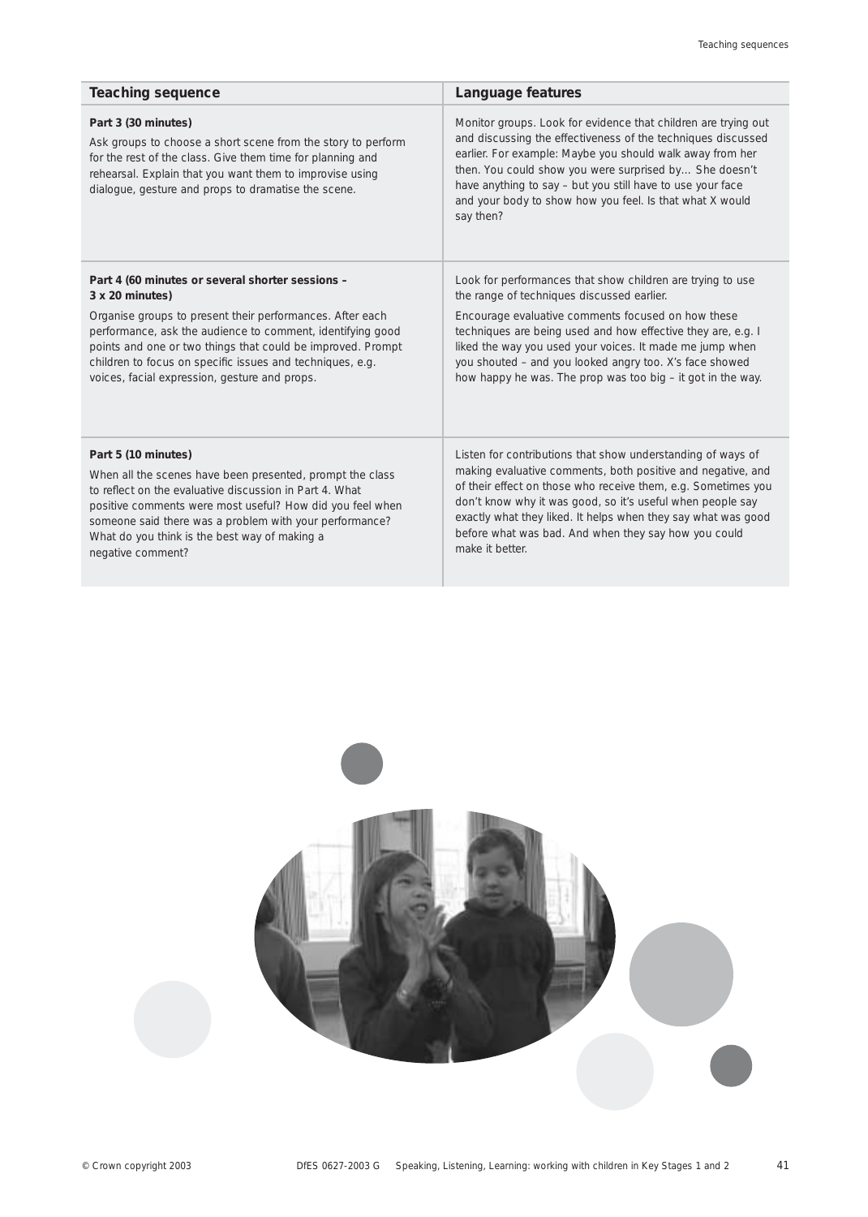| Teaching sequence | Language features |
| --- | --- |
| **Part 3 (30 minutes)**<br>Ask groups to choose a short scene from the story to perform for the rest of the class. Give them time for planning and rehearsal. Explain that you want them to improvise using dialogue, gesture and props to dramatise the scene. | Monitor groups. Look for evidence that children are trying out and discussing the effectiveness of the techniques discussed earlier. For example: Maybe you should walk away from her then. You could show you were surprised by… She doesn't have anything to say – but you still have to use your face and your body to show how you feel. Is that what X would say then? |
| **Part 4 (60 minutes or several shorter sessions – 3 x 20 minutes)**<br>Organise groups to present their performances. After each performance, ask the audience to comment, identifying good points and one or two things that could be improved. Prompt children to focus on specific issues and techniques, e.g. voices, facial expression, gesture and props. | Look for performances that show children are trying to use the range of techniques discussed earlier.<br>Encourage evaluative comments focused on how these techniques are being used and how effective they are, e.g. I liked the way you used your voices. It made me jump when you shouted – and you looked angry too. X's face showed how happy he was. The prop was too big – it got in the way. |
| **Part 5 (10 minutes)**<br>When all the scenes have been presented, prompt the class to reflect on the evaluative discussion in Part 4. What positive comments were most useful? How did you feel when someone said there was a problem with your performance? What do you think is the best way of making a negative comment? | Listen for contributions that show understanding of ways of making evaluative comments, both positive and negative, and of their effect on those who receive them, e.g. Sometimes you don't know why it was good, so it's useful when people say exactly what they liked. It helps when they say what was good before what was bad. And when they say how you could make it better. |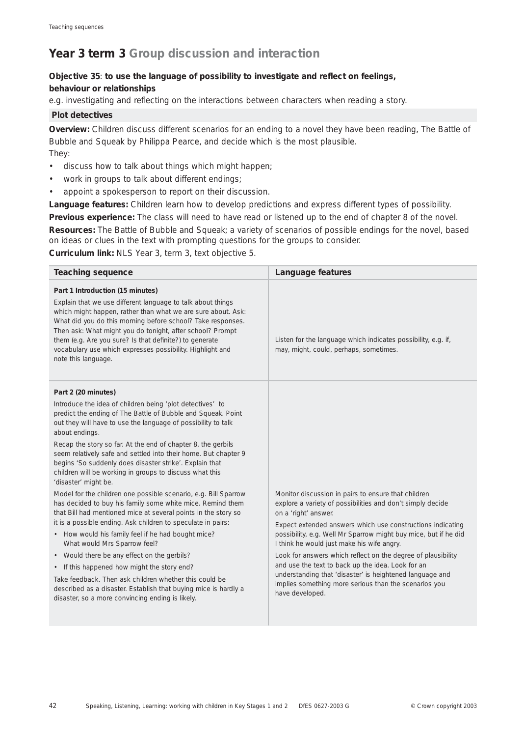# Year 3 term 3 Group discussion and interaction

**Objective 35**: **to use the language of possibility to investigate and reflect on feelings, behaviour or relationships**

e.g. investigating and reflecting on the interactions between characters when reading a story.

## Plot detectives

**Overview:** Children discuss different scenarios for an ending to a novel they have been reading, The Battle of Bubble and Squeak by Philippa Pearce, and decide which is the most plausible.

They:

- discuss how to talk about things which might happen;
- work in groups to talk about different endings;
- appoint a spokesperson to report on their discussion.

**Language features:** Children learn how to develop predictions and express different types of possibility.

**Previous experience:** The class will need to have read or listened up to the end of chapter 8 of the novel.

**Resources:** The Battle of Bubble and Squeak; a variety of scenarios of possible endings for the novel, based on ideas or clues in the text with prompting questions for the groups to consider.

**Curriculum link:** NLS Year 3, term 3, text objective 5.

| Teaching sequence | Language features |
|---|---|
| **Part 1 Introduction (15 minutes)**<br><br>Explain that we use different language to talk about things which might happen, rather than what we are sure about. Ask: What did you do this morning before school? Take responses. Then ask: What might you do tonight, after school? Prompt them (e.g. Are you sure? Is that definite?) to generate vocabulary use which expresses possibility. Highlight and note this language. | Listen for the language which indicates possibility, e.g. if, may, might, could, perhaps, sometimes. |
| **Part 2 (20 minutes)**<br><br>Introduce the idea of children being 'plot detectives' to predict the ending of The Battle of Bubble and Squeak. Point out they will have to use the language of possibility to talk about endings.<br><br>Recap the story so far. At the end of chapter 8, the gerbils seem relatively safe and settled into their home. But chapter 9 begins 'So suddenly does disaster strike'. Explain that children will be working in groups to discuss what this 'disaster' might be.<br><br>Model for the children one possible scenario, e.g. Bill Sparrow has decided to buy his family some white mice. Remind them that Bill had mentioned mice at several points in the story so it is a possible ending. Ask children to speculate in pairs:<br>• How would his family feel if he had bought mice? What would Mrs Sparrow feel?<br>• Would there be any effect on the gerbils?<br>• If this happened how might the story end?<br><br>Take feedback. Then ask children whether this could be described as a disaster. Establish that buying mice is hardly a disaster, so a more convincing ending is likely. | Monitor discussion in pairs to ensure that children explore a variety of possibilities and don't simply decide on a 'right' answer.<br><br>Expect extended answers which use constructions indicating possibility, e.g. Well Mr Sparrow might buy mice, but if he did I think he would just make his wife angry.<br><br>Look for answers which reflect on the degree of plausibility and use the text to back up the idea. Look for an understanding that 'disaster' is heightened language and implies something more serious than the scenarios you have developed. |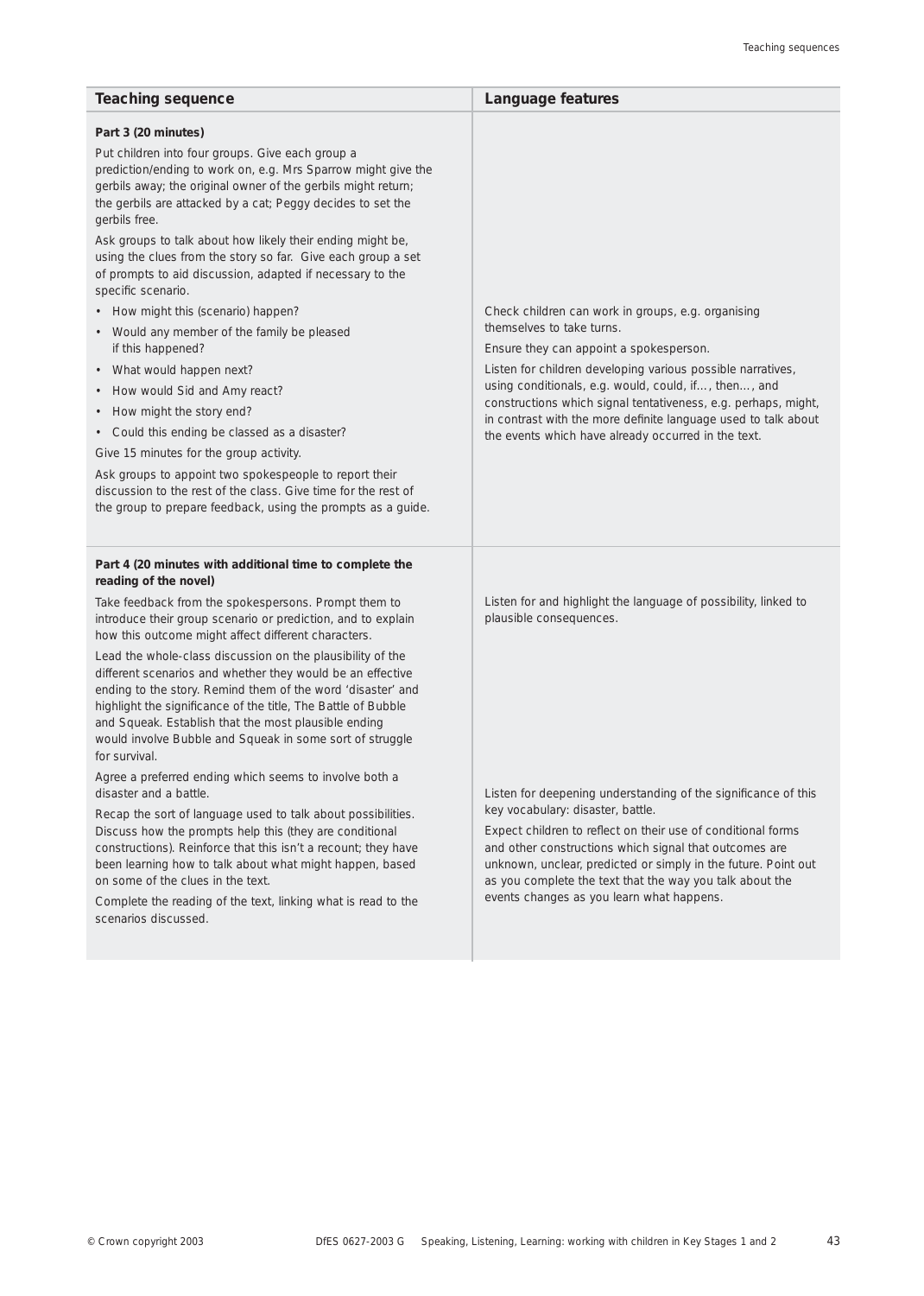| Teaching sequence | Language features |
| --- | --- |
| **Part 3 (20 minutes)**<br>Put children into four groups. Give each group a prediction/ending to work on, e.g. Mrs Sparrow might give the gerbils away; the original owner of the gerbils might return; the gerbils are attacked by a cat; Peggy decides to set the gerbils free.<br>Ask groups to talk about how likely their ending might be, using the clues from the story so far. Give each group a set of prompts to aid discussion, adapted if necessary to the specific scenario.<br>• How might this (scenario) happen?<br>• Would any member of the family be pleased if this happened?<br>• What would happen next?<br>• How would Sid and Amy react?<br>• How might the story end?<br>• Could this ending be classed as a disaster?<br>Give 15 minutes for the group activity.<br>Ask groups to appoint two spokespeople to report their discussion to the rest of the class. Give time for the rest of the group to prepare feedback, using the prompts as a guide. | Check children can work in groups, e.g. organising themselves to take turns.<br>Ensure they can appoint a spokesperson.<br>Listen for children developing various possible narratives, using conditionals, e.g. would, could, if…, then…, and constructions which signal tentativeness, e.g. perhaps, might, in contrast with the more definite language used to talk about the events which have already occurred in the text. |
| **Part 4 (20 minutes with additional time to complete the reading of the novel)**<br>Take feedback from the spokespersons. Prompt them to introduce their group scenario or prediction, and to explain how this outcome might affect different characters.<br>Lead the whole-class discussion on the plausibility of the different scenarios and whether they would be an effective ending to the story. Remind them of the word 'disaster' and highlight the significance of the title, The Battle of Bubble and Squeak. Establish that the most plausible ending would involve Bubble and Squeak in some sort of struggle for survival.<br>Agree a preferred ending which seems to involve both a disaster and a battle.<br>Recap the sort of language used to talk about possibilities. Discuss how the prompts help this (they are conditional constructions). Reinforce that this isn't a recount; they have been learning how to talk about what might happen, based on some of the clues in the text.<br>Complete the reading of the text, linking what is read to the scenarios discussed. | Listen for and highlight the language of possibility, linked to plausible consequences.<br>Listen for deepening understanding of the significance of this key vocabulary: disaster, battle.<br>Expect children to reflect on their use of conditional forms and other constructions which signal that outcomes are unknown, unclear, predicted or simply in the future. Point out as you complete the text that the way you talk about the events changes as you learn what happens. |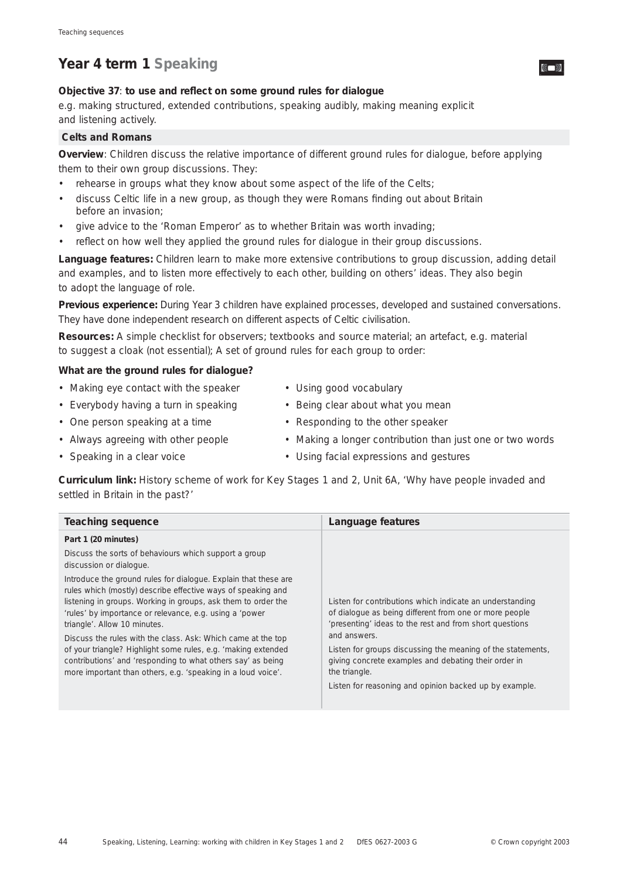# Year 4 term 1 Speaking

**Objective 37**: **to use and reflect on some ground rules for dialogue**
e.g. making structured, extended contributions, speaking audibly, making meaning explicit and listening actively.

## Celts and Romans

**Overview**: Children discuss the relative importance of different ground rules for dialogue, before applying them to their own group discussions. They:

- rehearse in groups what they know about some aspect of the life of the Celts;
- discuss Celtic life in a new group, as though they were Romans finding out about Britain before an invasion;
- give advice to the 'Roman Emperor' as to whether Britain was worth invading;
- reflect on how well they applied the ground rules for dialogue in their group discussions.

**Language features:** Children learn to make more extensive contributions to group discussion, adding detail and examples, and to listen more effectively to each other, building on others' ideas. They also begin to adopt the language of role.

**Previous experience:** During Year 3 children have explained processes, developed and sustained conversations. They have done independent research on different aspects of Celtic civilisation.

**Resources:** A simple checklist for observers; textbooks and source material; an artefact, e.g. material to suggest a cloak (not essential); A set of ground rules for each group to order:

**What are the ground rules for dialogue?**

- Making eye contact with the speaker
- Everybody having a turn in speaking
- One person speaking at a time
- Always agreeing with other people
- Speaking in a clear voice
- Using good vocabulary
- Being clear about what you mean
- Responding to the other speaker
- Making a longer contribution than just one or two words
- Using facial expressions and gestures

**Curriculum link:** History scheme of work for Key Stages 1 and 2, Unit 6A, 'Why have people invaded and settled in Britain in the past?'

| Teaching sequence | Language features |
| --- | --- |
| **Part 1 (20 minutes)**<br>Discuss the sorts of behaviours which support a group discussion or dialogue.<br>Introduce the ground rules for dialogue. Explain that these are rules which (mostly) describe effective ways of speaking and listening in groups. Working in groups, ask them to order the 'rules' by importance or relevance, e.g. using a 'power triangle'. Allow 10 minutes.<br>Discuss the rules with the class. Ask: Which came at the top of your triangle? Highlight some rules, e.g. 'making extended contributions' and 'responding to what others say' as being more important than others, e.g. 'speaking in a loud voice'. | Listen for contributions which indicate an understanding of dialogue as being different from one or more people 'presenting' ideas to the rest and from short questions and answers.<br>Listen for groups discussing the meaning of the statements, giving concrete examples and debating their order in the triangle.<br>Listen for reasoning and opinion backed up by example. |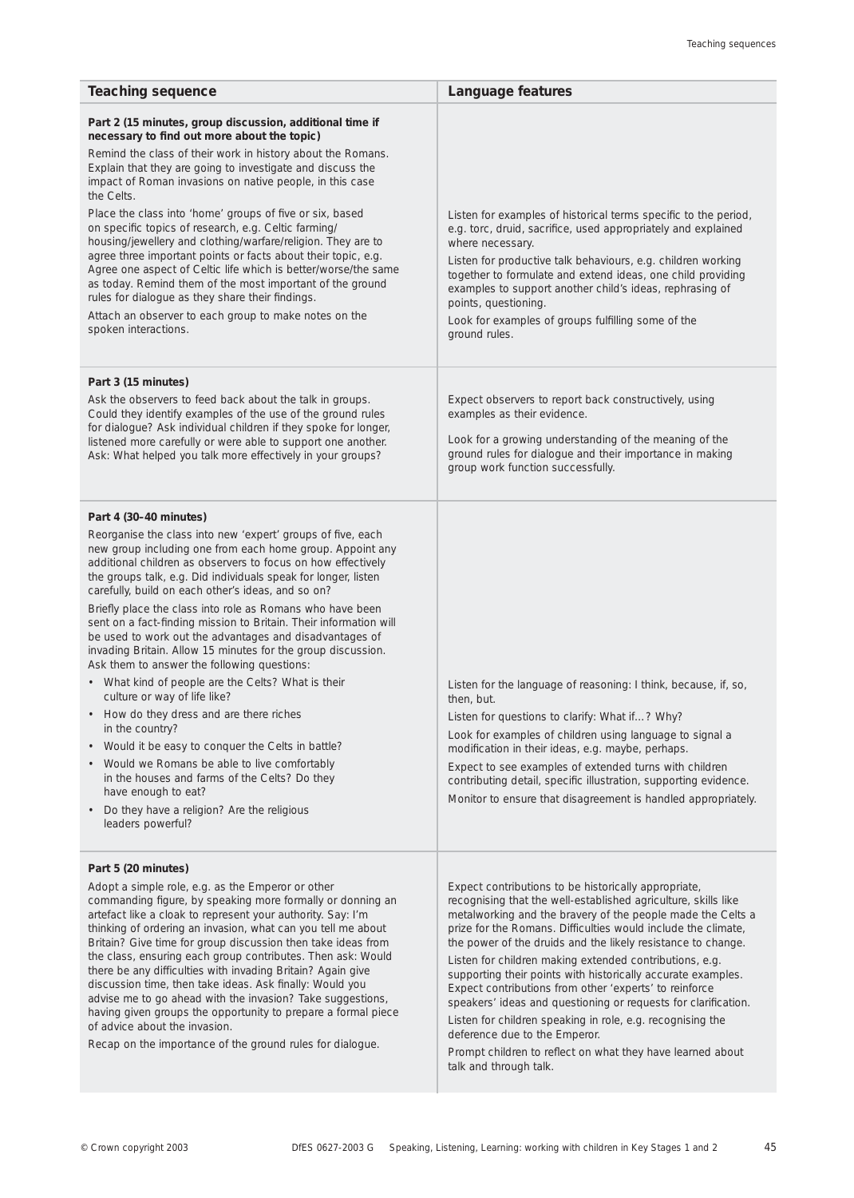| Teaching sequence | Language features |
|---|---|
| **Part 2 (15 minutes, group discussion, additional time if necessary to find out more about the topic)**<br><br>Remind the class of their work in history about the Romans. Explain that they are going to investigate and discuss the impact of Roman invasions on native people, in this case the Celts.<br><br>Place the class into 'home' groups of five or six, based on specific topics of research, e.g. Celtic farming/housing/jewellery and clothing/warfare/religion. They are to agree three important points or facts about their topic, e.g. Agree one aspect of Celtic life which is better/worse/the same as today. Remind them of the most important of the ground rules for dialogue as they share their findings.<br><br>Attach an observer to each group to make notes on the spoken interactions. | Listen for examples of historical terms specific to the period, e.g. torc, druid, sacrifice, used appropriately and explained where necessary.<br><br>Listen for productive talk behaviours, e.g. children working together to formulate and extend ideas, one child providing examples to support another child's ideas, rephrasing of points, questioning.<br><br>Look for examples of groups fulfilling some of the ground rules. |
| **Part 3 (15 minutes)**<br><br>Ask the observers to feed back about the talk in groups. Could they identify examples of the use of the ground rules for dialogue? Ask individual children if they spoke for longer, listened more carefully or were able to support one another. Ask: What helped you talk more effectively in your groups? | Expect observers to report back constructively, using examples as their evidence.<br><br>Look for a growing understanding of the meaning of the ground rules for dialogue and their importance in making group work function successfully. |
| **Part 4 (30–40 minutes)**<br><br>Reorganise the class into new 'expert' groups of five, each new group including one from each home group. Appoint any additional children as observers to focus on how effectively the groups talk, e.g. Did individuals speak for longer, listen carefully, build on each other's ideas, and so on?<br><br>Briefly place the class into role as Romans who have been sent on a fact-finding mission to Britain. Their information will be used to work out the advantages and disadvantages of invading Britain. Allow 15 minutes for the group discussion. Ask them to answer the following questions:<br>• What kind of people are the Celts? What is their culture or way of life like?<br>• How do they dress and are there riches in the country?<br>• Would it be easy to conquer the Celts in battle?<br>• Would we Romans be able to live comfortably in the houses and farms of the Celts? Do they have enough to eat?<br>• Do they have a religion? Are the religious leaders powerful? | Listen for the language of reasoning: I think, because, if, so, then, but.<br><br>Listen for questions to clarify: What if…? Why?<br><br>Look for examples of children using language to signal a modification in their ideas, e.g. maybe, perhaps.<br><br>Expect to see examples of extended turns with children contributing detail, specific illustration, supporting evidence.<br><br>Monitor to ensure that disagreement is handled appropriately. |
| **Part 5 (20 minutes)**<br><br>Adopt a simple role, e.g. as the Emperor or other commanding figure, by speaking more formally or donning an artefact like a cloak to represent your authority. Say: I'm thinking of ordering an invasion, what can you tell me about Britain? Give time for group discussion then take ideas from the class, ensuring each group contributes. Then ask: Would there be any difficulties with invading Britain? Again give discussion time, then take ideas. Ask finally: Would you advise me to go ahead with the invasion? Take suggestions, having given groups the opportunity to prepare a formal piece of advice about the invasion.<br><br>Recap on the importance of the ground rules for dialogue. | Expect contributions to be historically appropriate, recognising that the well-established agriculture, skills like metalworking and the bravery of the people made the Celts a prize for the Romans. Difficulties would include the climate, the power of the druids and the likely resistance to change.<br><br>Listen for children making extended contributions, e.g. supporting their points with historically accurate examples. Expect contributions from other 'experts' to reinforce speakers' ideas and questioning or requests for clarification.<br><br>Listen for children speaking in role, e.g. recognising the deference due to the Emperor.<br><br>Prompt children to reflect on what they have learned about talk and through talk. |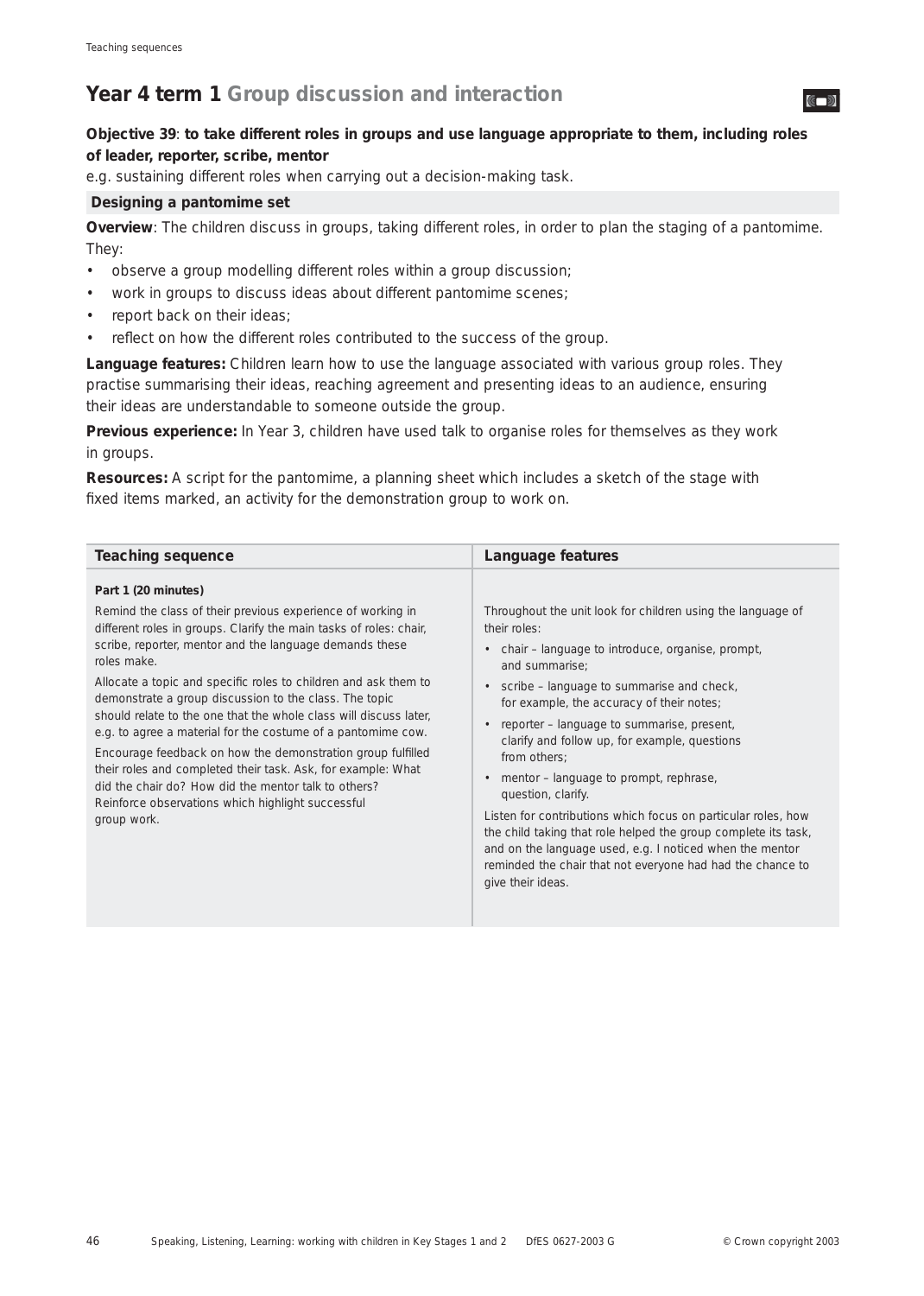# Year 4 term 1 Group discussion and interaction

**Objective 39**: **to take different roles in groups and use language appropriate to them, including roles of leader, reporter, scribe, mentor**

e.g. sustaining different roles when carrying out a decision-making task.

## Designing a pantomime set

**Overview**: The children discuss in groups, taking different roles, in order to plan the staging of a pantomime. They:

- observe a group modelling different roles within a group discussion;
- work in groups to discuss ideas about different pantomime scenes;
- report back on their ideas;
- reflect on how the different roles contributed to the success of the group.

**Language features:** Children learn how to use the language associated with various group roles. They practise summarising their ideas, reaching agreement and presenting ideas to an audience, ensuring their ideas are understandable to someone outside the group.

**Previous experience:** In Year 3, children have used talk to organise roles for themselves as they work in groups.

**Resources:** A script for the pantomime, a planning sheet which includes a sketch of the stage with fixed items marked, an activity for the demonstration group to work on.

| Teaching sequence | Language features |
|---|---|
| **Part 1 (20 minutes)**<br>Remind the class of their previous experience of working in different roles in groups. Clarify the main tasks of roles: chair, scribe, reporter, mentor and the language demands these roles make.<br>Allocate a topic and specific roles to children and ask them to demonstrate a group discussion to the class. The topic should relate to the one that the whole class will discuss later, e.g. to agree a material for the costume of a pantomime cow.<br>Encourage feedback on how the demonstration group fulfilled their roles and completed their task. Ask, for example: What did the chair do? How did the mentor talk to others? Reinforce observations which highlight successful group work. | Throughout the unit look for children using the language of their roles:<br>• chair – language to introduce, organise, prompt, and summarise;<br>• scribe – language to summarise and check, for example, the accuracy of their notes;<br>• reporter – language to summarise, present, clarify and follow up, for example, questions from others;<br>• mentor – language to prompt, rephrase, question, clarify.<br>Listen for contributions which focus on particular roles, how the child taking that role helped the group complete its task, and on the language used, e.g. I noticed when the mentor reminded the chair that not everyone had had the chance to give their ideas. |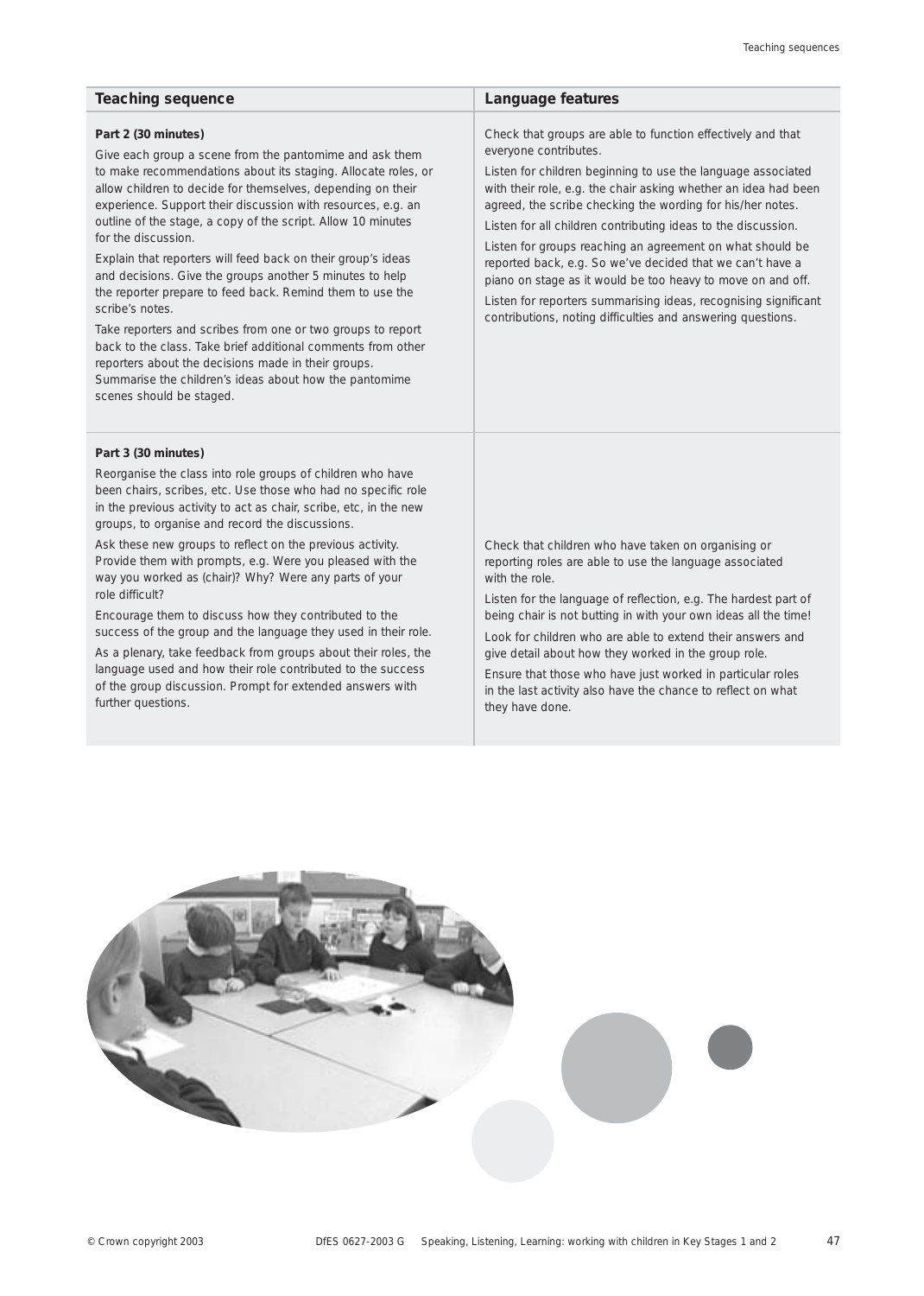| Teaching sequence | Language features |
|---|---|
| **Part 2 (30 minutes)**<br>Give each group a scene from the pantomime and ask them to make recommendations about its staging. Allocate roles, or allow children to decide for themselves, depending on their experience. Support their discussion with resources, e.g. an outline of the stage, a copy of the script. Allow 10 minutes for the discussion.<br>Explain that reporters will feed back on their group's ideas and decisions. Give the groups another 5 minutes to help the reporter prepare to feed back. Remind them to use the scribe's notes.<br>Take reporters and scribes from one or two groups to report back to the class. Take brief additional comments from other reporters about the decisions made in their groups. Summarise the children's ideas about how the pantomime scenes should be staged. | Check that groups are able to function effectively and that everyone contributes.<br>Listen for children beginning to use the language associated with their role, e.g. the chair asking whether an idea had been agreed, the scribe checking the wording for his/her notes.<br>Listen for all children contributing ideas to the discussion.<br>Listen for groups reaching an agreement on what should be reported back, e.g. *So we've decided that we can't have a piano on stage as it would be too heavy to move on and off.*<br>Listen for reporters summarising ideas, recognising significant contributions, noting difficulties and answering questions. |
| **Part 3 (30 minutes)**<br>Reorganise the class into role groups of children who have been chairs, scribes, etc. Use those who had no specific role in the previous activity to act as chair, scribe, etc, in the new groups, to organise and record the discussions.<br>Ask these new groups to reflect on the previous activity. Provide them with prompts, e.g. *Were you pleased with the way you worked as (chair)? Why? Were any parts of your role difficult?*<br>Encourage them to discuss how they contributed to the success of the group and the language they used in their role.<br>As a plenary, take feedback from groups about their roles, the language used and how their role contributed to the success of the group discussion. Prompt for extended answers with further questions. | Check that children who have taken on organising or reporting roles are able to use the language associated with the role.<br>Listen for the language of reflection, e.g. *The hardest part of being chair is not butting in with your own ideas all the time!*<br>Look for children who are able to extend their answers and give detail about how they worked in the group role.<br>Ensure that those who have just worked in particular roles in the last activity also have the chance to reflect on what they have done. |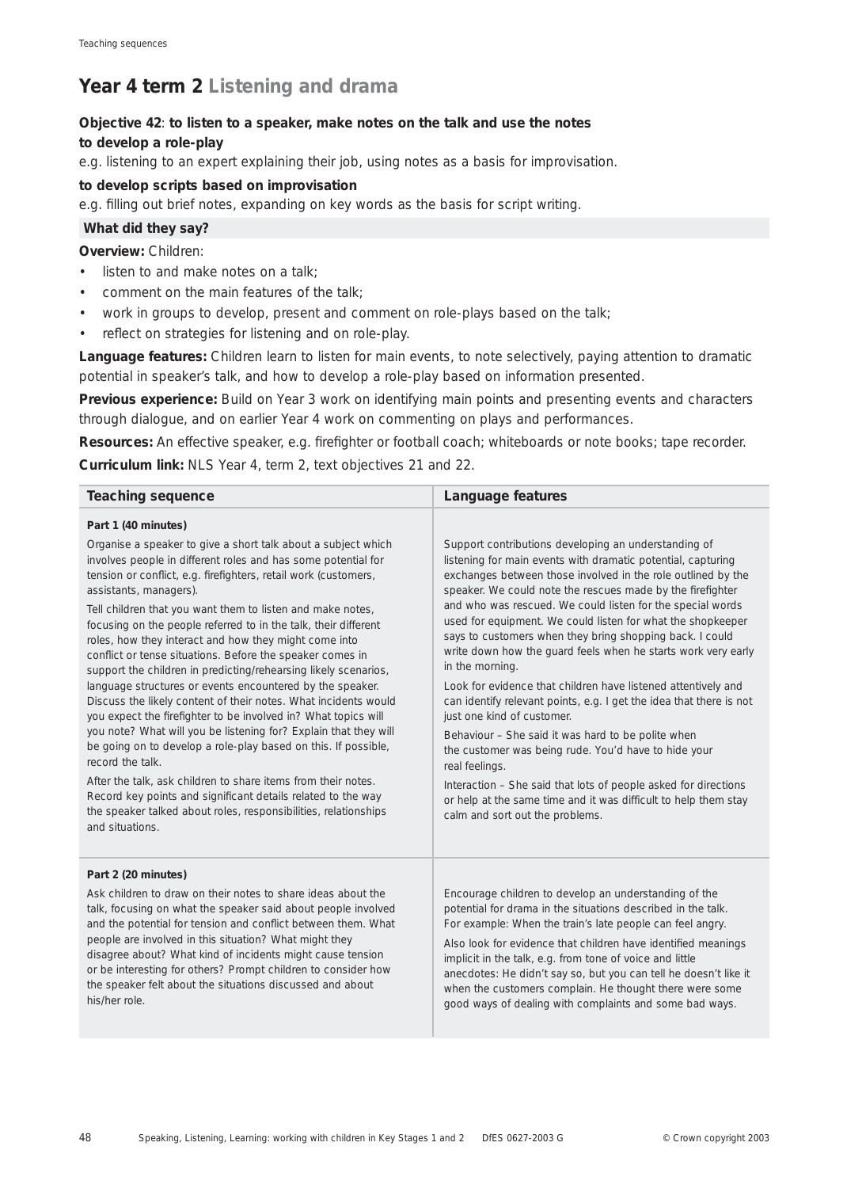# Year 4 term 2 Listening and drama

**Objective 42**: **to listen to a speaker, make notes on the talk and use the notes to develop a role-play**

e.g. listening to an expert explaining their job, using notes as a basis for improvisation.

**to develop scripts based on improvisation**

e.g. filling out brief notes, expanding on key words as the basis for script writing.

## What did they say?

**Overview:** Children:

- listen to and make notes on a talk;
- comment on the main features of the talk;
- work in groups to develop, present and comment on role-plays based on the talk;
- reflect on strategies for listening and on role-play.

**Language features:** Children learn to listen for main events, to note selectively, paying attention to dramatic potential in speaker's talk, and how to develop a role-play based on information presented.

**Previous experience:** Build on Year 3 work on identifying main points and presenting events and characters through dialogue, and on earlier Year 4 work on commenting on plays and performances.

**Resources:** An effective speaker, e.g. firefighter or football coach; whiteboards or note books; tape recorder.

**Curriculum link:** NLS Year 4, term 2, text objectives 21 and 22.

| Teaching sequence | Language features |
|---|---|
| **Part 1 (40 minutes)**<br><br>Organise a speaker to give a short talk about a subject which involves people in different roles and has some potential for tension or conflict, e.g. firefighters, retail work (customers, assistants, managers).<br><br>Tell children that you want them to listen and make notes, focusing on the people referred to in the talk, their different roles, how they interact and how they might come into conflict or tense situations. Before the speaker comes in support the children in predicting/rehearsing likely scenarios, language structures or events encountered by the speaker. Discuss the likely content of their notes. What incidents would you expect the firefighter to be involved in? What topics will you note? What will you be listening for? Explain that they will be going on to develop a role-play based on this. If possible, record the talk.<br><br>After the talk, ask children to share items from their notes. Record key points and significant details related to the way the speaker talked about roles, responsibilities, relationships and situations. | Support contributions developing an understanding of listening for main events with dramatic potential, capturing exchanges between those involved in the role outlined by the speaker. We could note the rescues made by the firefighter and who was rescued. We could listen for the special words used for equipment. We could listen for what the shopkeeper says to customers when they bring shopping back. I could write down how the guard feels when he starts work very early in the morning.<br><br>Look for evidence that children have listened attentively and can identify relevant points, e.g. I get the idea that there is not just one kind of customer.<br><br>Behaviour – She said it was hard to be polite when the customer was being rude. You'd have to hide your real feelings.<br><br>Interaction – She said that lots of people asked for directions or help at the same time and it was difficult to help them stay calm and sort out the problems. |
| **Part 2 (20 minutes)**<br><br>Ask children to draw on their notes to share ideas about the talk, focusing on what the speaker said about people involved and the potential for tension and conflict between them. What people are involved in this situation? What might they disagree about? What kind of incidents might cause tension or be interesting for others? Prompt children to consider how the speaker felt about the situations discussed and about his/her role. | Encourage children to develop an understanding of the potential for drama in the situations described in the talk. For example: When the train's late people can feel angry.<br><br>Also look for evidence that children have identified meanings implicit in the talk, e.g. from tone of voice and little anecdotes: He didn't say so, but you can tell he doesn't like it when the customers complain. He thought there were some good ways of dealing with complaints and some bad ways. |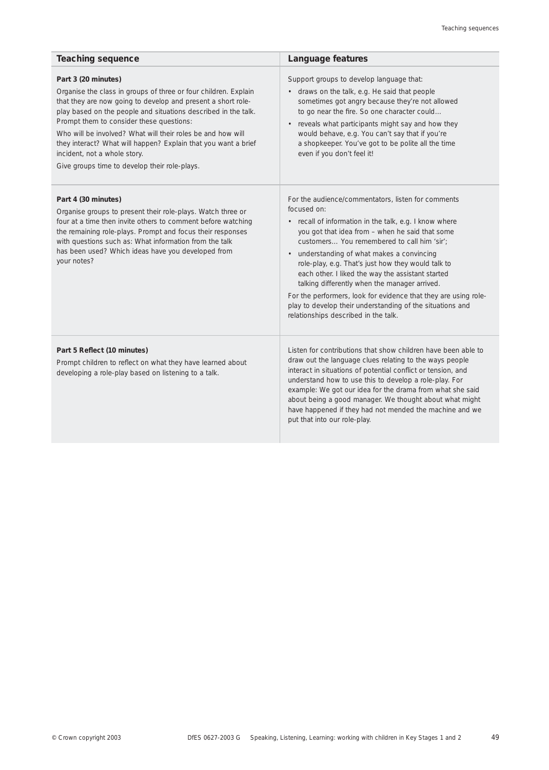| Teaching sequence | Language features |
|---|---|
| **Part 3 (20 minutes)**<br>Organise the class in groups of three or four children. Explain that they are now going to develop and present a short role-play based on the people and situations described in the talk. Prompt them to consider these questions:<br>Who will be involved? What will their roles be and how will they interact? What will happen? Explain that you want a brief incident, not a whole story.<br>Give groups time to develop their role-plays. | Support groups to develop language that:<br>• draws on the talk, e.g. He said that people sometimes got angry because they're not allowed to go near the fire. So one character could…<br>• reveals what participants might say and how they would behave, e.g. You can't say that if you're a shopkeeper. You've got to be polite all the time even if you don't feel it! |
| **Part 4 (30 minutes)**<br>Organise groups to present their role-plays. Watch three or four at a time then invite others to comment before watching the remaining role-plays. Prompt and focus their responses with questions such as: What information from the talk has been used? Which ideas have you developed from your notes? | For the audience/commentators, listen for comments focused on:<br>• recall of information in the talk, e.g. I know where you got that idea from – when he said that some customers… You remembered to call him 'sir';<br>• understanding of what makes a convincing role-play, e.g. That's just how they would talk to each other. I liked the way the assistant started talking differently when the manager arrived.<br>For the performers, look for evidence that they are using role-play to develop their understanding of the situations and relationships described in the talk. |
| **Part 5 Reflect (10 minutes)**<br>Prompt children to reflect on what they have learned about developing a role-play based on listening to a talk. | Listen for contributions that show children have been able to draw out the language clues relating to the ways people interact in situations of potential conflict or tension, and understand how to use this to develop a role-play. For example: We got our idea for the drama from what she said about being a good manager. We thought about what might have happened if they had not mended the machine and we put that into our role-play. |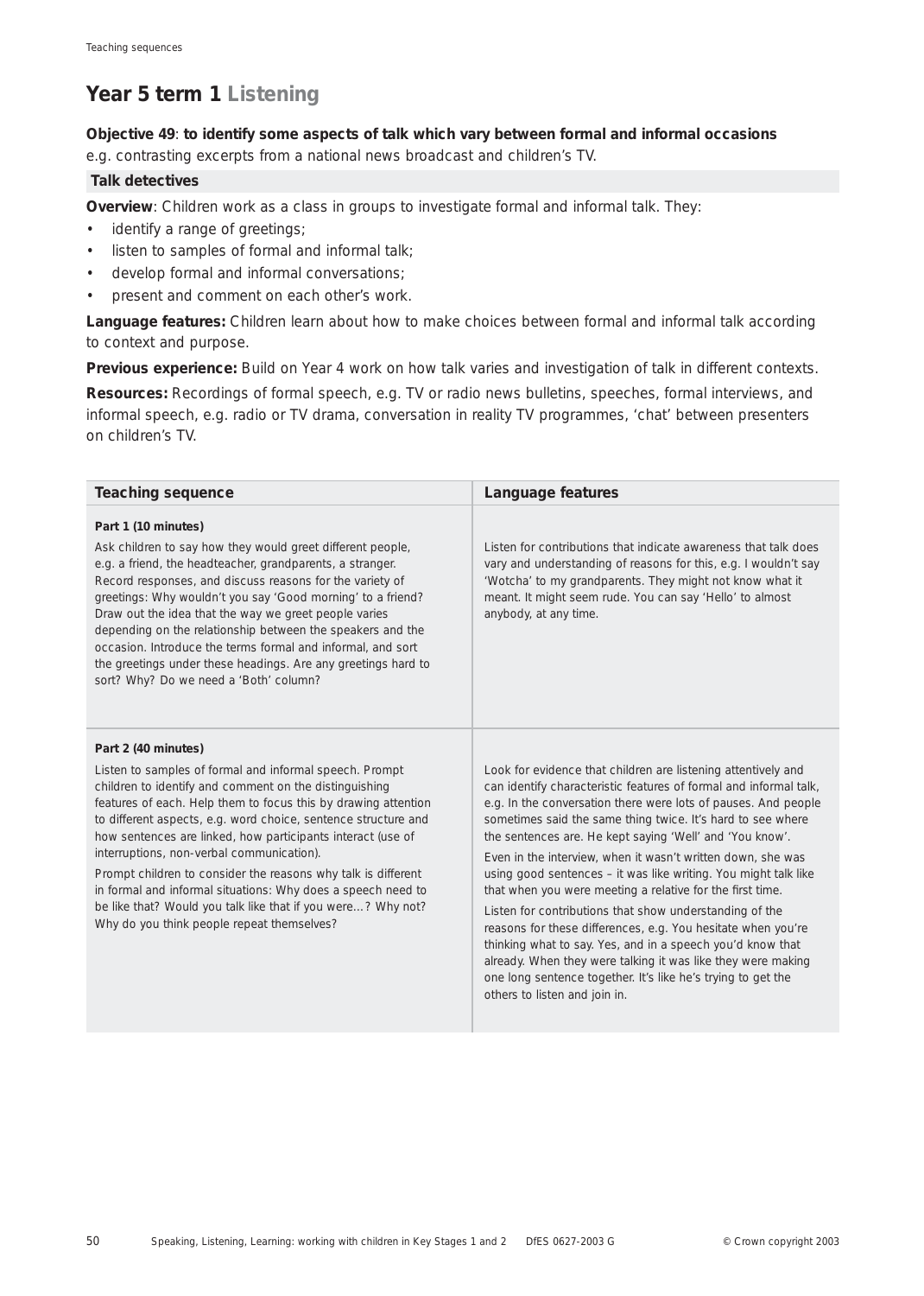# Year 5 term 1 Listening

**Objective 49**: **to identify some aspects of talk which vary between formal and informal occasions**
e.g. contrasting excerpts from a national news broadcast and children's TV.

## Talk detectives

**Overview**: Children work as a class in groups to investigate formal and informal talk. They:

- identify a range of greetings;
- listen to samples of formal and informal talk;
- develop formal and informal conversations;
- present and comment on each other's work.

**Language features:** Children learn about how to make choices between formal and informal talk according to context and purpose.

**Previous experience:** Build on Year 4 work on how talk varies and investigation of talk in different contexts.

**Resources:** Recordings of formal speech, e.g. TV or radio news bulletins, speeches, formal interviews, and informal speech, e.g. radio or TV drama, conversation in reality TV programmes, 'chat' between presenters on children's TV.

| Teaching sequence | Language features |
|---|---|
| **Part 1 (10 minutes)**<br>Ask children to say how they would greet different people, e.g. a friend, the headteacher, grandparents, a stranger. Record responses, and discuss reasons for the variety of greetings: Why wouldn't you say 'Good morning' to a friend? Draw out the idea that the way we greet people varies depending on the relationship between the speakers and the occasion. Introduce the terms formal and informal, and sort the greetings under these headings. Are any greetings hard to sort? Why? Do we need a 'Both' column? | Listen for contributions that indicate awareness that talk does vary and understanding of reasons for this, e.g. I wouldn't say 'Wotcha' to my grandparents. They might not know what it meant. It might seem rude. You can say 'Hello' to almost anybody, at any time. |
| **Part 2 (40 minutes)**<br>Listen to samples of formal and informal speech. Prompt children to identify and comment on the distinguishing features of each. Help them to focus this by drawing attention to different aspects, e.g. word choice, sentence structure and how sentences are linked, how participants interact (use of interruptions, non-verbal communication).<br>Prompt children to consider the reasons why talk is different in formal and informal situations: Why does a speech need to be like that? Would you talk like that if you were…? Why not? Why do you think people repeat themselves? | Look for evidence that children are listening attentively and can identify characteristic features of formal and informal talk, e.g. In the conversation there were lots of pauses. And people sometimes said the same thing twice. It's hard to see where the sentences are. He kept saying 'Well' and 'You know'.<br>Even in the interview, when it wasn't written down, she was using good sentences – it was like writing. You might talk like that when you were meeting a relative for the first time.<br>Listen for contributions that show understanding of the reasons for these differences, e.g. You hesitate when you're thinking what to say. Yes, and in a speech you'd know that already. When they were talking it was like they were making one long sentence together. It's like he's trying to get the others to listen and join in. |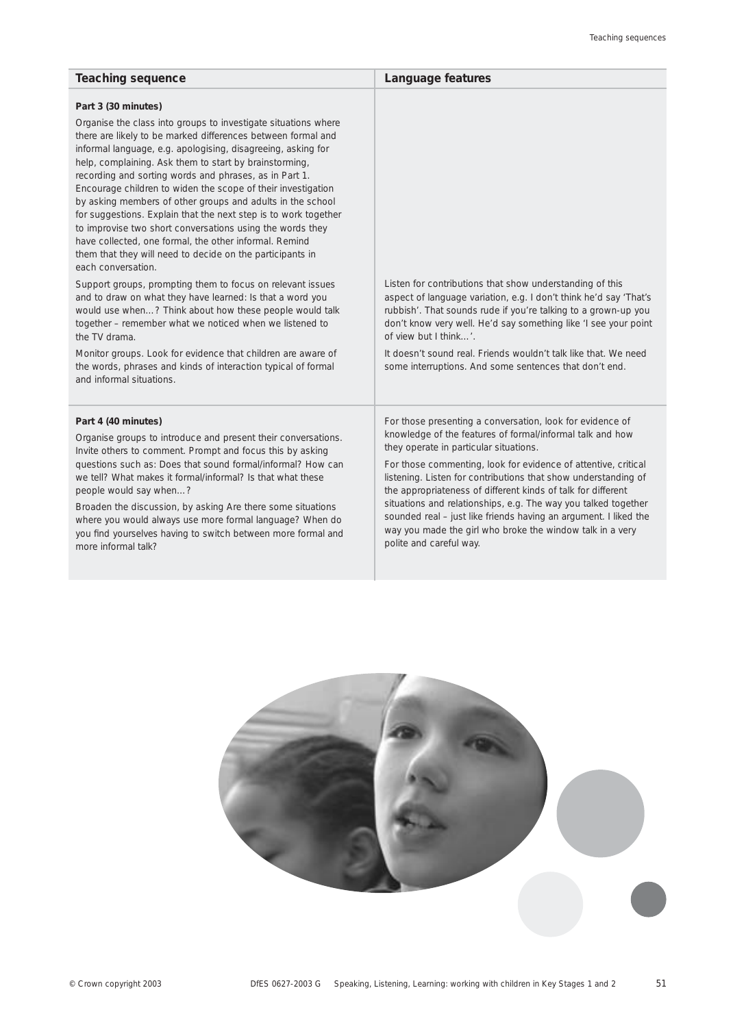| Teaching sequence | Language features |
|---|---|
| **Part 3 (30 minutes)**<br><br>Organise the class into groups to investigate situations where there are likely to be marked differences between formal and informal language, e.g. apologising, disagreeing, asking for help, complaining. Ask them to start by brainstorming, recording and sorting words and phrases, as in Part 1. Encourage children to widen the scope of their investigation by asking members of other groups and adults in the school for suggestions. Explain that the next step is to work together to improvise two short conversations using the words they have collected, one formal, the other informal. Remind them that they will need to decide on the participants in each conversation.<br><br>Support groups, prompting them to focus on relevant issues and to draw on what they have learned: Is that a word you would use when…? Think about how these people would talk together – remember what we noticed when we listened to the TV drama.<br><br>Monitor groups. Look for evidence that children are aware of the words, phrases and kinds of interaction typical of formal and informal situations. | Listen for contributions that show understanding of this aspect of language variation, e.g. I don't think he'd say 'That's rubbish'. That sounds rude if you're talking to a grown-up you don't know very well. He'd say something like 'I see your point of view but I think…'.<br><br>It doesn't sound real. Friends wouldn't talk like that. We need some interruptions. And some sentences that don't end. |
| **Part 4 (40 minutes)**<br><br>Organise groups to introduce and present their conversations. Invite others to comment. Prompt and focus this by asking questions such as: Does that sound formal/informal? How can we tell? What makes it formal/informal? Is that what these people would say when…?<br><br>Broaden the discussion, by asking Are there some situations where you would always use more formal language? When do you find yourselves having to switch between more formal and more informal talk? | For those presenting a conversation, look for evidence of knowledge of the features of formal/informal talk and how they operate in particular situations.<br><br>For those commenting, look for evidence of attentive, critical listening. Listen for contributions that show understanding of the appropriateness of different kinds of talk for different situations and relationships, e.g. The way you talked together sounded real – just like friends having an argument. I liked the way you made the girl who broke the window talk in a very polite and careful way. |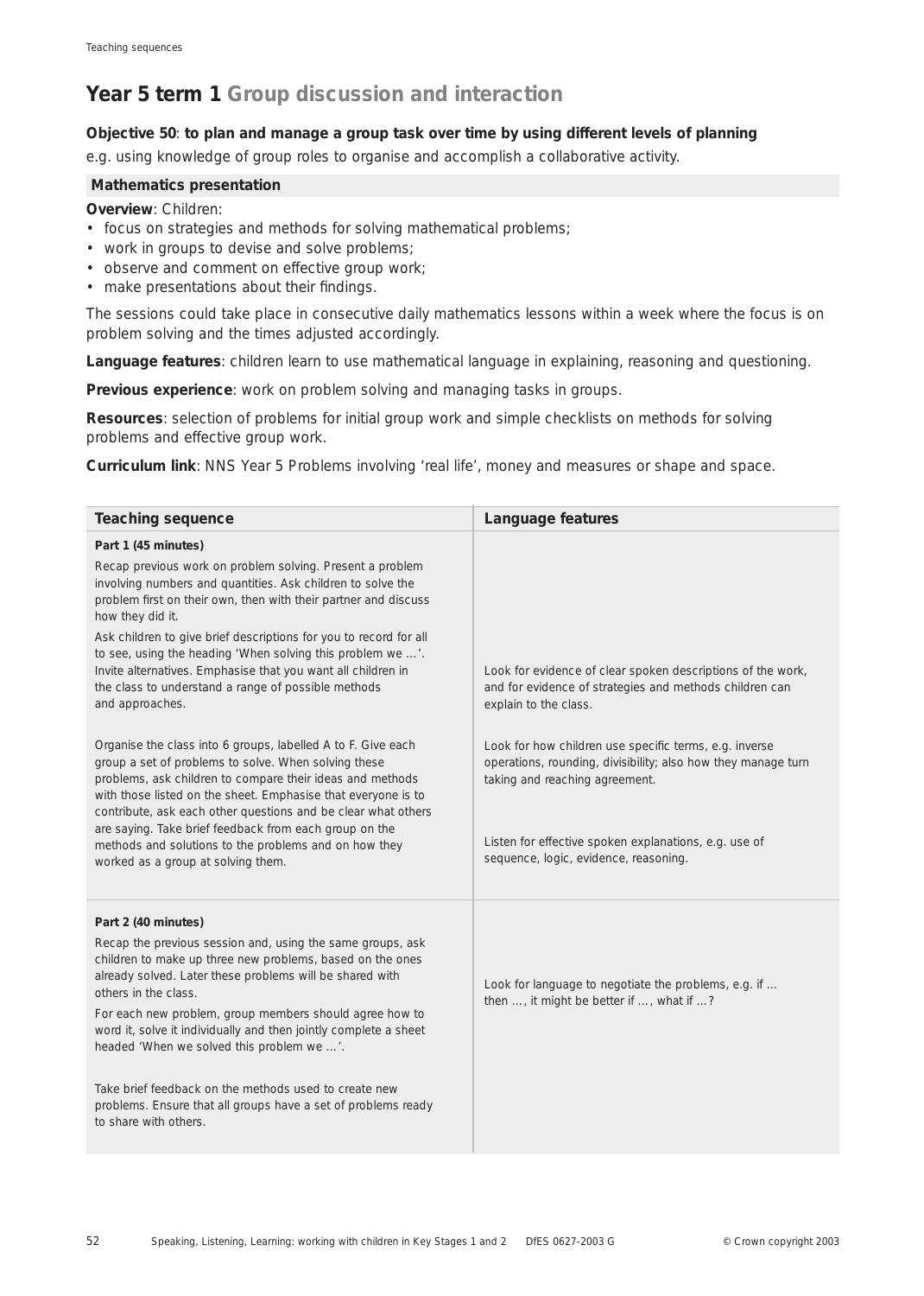# Year 5 term 1 Group discussion and interaction

**Objective 50**: **to plan and manage a group task over time by using different levels of planning**

e.g. using knowledge of group roles to organise and accomplish a collaborative activity.

## Mathematics presentation

**Overview**: Children:

- focus on strategies and methods for solving mathematical problems;
- work in groups to devise and solve problems;
- observe and comment on effective group work;
- make presentations about their findings.

The sessions could take place in consecutive daily mathematics lessons within a week where the focus is on problem solving and the times adjusted accordingly.

**Language features**: children learn to use mathematical language in explaining, reasoning and questioning.

**Previous experience**: work on problem solving and managing tasks in groups.

**Resources**: selection of problems for initial group work and simple checklists on methods for solving problems and effective group work.

**Curriculum link**: NNS Year 5 Problems involving 'real life', money and measures or shape and space.

| Teaching sequence | Language features |
|---|---|
| **Part 1 (45 minutes)**<br><br>Recap previous work on problem solving. Present a problem involving numbers and quantities. Ask children to solve the problem first on their own, then with their partner and discuss how they did it.<br><br>Ask children to give brief descriptions for you to record for all to see, using the heading 'When solving this problem we …'. Invite alternatives. Emphasise that you want all children in the class to understand a range of possible methods and approaches. | Look for evidence of clear spoken descriptions of the work, and for evidence of strategies and methods children can explain to the class. |
| Organise the class into 6 groups, labelled A to F. Give each group a set of problems to solve. When solving these problems, ask children to compare their ideas and methods with those listed on the sheet. Emphasise that everyone is to contribute, ask each other questions and be clear what others are saying. Take brief feedback from each group on the methods and solutions to the problems and on how they worked as a group at solving them. | Look for how children use specific terms, e.g. inverse operations, rounding, divisibility; also how they manage turn taking and reaching agreement.<br><br>Listen for effective spoken explanations, e.g. use of sequence, logic, evidence, reasoning. |
| **Part 2 (40 minutes)**<br><br>Recap the previous session and, using the same groups, ask children to make up three new problems, based on the ones already solved. Later these problems will be shared with others in the class.<br><br>For each new problem, group members should agree how to word it, solve it individually and then jointly complete a sheet headed 'When we solved this problem we …'.<br><br>Take brief feedback on the methods used to create new problems. Ensure that all groups have a set of problems ready to share with others. | Look for language to negotiate the problems, e.g. if … then …, it might be better if …, what if …? |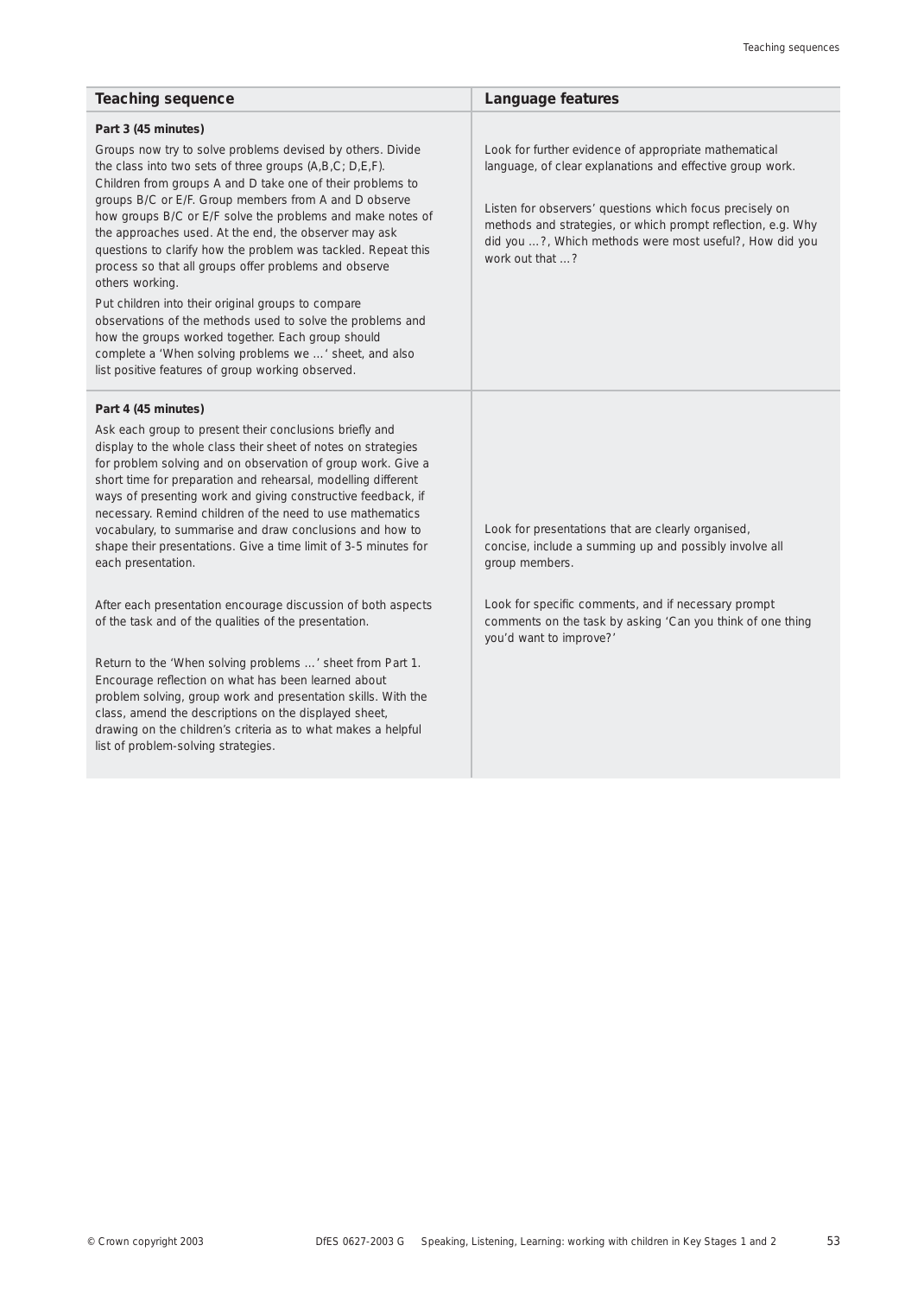| Teaching sequence | Language features |
|---|---|
| **Part 3 (45 minutes)**<br>Groups now try to solve problems devised by others. Divide the class into two sets of three groups (A,B,C; D,E,F). Children from groups A and D take one of their problems to groups B/C or E/F. Group members from A and D observe how groups B/C or E/F solve the problems and make notes of the approaches used. At the end, the observer may ask questions to clarify how the problem was tackled. Repeat this process so that all groups offer problems and observe others working.<br>Put children into their original groups to compare observations of the methods used to solve the problems and how the groups worked together. Each group should complete a 'When solving problems we …' sheet, and also list positive features of group working observed. | Look for further evidence of appropriate mathematical language, of clear explanations and effective group work.<br><br>Listen for observers' questions which focus precisely on methods and strategies, or which prompt reflection, e.g. Why did you …?, Which methods were most useful?, How did you work out that …? |
| **Part 4 (45 minutes)**<br>Ask each group to present their conclusions briefly and display to the whole class their sheet of notes on strategies for problem solving and on observation of group work. Give a short time for preparation and rehearsal, modelling different ways of presenting work and giving constructive feedback, if necessary. Remind children of the need to use mathematics vocabulary, to summarise and draw conclusions and how to shape their presentations. Give a time limit of 3-5 minutes for each presentation. | Look for presentations that are clearly organised, concise, include a summing up and possibly involve all group members. |
| After each presentation encourage discussion of both aspects of the task and of the qualities of the presentation. | Look for specific comments, and if necessary prompt comments on the task by asking 'Can you think of one thing you'd want to improve?' |
| Return to the 'When solving problems …' sheet from Part 1. Encourage reflection on what has been learned about problem solving, group work and presentation skills. With the class, amend the descriptions on the displayed sheet, drawing on the children's criteria as to what makes a helpful list of problem-solving strategies. | |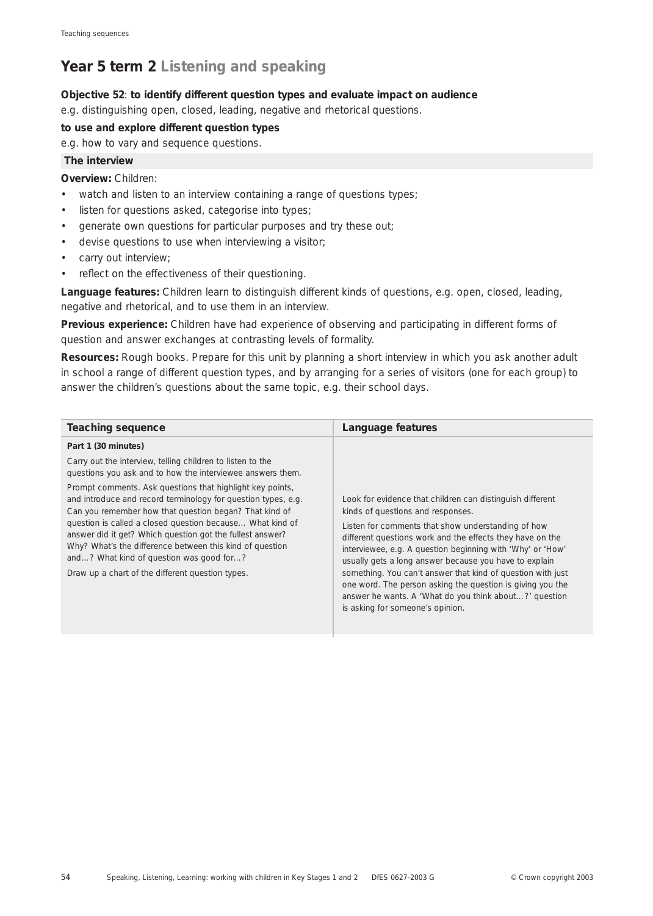## Year 5 term 2 Listening and speaking

**Objective 52**: **to identify different question types and evaluate impact on audience**
e.g. distinguishing open, closed, leading, negative and rhetorical questions.

**to use and explore different question types**
e.g. how to vary and sequence questions.

### The interview

**Overview:** Children:

- watch and listen to an interview containing a range of questions types;
- listen for questions asked, categorise into types;
- generate own questions for particular purposes and try these out;
- devise questions to use when interviewing a visitor;
- carry out interview;
- reflect on the effectiveness of their questioning.

**Language features:** Children learn to distinguish different kinds of questions, e.g. open, closed, leading, negative and rhetorical, and to use them in an interview.

**Previous experience:** Children have had experience of observing and participating in different forms of question and answer exchanges at contrasting levels of formality.

**Resources:** Rough books. Prepare for this unit by planning a short interview in which you ask another adult in school a range of different question types, and by arranging for a series of visitors (one for each group) to answer the children's questions about the same topic, e.g. their school days.

| Teaching sequence | Language features |
|---|---|
| **Part 1 (30 minutes)**<br><br>Carry out the interview, telling children to listen to the questions you ask and to how the interviewee answers them.<br><br>Prompt comments. Ask questions that highlight key points, and introduce and record terminology for question types, e.g. Can you remember how that question began? That kind of question is called a closed question because… What kind of answer did it get? Which question got the fullest answer? Why? What's the difference between this kind of question and…? What kind of question was good for…?<br><br>Draw up a chart of the different question types. | Look for evidence that children can distinguish different kinds of questions and responses.<br><br>Listen for comments that show understanding of how different questions work and the effects they have on the interviewee, e.g. A question beginning with 'Why' or 'How' usually gets a long answer because you have to explain something. You can't answer that kind of question with just one word. The person asking the question is giving you the answer he wants. A 'What do you think about…?' question is asking for someone's opinion. |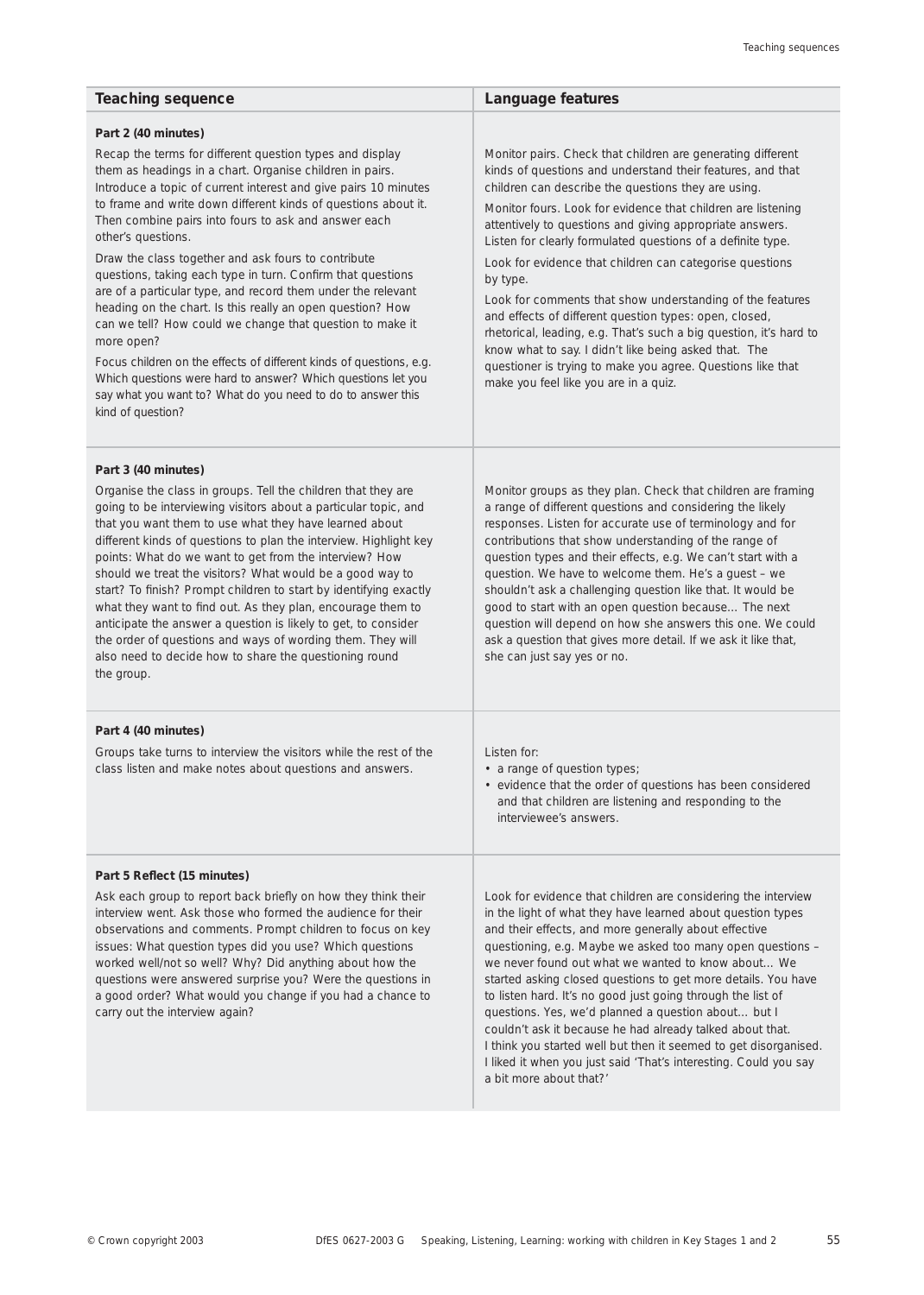| Teaching sequence | Language features |
| --- | --- |
| **Part 2 (40 minutes)**<br>Recap the terms for different question types and display them as headings in a chart. Organise children in pairs. Introduce a topic of current interest and give pairs 10 minutes to frame and write down different kinds of questions about it. Then combine pairs into fours to ask and answer each other's questions.<br>Draw the class together and ask fours to contribute questions, taking each type in turn. Confirm that questions are of a particular type, and record them under the relevant heading on the chart. Is this really an open question? How can we tell? How could we change that question to make it more open?<br>Focus children on the effects of different kinds of questions, e.g. Which questions were hard to answer? Which questions let you say what you want to? What do you need to do to answer this kind of question? | Monitor pairs. Check that children are generating different kinds of questions and understand their features, and that children can describe the questions they are using.<br>Monitor fours. Look for evidence that children are listening attentively to questions and giving appropriate answers. Listen for clearly formulated questions of a definite type.<br>Look for evidence that children can categorise questions by type.<br>Look for comments that show understanding of the features and effects of different question types: open, closed, rhetorical, leading, e.g. That's such a big question, it's hard to know what to say. I didn't like being asked that. The questioner is trying to make you agree. Questions like that make you feel like you are in a quiz. |
| **Part 3 (40 minutes)**<br>Organise the class in groups. Tell the children that they are going to be interviewing visitors about a particular topic, and that you want them to use what they have learned about different kinds of questions to plan the interview. Highlight key points: What do we want to get from the interview? How should we treat the visitors? What would be a good way to start? To finish? Prompt children to start by identifying exactly what they want to find out. As they plan, encourage them to anticipate the answer a question is likely to get, to consider the order of questions and ways of wording them. They will also need to decide how to share the questioning round the group. | Monitor groups as they plan. Check that children are framing a range of different questions and considering the likely responses. Listen for accurate use of terminology and for contributions that show understanding of the range of question types and their effects, e.g. We can't start with a question. We have to welcome them. He's a guest – we shouldn't ask a challenging question like that. It would be good to start with an open question because… The next question will depend on how she answers this one. We could ask a question that gives more detail. If we ask it like that, she can just say yes or no. |
| **Part 4 (40 minutes)**<br>Groups take turns to interview the visitors while the rest of the class listen and make notes about questions and answers. | Listen for:<br>• a range of question types;<br>• evidence that the order of questions has been considered and that children are listening and responding to the interviewee's answers. |
| **Part 5 Reflect (15 minutes)**<br>Ask each group to report back briefly on how they think their interview went. Ask those who formed the audience for their observations and comments. Prompt children to focus on key issues: What question types did you use? Which questions worked well/not so well? Why? Did anything about how the questions were answered surprise you? Were the questions in a good order? What would you change if you had a chance to carry out the interview again? | Look for evidence that children are considering the interview in the light of what they have learned about question types and their effects, and more generally about effective questioning, e.g. Maybe we asked too many open questions – we never found out what we wanted to know about… We started asking closed questions to get more details. You have to listen hard. It's no good just going through the list of questions. Yes, we'd planned a question about… but I couldn't ask it because he had already talked about that. I think you started well but then it seemed to get disorganised. I liked it when you just said 'That's interesting. Could you say a bit more about that?' |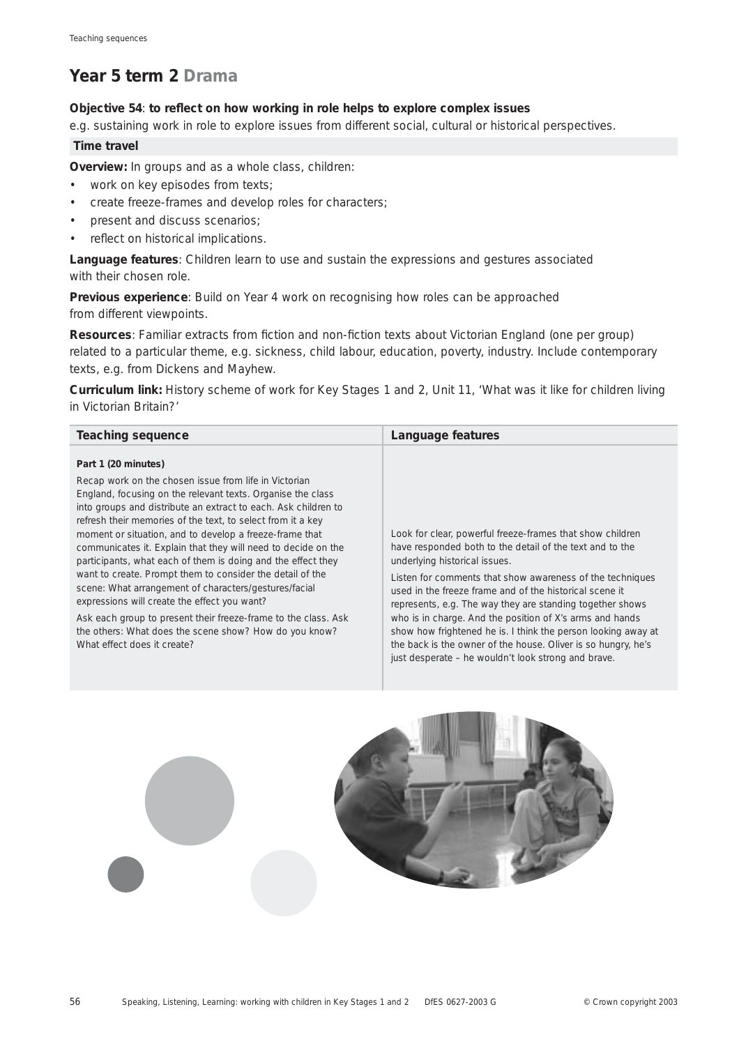## Year 5 term 2 Drama

**Objective 54**: **to reflect on how working in role helps to explore complex issues**

e.g. sustaining work in role to explore issues from different social, cultural or historical perspectives.

**Time travel**

**Overview:** In groups and as a whole class, children:

- work on key episodes from texts;
- create freeze-frames and develop roles for characters;
- present and discuss scenarios;
- reflect on historical implications.

**Language features**: Children learn to use and sustain the expressions and gestures associated with their chosen role.

**Previous experience**: Build on Year 4 work on recognising how roles can be approached from different viewpoints.

**Resources**: Familiar extracts from fiction and non-fiction texts about Victorian England (one per group) related to a particular theme, e.g. sickness, child labour, education, poverty, industry. Include contemporary texts, e.g. from Dickens and Mayhew.

**Curriculum link:** History scheme of work for Key Stages 1 and 2, Unit 11, 'What was it like for children living in Victorian Britain?'

| Teaching sequence | Language features |
| --- | --- |
| **Part 1 (20 minutes)**<br>Recap work on the chosen issue from life in Victorian England, focusing on the relevant texts. Organise the class into groups and distribute an extract to each. Ask children to refresh their memories of the text, to select from it a key moment or situation, and to develop a freeze-frame that communicates it. Explain that they will need to decide on the participants, what each of them is doing and the effect they want to create. Prompt them to consider the detail of the scene: What arrangement of characters/gestures/facial expressions will create the effect you want?<br>Ask each group to present their freeze-frame to the class. Ask the others: What does the scene show? How do you know? What effect does it create? | Look for clear, powerful freeze-frames that show children have responded both to the detail of the text and to the underlying historical issues.<br>Listen for comments that show awareness of the techniques used in the freeze frame and of the historical scene it represents, e.g. The way they are standing together shows who is in charge. And the position of X's arms and hands show how frightened he is. I think the person looking away at the back is the owner of the house. Oliver is so hungry, he's just desperate – he wouldn't look strong and brave. |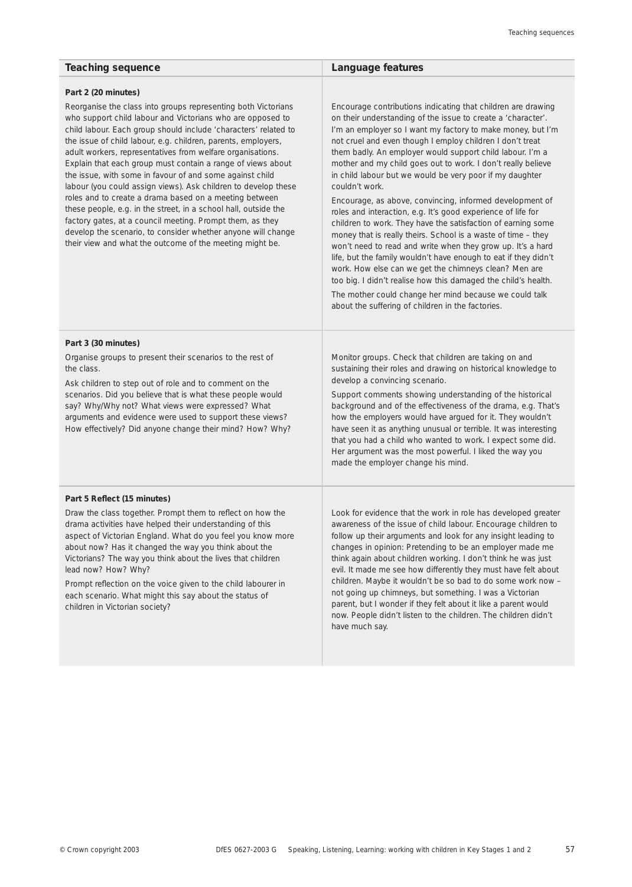| Teaching sequence | Language features |
|---|---|
| **Part 2 (20 minutes)**<br>Reorganise the class into groups representing both Victorians who support child labour and Victorians who are opposed to child labour. Each group should include 'characters' related to the issue of child labour, e.g. children, parents, employers, adult workers, representatives from welfare organisations. Explain that each group must contain a range of views about the issue, with some in favour of and some against child labour (you could assign views). Ask children to develop these roles and to create a drama based on a meeting between these people, e.g. in the street, in a school hall, outside the factory gates, at a council meeting. Prompt them, as they develop the scenario, to consider whether anyone will change their view and what the outcome of the meeting might be. | Encourage contributions indicating that children are drawing on their understanding of the issue to create a 'character'. I'm an employer so I want my factory to make money, but I'm not cruel and even though I employ children I don't treat them badly. An employer would support child labour. I'm a mother and my child goes out to work. I don't really believe in child labour but we would be very poor if my daughter couldn't work.<br>Encourage, as above, convincing, informed development of roles and interaction, e.g. It's good experience of life for children to work. They have the satisfaction of earning some money that is really theirs. School is a waste of time – they won't need to read and write when they grow up. It's a hard life, but the family wouldn't have enough to eat if they didn't work. How else can we get the chimneys clean? Men are too big. I didn't realise how this damaged the child's health.<br>The mother could change her mind because we could talk about the suffering of children in the factories. |
| **Part 3 (30 minutes)**<br>Organise groups to present their scenarios to the rest of the class.<br>Ask children to step out of role and to comment on the scenarios. Did you believe that is what these people would say? Why/Why not? What views were expressed? What arguments and evidence were used to support these views? How effectively? Did anyone change their mind? How? Why? | Monitor groups. Check that children are taking on and sustaining their roles and drawing on historical knowledge to develop a convincing scenario.<br>Support comments showing understanding of the historical background and of the effectiveness of the drama, e.g. That's how the employers would have argued for it. They wouldn't have seen it as anything unusual or terrible. It was interesting that you had a child who wanted to work. I expect some did. Her argument was the most powerful. I liked the way you made the employer change his mind. |
| **Part 5 Reflect (15 minutes)**<br>Draw the class together. Prompt them to reflect on how the drama activities have helped their understanding of this aspect of Victorian England. What do you feel you know more about now? Has it changed the way you think about the Victorians? The way you think about the lives that children lead now? How? Why?<br>Prompt reflection on the voice given to the child labourer in each scenario. What might this say about the status of children in Victorian society? | Look for evidence that the work in role has developed greater awareness of the issue of child labour. Encourage children to follow up their arguments and look for any insight leading to changes in opinion: Pretending to be an employer made me think again about children working. I don't think he was just evil. It made me see how differently they must have felt about children. Maybe it wouldn't be so bad to do some work now – not going up chimneys, but something. I was a Victorian parent, but I wonder if they felt about it like a parent would now. People didn't listen to the children. The children didn't have much say. |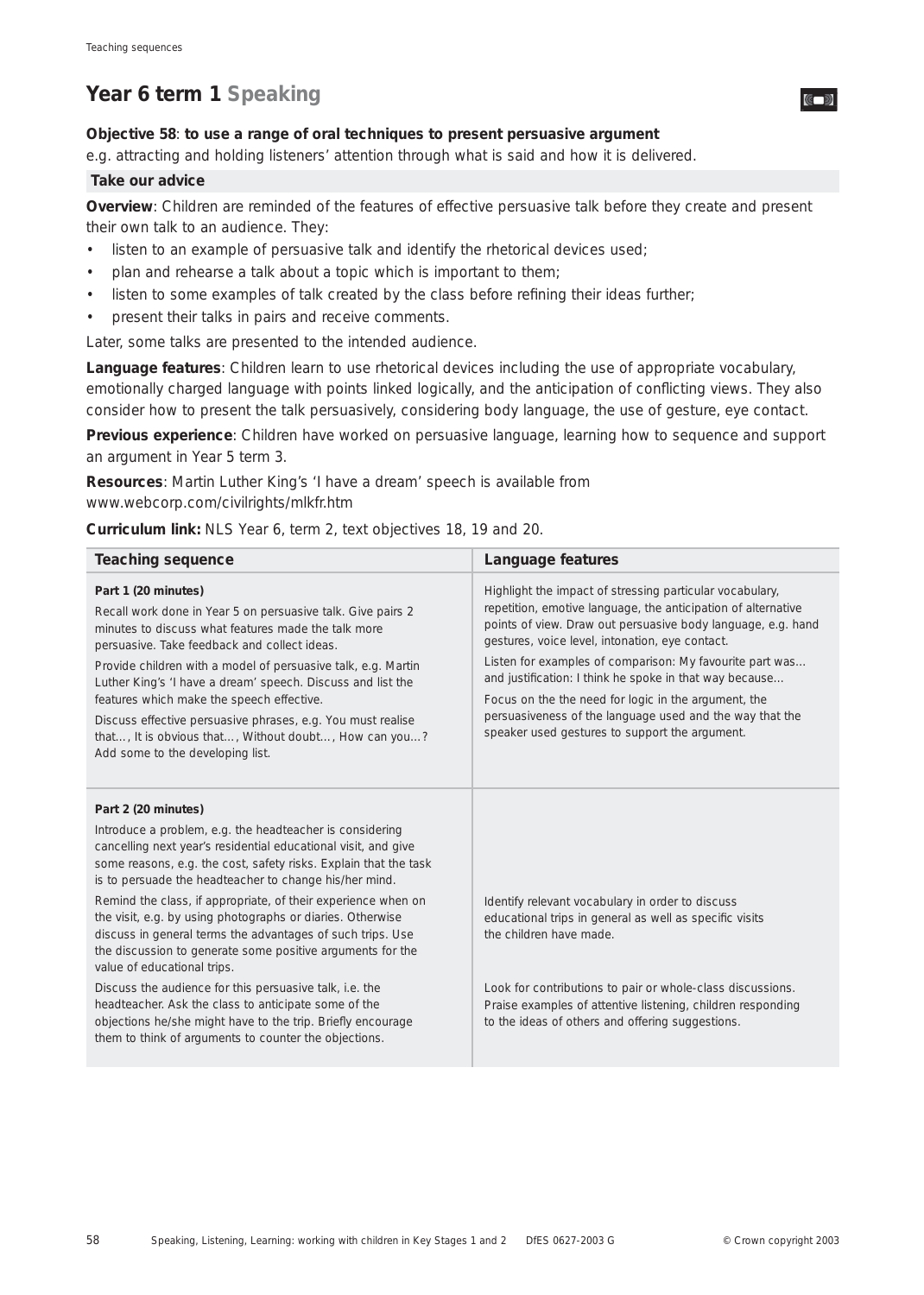# Year 6 term 1 Speaking

**Objective 58**: **to use a range of oral techniques to present persuasive argument**
e.g. attracting and holding listeners' attention through what is said and how it is delivered.

## Take our advice

**Overview**: Children are reminded of the features of effective persuasive talk before they create and present their own talk to an audience. They:

- listen to an example of persuasive talk and identify the rhetorical devices used;
- plan and rehearse a talk about a topic which is important to them;
- listen to some examples of talk created by the class before refining their ideas further;
- present their talks in pairs and receive comments.

Later, some talks are presented to the intended audience.

**Language features**: Children learn to use rhetorical devices including the use of appropriate vocabulary, emotionally charged language with points linked logically, and the anticipation of conflicting views. They also consider how to present the talk persuasively, considering body language, the use of gesture, eye contact.

**Previous experience**: Children have worked on persuasive language, learning how to sequence and support an argument in Year 5 term 3.

**Resources**: Martin Luther King's 'I have a dream' speech is available from www.webcorp.com/civilrights/mlkfr.htm

**Curriculum link:** NLS Year 6, term 2, text objectives 18, 19 and 20.

| Teaching sequence | Language features |
|---|---|
| **Part 1 (20 minutes)**<br>Recall work done in Year 5 on persuasive talk. Give pairs 2 minutes to discuss what features made the talk more persuasive. Take feedback and collect ideas.<br>Provide children with a model of persuasive talk, e.g. Martin Luther King's 'I have a dream' speech. Discuss and list the features which make the speech effective.<br>Discuss effective persuasive phrases, e.g. You must realise that…, It is obvious that…, Without doubt…, How can you…? Add some to the developing list. | Highlight the impact of stressing particular vocabulary, repetition, emotive language, the anticipation of alternative points of view. Draw out persuasive body language, e.g. hand gestures, voice level, intonation, eye contact.<br>Listen for examples of comparison: My favourite part was… and justification: I think he spoke in that way because…<br>Focus on the the need for logic in the argument, the persuasiveness of the language used and the way that the speaker used gestures to support the argument. |
| **Part 2 (20 minutes)**<br>Introduce a problem, e.g. the headteacher is considering cancelling next year's residential educational visit, and give some reasons, e.g. the cost, safety risks. Explain that the task is to persuade the headteacher to change his/her mind.<br>Remind the class, if appropriate, of their experience when on the visit, e.g. by using photographs or diaries. Otherwise discuss in general terms the advantages of such trips. Use the discussion to generate some positive arguments for the value of educational trips.<br>Discuss the audience for this persuasive talk, i.e. the headteacher. Ask the class to anticipate some of the objections he/she might have to the trip. Briefly encourage them to think of arguments to counter the objections. | Identify relevant vocabulary in order to discuss educational trips in general as well as specific visits the children have made.<br>Look for contributions to pair or whole-class discussions. Praise examples of attentive listening, children responding to the ideas of others and offering suggestions. |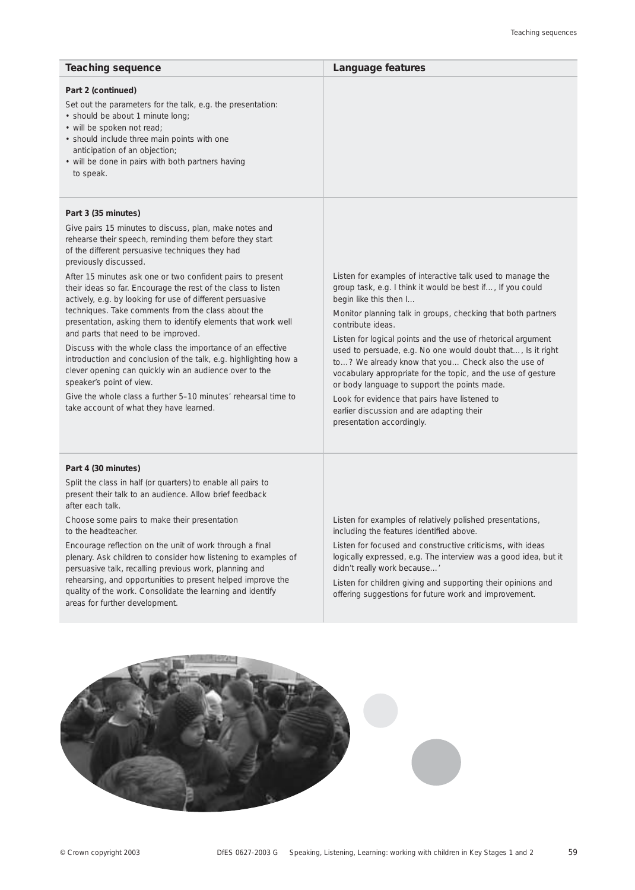| Teaching sequence | Language features |
|---|---|
| **Part 2 (continued)**<br>Set out the parameters for the talk, e.g. the presentation:<br>• should be about 1 minute long;<br>• will be spoken not read;<br>• should include three main points with one anticipation of an objection;<br>• will be done in pairs with both partners having to speak. | |
| **Part 3 (35 minutes)**<br>Give pairs 15 minutes to discuss, plan, make notes and rehearse their speech, reminding them before they start of the different persuasive techniques they had previously discussed.<br>After 15 minutes ask one or two confident pairs to present their ideas so far. Encourage the rest of the class to listen actively, e.g. by looking for use of different persuasive techniques. Take comments from the class about the presentation, asking them to identify elements that work well and parts that need to be improved.<br>Discuss with the whole class the importance of an effective introduction and conclusion of the talk, e.g. highlighting how a clever opening can quickly win an audience over to the speaker's point of view.<br>Give the whole class a further 5–10 minutes' rehearsal time to take account of what they have learned. | Listen for examples of interactive talk used to manage the group task, e.g. I think it would be best if…, If you could begin like this then I…<br>Monitor planning talk in groups, checking that both partners contribute ideas.<br>Listen for logical points and the use of rhetorical argument used to persuade, e.g. No one would doubt that…, Is it right to…? We already know that you… Check also the use of vocabulary appropriate for the topic, and the use of gesture or body language to support the points made.<br>Look for evidence that pairs have listened to earlier discussion and are adapting their presentation accordingly. |
| **Part 4 (30 minutes)**<br>Split the class in half (or quarters) to enable all pairs to present their talk to an audience. Allow brief feedback after each talk.<br>Choose some pairs to make their presentation to the headteacher.<br>Encourage reflection on the unit of work through a final plenary. Ask children to consider how listening to examples of persuasive talk, recalling previous work, planning and rehearsing, and opportunities to present helped improve the quality of the work. Consolidate the learning and identify areas for further development. | Listen for examples of relatively polished presentations, including the features identified above.<br>Listen for focused and constructive criticisms, with ideas logically expressed, e.g. The interview was a good idea, but it didn't really work because…'<br>Listen for children giving and supporting their opinions and offering suggestions for future work and improvement. |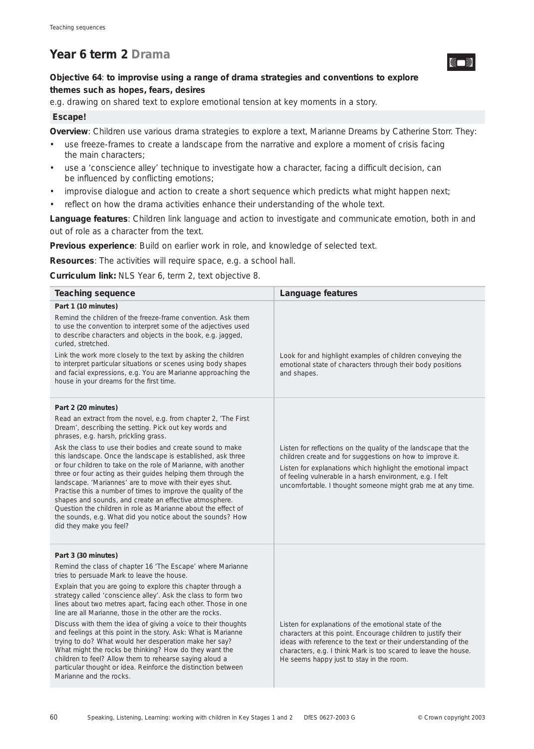# Year 6 term 2 Drama

**Objective 64**: **to improvise using a range of drama strategies and conventions to explore themes such as hopes, fears, desires**

e.g. drawing on shared text to explore emotional tension at key moments in a story.

## Escape!

**Overview**: Children use various drama strategies to explore a text, Marianne Dreams by Catherine Storr. They:

- use freeze-frames to create a landscape from the narrative and explore a moment of crisis facing the main characters;
- use a 'conscience alley' technique to investigate how a character, facing a difficult decision, can be influenced by conflicting emotions;
- improvise dialogue and action to create a short sequence which predicts what might happen next;
- reflect on how the drama activities enhance their understanding of the whole text.

**Language features**: Children link language and action to investigate and communicate emotion, both in and out of role as a character from the text.

**Previous experience**: Build on earlier work in role, and knowledge of selected text.

**Resources**: The activities will require space, e.g. a school hall.

**Curriculum link:** NLS Year 6, term 2, text objective 8.

| Teaching sequence | Language features |
|---|---|
| **Part 1 (10 minutes)**<br>Remind the children of the freeze-frame convention. Ask them to use the convention to interpret some of the adjectives used to describe characters and objects in the book, e.g. jagged, curled, stretched.<br>Link the work more closely to the text by asking the children to interpret particular situations or scenes using body shapes and facial expressions, e.g. You are Marianne approaching the house in your dreams for the first time. | Look for and highlight examples of children conveying the emotional state of characters through their body positions and shapes. |
| **Part 2 (20 minutes)**<br>Read an extract from the novel, e.g. from chapter 2, 'The First Dream', describing the setting. Pick out key words and phrases, e.g. harsh, prickling grass.<br>Ask the class to use their bodies and create sound to make this landscape. Once the landscape is established, ask three or four children to take on the role of Marianne, with another three or four acting as their guides helping them through the landscape. 'Mariannes' are to move with their eyes shut. Practise this a number of times to improve the quality of the shapes and sounds, and create an effective atmosphere. Question the children in role as Marianne about the effect of the sounds, e.g. What did you notice about the sounds? How did they make you feel? | Listen for reflections on the quality of the landscape that the children create and for suggestions on how to improve it.<br>Listen for explanations which highlight the emotional impact of feeling vulnerable in a harsh environment, e.g. I felt uncomfortable. I thought someone might grab me at any time. |
| **Part 3 (30 minutes)**<br>Remind the class of chapter 16 'The Escape' where Marianne tries to persuade Mark to leave the house.<br>Explain that you are going to explore this chapter through a strategy called 'conscience alley'. Ask the class to form two lines about two metres apart, facing each other. Those in one line are all Marianne, those in the other are the rocks.<br>Discuss with them the idea of giving a voice to their thoughts and feelings at this point in the story. Ask: What is Marianne trying to do? What would her desperation make her say? What might the rocks be thinking? How do they want the children to feel? Allow them to rehearse saying aloud a particular thought or idea. Reinforce the distinction between Marianne and the rocks. | Listen for explanations of the emotional state of the characters at this point. Encourage children to justify their ideas with reference to the text or their understanding of the characters, e.g. I think Mark is too scared to leave the house. He seems happy just to stay in the room. |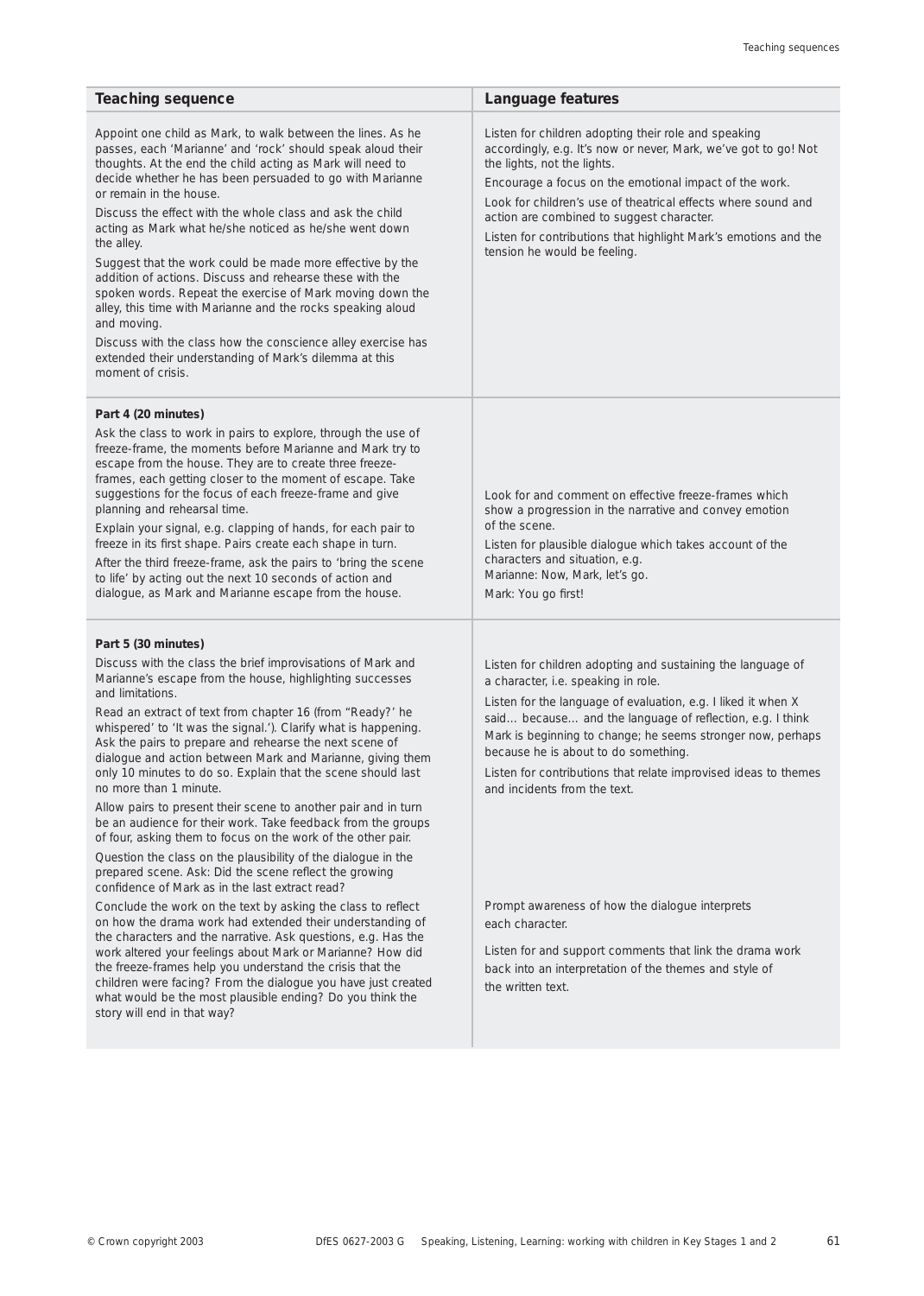| Teaching sequence | Language features |
| --- | --- |
| Appoint one child as Mark, to walk between the lines. As he passes, each 'Marianne' and 'rock' should speak aloud their thoughts. At the end the child acting as Mark will need to decide whether he has been persuaded to go with Marianne or remain in the house.<br><br>Discuss the effect with the whole class and ask the child acting as Mark what he/she noticed as he/she went down the alley.<br><br>Suggest that the work could be made more effective by the addition of actions. Discuss and rehearse these with the spoken words. Repeat the exercise of Mark moving down the alley, this time with Marianne and the rocks speaking aloud and moving.<br><br>Discuss with the class how the conscience alley exercise has extended their understanding of Mark's dilemma at this moment of crisis. | Listen for children adopting their role and speaking accordingly, e.g. It's now or never, Mark, we've got to go! Not the lights, not the lights.<br><br>Encourage a focus on the emotional impact of the work.<br><br>Look for children's use of theatrical effects where sound and action are combined to suggest character.<br><br>Listen for contributions that highlight Mark's emotions and the tension he would be feeling. |
| **Part 4 (20 minutes)**<br><br>Ask the class to work in pairs to explore, through the use of freeze-frame, the moments before Marianne and Mark try to escape from the house. They are to create three freeze-frames, each getting closer to the moment of escape. Take suggestions for the focus of each freeze-frame and give planning and rehearsal time.<br><br>Explain your signal, e.g. clapping of hands, for each pair to freeze in its first shape. Pairs create each shape in turn.<br><br>After the third freeze-frame, ask the pairs to 'bring the scene to life' by acting out the next 10 seconds of action and dialogue, as Mark and Marianne escape from the house. | Look for and comment on effective freeze-frames which show a progression in the narrative and convey emotion of the scene.<br><br>Listen for plausible dialogue which takes account of the characters and situation, e.g.<br>Marianne: Now, Mark, let's go.<br>Mark: You go first! |
| **Part 5 (30 minutes)**<br><br>Discuss with the class the brief improvisations of Mark and Marianne's escape from the house, highlighting successes and limitations.<br><br>Read an extract of text from chapter 16 (from "Ready?' he whispered' to 'It was the signal.'). Clarify what is happening. Ask the pairs to prepare and rehearse the next scene of dialogue and action between Mark and Marianne, giving them only 10 minutes to do so. Explain that the scene should last no more than 1 minute.<br><br>Allow pairs to present their scene to another pair and in turn be an audience for their work. Take feedback from the groups of four, asking them to focus on the work of the other pair.<br><br>Question the class on the plausibility of the dialogue in the prepared scene. Ask: Did the scene reflect the growing confidence of Mark as in the last extract read?<br><br>Conclude the work on the text by asking the class to reflect on how the drama work had extended their understanding of the characters and the narrative. Ask questions, e.g. Has the work altered your feelings about Mark or Marianne? How did the freeze-frames help you understand the crisis that the children were facing? From the dialogue you have just created what would be the most plausible ending? Do you think the story will end in that way? | Listen for children adopting and sustaining the language of a character, i.e. speaking in role.<br><br>Listen for the language of evaluation, e.g. I liked it when X said… because… and the language of reflection, e.g. I think Mark is beginning to change; he seems stronger now, perhaps because he is about to do something.<br><br>Listen for contributions that relate improvised ideas to themes and incidents from the text.<br><br>Prompt awareness of how the dialogue interprets each character.<br><br>Listen for and support comments that link the drama work back into an interpretation of the themes and style of the written text. |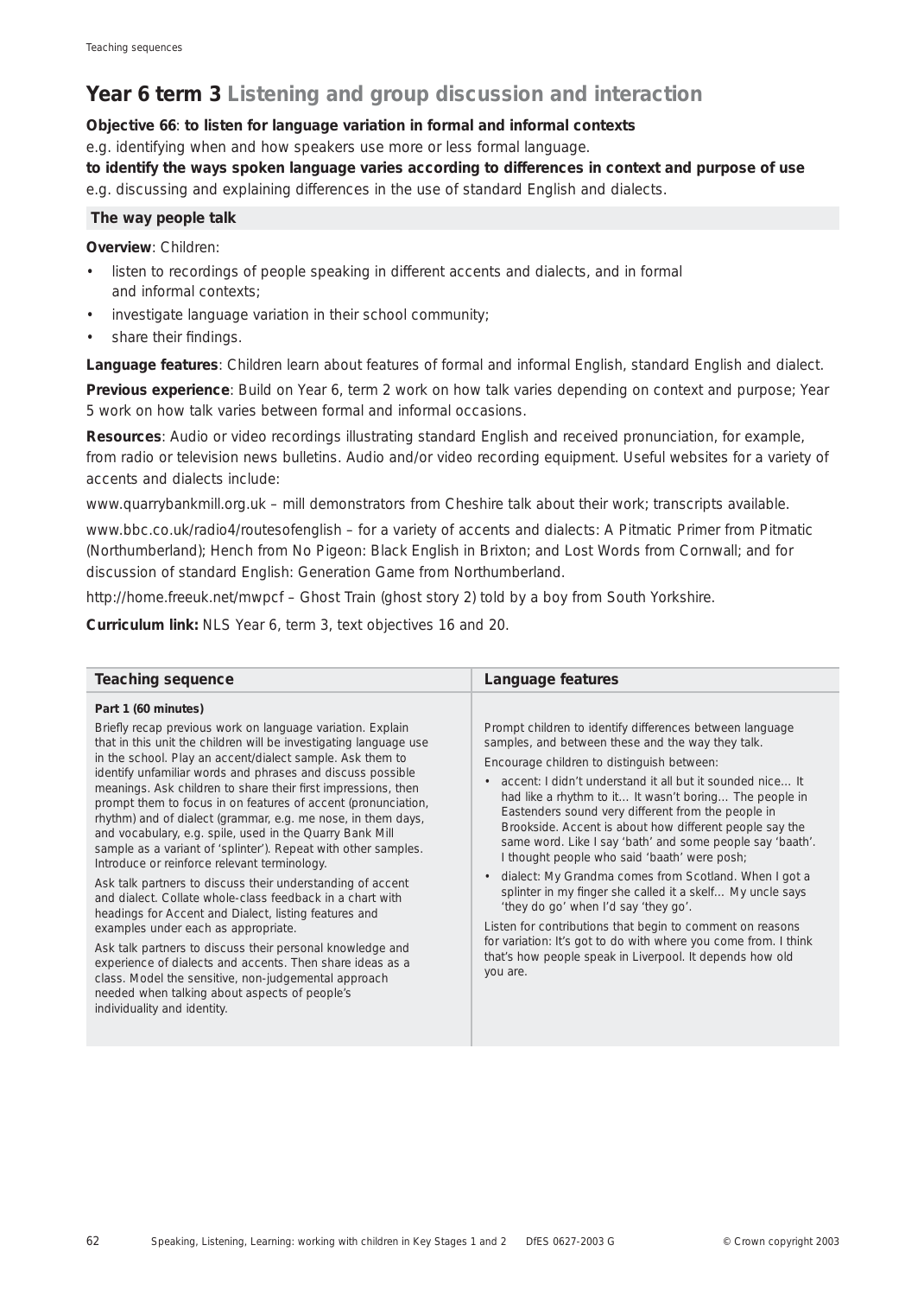## Year 6 term 3 Listening and group discussion and interaction

**Objective 66**: **to listen for language variation in formal and informal contexts**
e.g. identifying when and how speakers use more or less formal language.
**to identify the ways spoken language varies according to differences in context and purpose of use**
e.g. discussing and explaining differences in the use of standard English and dialects.

### The way people talk

**Overview**: Children:

- listen to recordings of people speaking in different accents and dialects, and in formal and informal contexts;
- investigate language variation in their school community;
- share their findings.

**Language features**: Children learn about features of formal and informal English, standard English and dialect.

**Previous experience**: Build on Year 6, term 2 work on how talk varies depending on context and purpose; Year 5 work on how talk varies between formal and informal occasions.

**Resources**: Audio or video recordings illustrating standard English and received pronunciation, for example, from radio or television news bulletins. Audio and/or video recording equipment. Useful websites for a variety of accents and dialects include:

www.quarrybankmill.org.uk – mill demonstrators from Cheshire talk about their work; transcripts available.

www.bbc.co.uk/radio4/routesofenglish – for a variety of accents and dialects: A Pitmatic Primer from Pitmatic (Northumberland); Hench from No Pigeon: Black English in Brixton; and Lost Words from Cornwall; and for discussion of standard English: Generation Game from Northumberland.

http://home.freeuk.net/mwpcf – Ghost Train (ghost story 2) told by a boy from South Yorkshire.

**Curriculum link:** NLS Year 6, term 3, text objectives 16 and 20.

| Teaching sequence | Language features |
|---|---|
| **Part 1 (60 minutes)**<br><br>Briefly recap previous work on language variation. Explain that in this unit the children will be investigating language use in the school. Play an accent/dialect sample. Ask them to identify unfamiliar words and phrases and discuss possible meanings. Ask children to share their first impressions, then prompt them to focus in on features of accent (pronunciation, rhythm) and of dialect (grammar, e.g. me nose, in them days, and vocabulary, e.g. spile, used in the Quarry Bank Mill sample as a variant of 'splinter'). Repeat with other samples. Introduce or reinforce relevant terminology.<br><br>Ask talk partners to discuss their understanding of accent and dialect. Collate whole-class feedback in a chart with headings for Accent and Dialect, listing features and examples under each as appropriate.<br><br>Ask talk partners to discuss their personal knowledge and experience of dialects and accents. Then share ideas as a class. Model the sensitive, non-judgemental approach needed when talking about aspects of people's individuality and identity. | Prompt children to identify differences between language samples, and between these and the way they talk.<br><br>Encourage children to distinguish between:<br><br>• accent: I didn't understand it all but it sounded nice… It had like a rhythm to it… It wasn't boring… The people in Eastenders sound very different from the people in Brookside. Accent is about how different people say the same word. Like I say 'bath' and some people say 'baath'. I thought people who said 'baath' were posh;<br><br>• dialect: My Grandma comes from Scotland. When I got a splinter in my finger she called it a skelf… My uncle says 'they do go' when I'd say 'they go'.<br><br>Listen for contributions that begin to comment on reasons for variation: It's got to do with where you come from. I think that's how people speak in Liverpool. It depends how old you are. |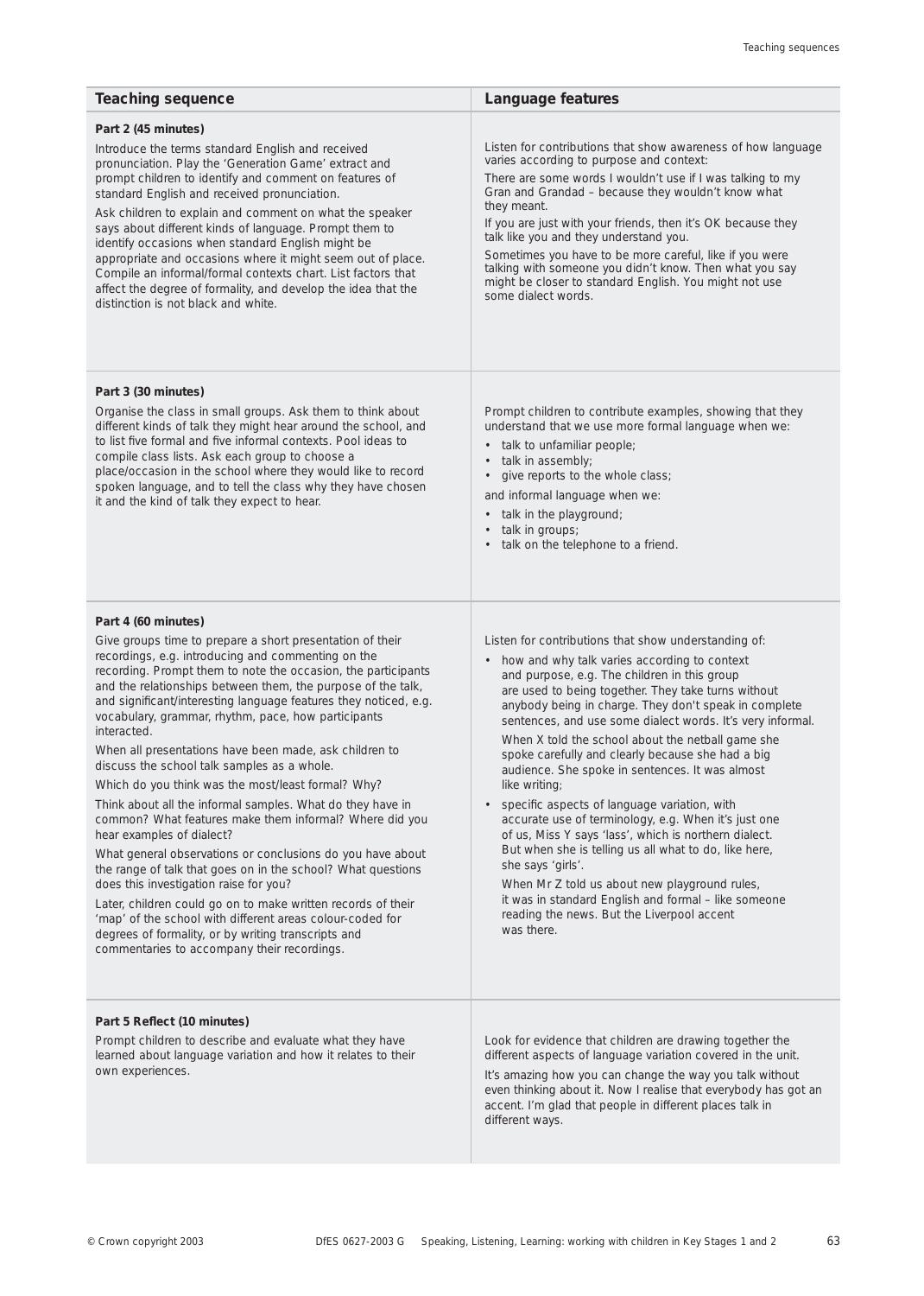| Teaching sequence | Language features |
|---|---|
| **Part 2 (45 minutes)**<br>Introduce the terms standard English and received pronunciation. Play the 'Generation Game' extract and prompt children to identify and comment on features of standard English and received pronunciation.<br>Ask children to explain and comment on what the speaker says about different kinds of language. Prompt them to identify occasions when standard English might be appropriate and occasions where it might seem out of place. Compile an informal/formal contexts chart. List factors that affect the degree of formality, and develop the idea that the distinction is not black and white. | Listen for contributions that show awareness of how language varies according to purpose and context:<br>There are some words I wouldn't use if I was talking to my Gran and Grandad – because they wouldn't know what they meant.<br>If you are just with your friends, then it's OK because they talk like you and they understand you.<br>Sometimes you have to be more careful, like if you were talking with someone you didn't know. Then what you say might be closer to standard English. You might not use some dialect words. |
| **Part 3 (30 minutes)**<br>Organise the class in small groups. Ask them to think about different kinds of talk they might hear around the school, and to list five formal and five informal contexts. Pool ideas to compile class lists. Ask each group to choose a place/occasion in the school where they would like to record spoken language, and to tell the class why they have chosen it and the kind of talk they expect to hear. | Prompt children to contribute examples, showing that they understand that we use more formal language when we:<br>• talk to unfamiliar people;<br>• talk in assembly;<br>• give reports to the whole class;<br>and informal language when we:<br>• talk in the playground;<br>• talk in groups;<br>• talk on the telephone to a friend. |
| **Part 4 (60 minutes)**<br>Give groups time to prepare a short presentation of their recordings, e.g. introducing and commenting on the recording. Prompt them to note the occasion, the participants and the relationships between them, the purpose of the talk, and significant/interesting language features they noticed, e.g. vocabulary, grammar, rhythm, pace, how participants interacted.<br>When all presentations have been made, ask children to discuss the school talk samples as a whole.<br>Which do you think was the most/least formal? Why?<br>Think about all the informal samples. What do they have in common? What features make them informal? Where did you hear examples of dialect?<br>What general observations or conclusions do you have about the range of talk that goes on in the school? What questions does this investigation raise for you?<br>Later, children could go on to make written records of their 'map' of the school with different areas colour-coded for degrees of formality, or by writing transcripts and commentaries to accompany their recordings. | Listen for contributions that show understanding of:<br>• how and why talk varies according to context and purpose, e.g. The children in this group are used to being together. They take turns without anybody being in charge. They don't speak in complete sentences, and use some dialect words. It's very informal.<br>When X told the school about the netball game she spoke carefully and clearly because she had a big audience. She spoke in sentences. It was almost like writing;<br>• specific aspects of language variation, with accurate use of terminology, e.g. When it's just one of us, Miss Y says 'lass', which is northern dialect. But when she is telling us all what to do, like here, she says 'girls'.<br>When Mr Z told us about new playground rules, it was in standard English and formal – like someone reading the news. But the Liverpool accent was there. |
| **Part 5 Reflect (10 minutes)**<br>Prompt children to describe and evaluate what they have learned about language variation and how it relates to their own experiences. | Look for evidence that children are drawing together the different aspects of language variation covered in the unit.<br>It's amazing how you can change the way you talk without even thinking about it. Now I realise that everybody has got an accent. I'm glad that people in different places talk in different ways. |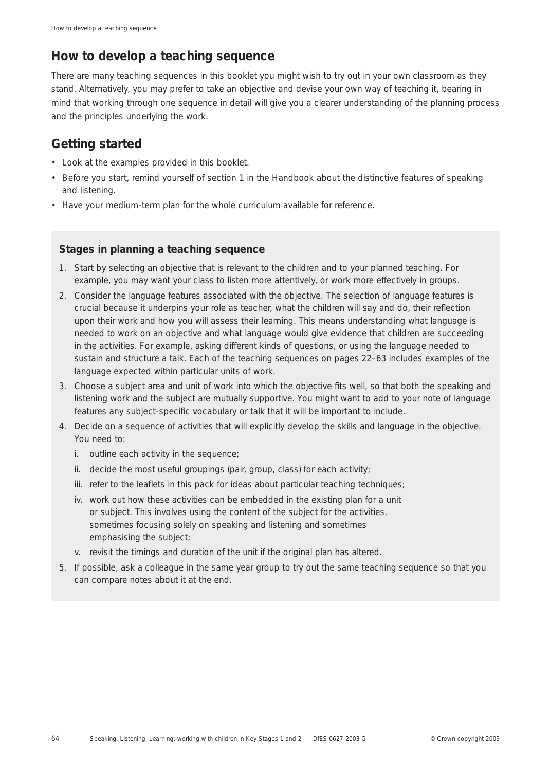## How to develop a teaching sequence

There are many teaching sequences in this booklet you might wish to try out in your own classroom as they stand. Alternatively, you may prefer to take an objective and devise your own way of teaching it, bearing in mind that working through one sequence in detail will give you a clearer understanding of the planning process and the principles underlying the work.

## Getting started

- Look at the examples provided in this booklet.
- Before you start, remind yourself of section 1 in the Handbook about the distinctive features of speaking and listening.
- Have your medium-term plan for the whole curriculum available for reference.

### Stages in planning a teaching sequence

1. Start by selecting an objective that is relevant to the children and to your planned teaching. For example, you may want your class to listen more attentively, or work more effectively in groups.
2. Consider the language features associated with the objective. The selection of language features is crucial because it underpins your role as teacher, what the children will say and do, their reflection upon their work and how you will assess their learning. This means understanding what language is needed to work on an objective and what language would give evidence that children are succeeding in the activities. For example, asking different kinds of questions, or using the language needed to sustain and structure a talk. Each of the teaching sequences on pages 22–63 includes examples of the language expected within particular units of work.
3. Choose a subject area and unit of work into which the objective fits well, so that both the speaking and listening work and the subject are mutually supportive. You might want to add to your note of language features any subject-specific vocabulary or talk that it will be important to include.
4. Decide on a sequence of activities that will explicitly develop the skills and language in the objective. You need to:
   - i. outline each activity in the sequence;
   - ii. decide the most useful groupings (pair, group, class) for each activity;
   - iii. refer to the leaflets in this pack for ideas about particular teaching techniques;
   - iv. work out how these activities can be embedded in the existing plan for a unit or subject. This involves using the content of the subject for the activities, sometimes focusing solely on speaking and listening and sometimes emphasising the subject;
   - v. revisit the timings and duration of the unit if the original plan has altered.
5. If possible, ask a colleague in the same year group to try out the same teaching sequence so that you can compare notes about it at the end.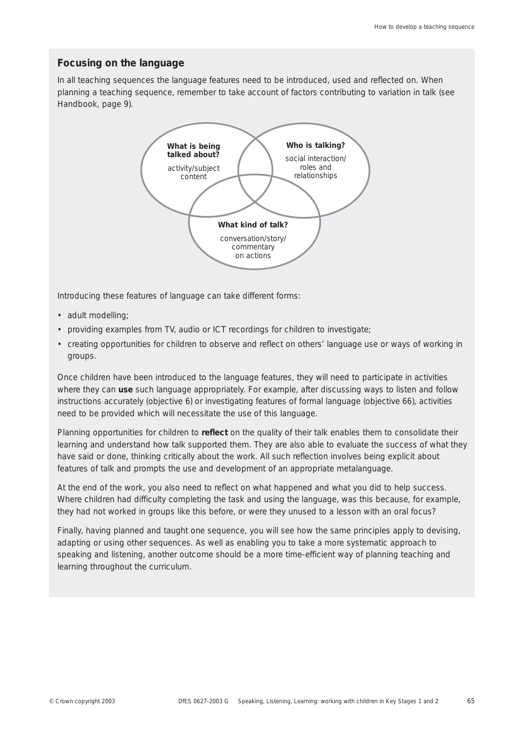## Focusing on the language

In all teaching sequences the language features need to be introduced, used and reflected on. When planning a teaching sequence, remember to take account of factors contributing to variation in talk (see Handbook, page 9).

**What is being talked about?**
activity/subject content

**Who is talking?**
social interaction/ roles and relationships

**What kind of talk?**
conversation/story/ commentary on actions

Introducing these features of language can take different forms:

- adult modelling;
- providing examples from TV, audio or ICT recordings for children to investigate;
- creating opportunities for children to observe and reflect on others' language use or ways of working in groups.

Once children have been introduced to the language features, they will need to participate in activities where they can **use** such language appropriately. For example, after discussing ways to listen and follow instructions accurately (objective 6) or investigating features of formal language (objective 66), activities need to be provided which will necessitate the use of this language.

Planning opportunities for children to **reflect** on the quality of their talk enables them to consolidate their learning and understand how talk supported them. They are also able to evaluate the success of what they have said or done, thinking critically about the work. All such reflection involves being explicit about features of talk and prompts the use and development of an appropriate metalanguage.

At the end of the work, you also need to reflect on what happened and what you did to help success. Where children had difficulty completing the task and using the language, was this because, for example, they had not worked in groups like this before, or were they unused to a lesson with an oral focus?

Finally, having planned and taught one sequence, you will see how the same principles apply to devising, adapting or using other sequences. As well as enabling you to take a more systematic approach to speaking and listening, another outcome should be a more time-efficient way of planning teaching and learning throughout the curriculum.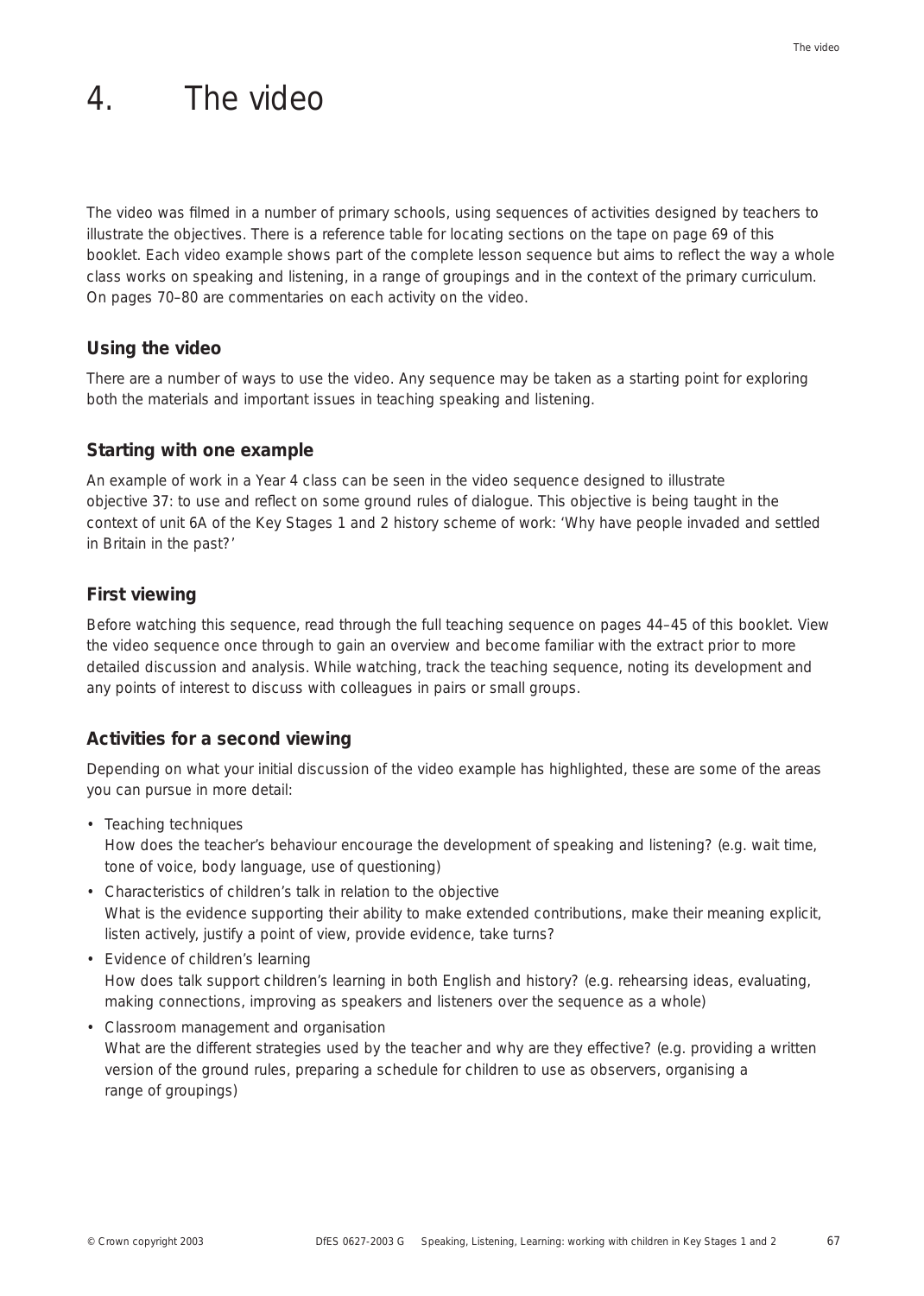# 4. The video

The video was filmed in a number of primary schools, using sequences of activities designed by teachers to illustrate the objectives. There is a reference table for locating sections on the tape on page 69 of this booklet. Each video example shows part of the complete lesson sequence but aims to reflect the way a whole class works on speaking and listening, in a range of groupings and in the context of the primary curriculum. On pages 70–80 are commentaries on each activity on the video.

## Using the video

There are a number of ways to use the video. Any sequence may be taken as a starting point for exploring both the materials and important issues in teaching speaking and listening.

## Starting with one example

An example of work in a Year 4 class can be seen in the video sequence designed to illustrate objective 37: to use and reflect on some ground rules of dialogue. This objective is being taught in the context of unit 6A of the Key Stages 1 and 2 history scheme of work: 'Why have people invaded and settled in Britain in the past?'

## First viewing

Before watching this sequence, read through the full teaching sequence on pages 44–45 of this booklet. View the video sequence once through to gain an overview and become familiar with the extract prior to more detailed discussion and analysis. While watching, track the teaching sequence, noting its development and any points of interest to discuss with colleagues in pairs or small groups.

## Activities for a second viewing

Depending on what your initial discussion of the video example has highlighted, these are some of the areas you can pursue in more detail:

- Teaching techniques
  How does the teacher's behaviour encourage the development of speaking and listening? (e.g. wait time, tone of voice, body language, use of questioning)
- Characteristics of children's talk in relation to the objective
  What is the evidence supporting their ability to make extended contributions, make their meaning explicit, listen actively, justify a point of view, provide evidence, take turns?
- Evidence of children's learning
  How does talk support children's learning in both English and history? (e.g. rehearsing ideas, evaluating, making connections, improving as speakers and listeners over the sequence as a whole)
- Classroom management and organisation
  What are the different strategies used by the teacher and why are they effective? (e.g. providing a written version of the ground rules, preparing a schedule for children to use as observers, organising a range of groupings)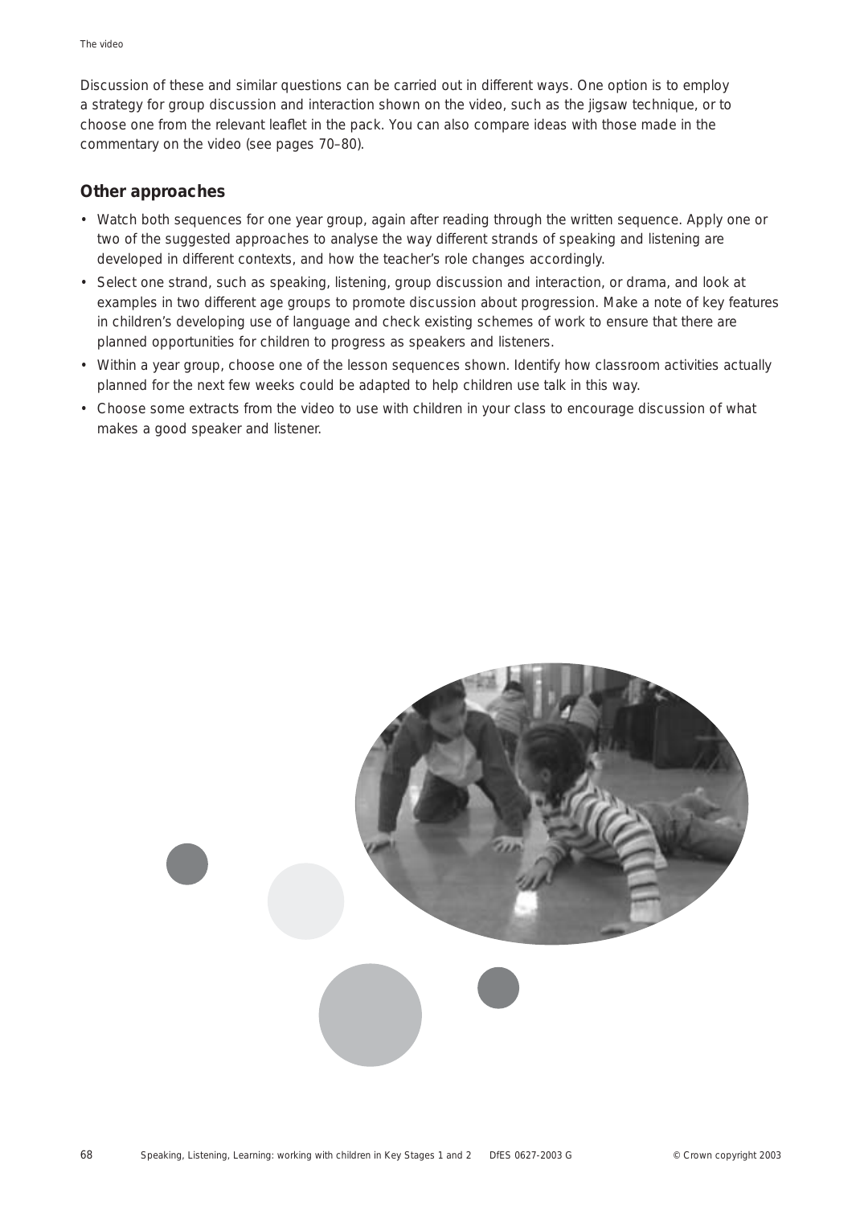Discussion of these and similar questions can be carried out in different ways. One option is to employ a strategy for group discussion and interaction shown on the video, such as the jigsaw technique, or to choose one from the relevant leaflet in the pack. You can also compare ideas with those made in the commentary on the video (see pages 70–80).

## Other approaches

- Watch both sequences for one year group, again after reading through the written sequence. Apply one or two of the suggested approaches to analyse the way different strands of speaking and listening are developed in different contexts, and how the teacher's role changes accordingly.
- Select one strand, such as speaking, listening, group discussion and interaction, or drama, and look at examples in two different age groups to promote discussion about progression. Make a note of key features in children's developing use of language and check existing schemes of work to ensure that there are planned opportunities for children to progress as speakers and listeners.
- Within a year group, choose one of the lesson sequences shown. Identify how classroom activities actually planned for the next few weeks could be adapted to help children use talk in this way.
- Choose some extracts from the video to use with children in your class to encourage discussion of what makes a good speaker and listener.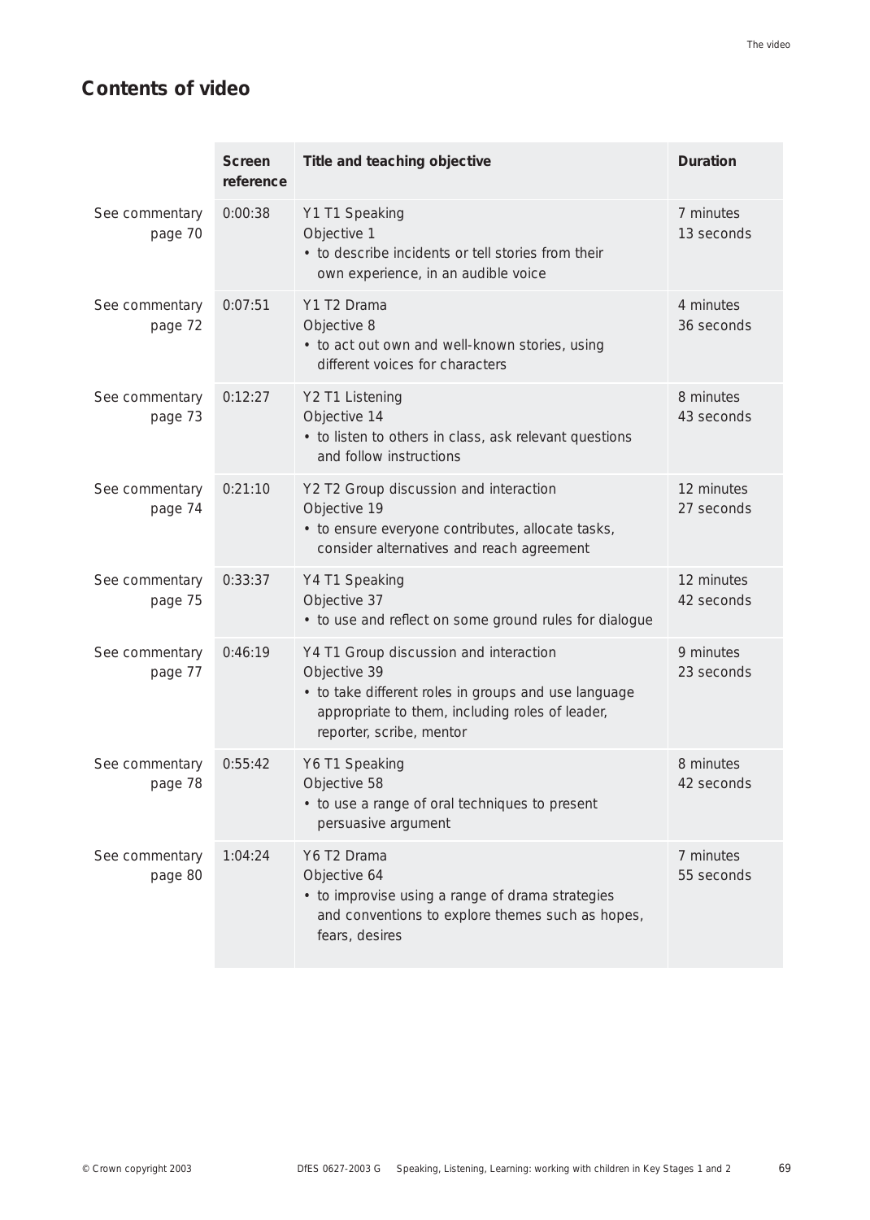## Contents of video

| | Screen reference | Title and teaching objective | Duration |
|---|---|---|---|
| See commentary page 70 | 0:00:38 | Y1 T1 Speaking<br>Objective 1<br>• to describe incidents or tell stories from their own experience, in an audible voice | 7 minutes 13 seconds |
| See commentary page 72 | 0:07:51 | Y1 T2 Drama<br>Objective 8<br>• to act out own and well-known stories, using different voices for characters | 4 minutes 36 seconds |
| See commentary page 73 | 0:12:27 | Y2 T1 Listening<br>Objective 14<br>• to listen to others in class, ask relevant questions and follow instructions | 8 minutes 43 seconds |
| See commentary page 74 | 0:21:10 | Y2 T2 Group discussion and interaction<br>Objective 19<br>• to ensure everyone contributes, allocate tasks, consider alternatives and reach agreement | 12 minutes 27 seconds |
| See commentary page 75 | 0:33:37 | Y4 T1 Speaking<br>Objective 37<br>• to use and reflect on some ground rules for dialogue | 12 minutes 42 seconds |
| See commentary page 77 | 0:46:19 | Y4 T1 Group discussion and interaction<br>Objective 39<br>• to take different roles in groups and use language appropriate to them, including roles of leader, reporter, scribe, mentor | 9 minutes 23 seconds |
| See commentary page 78 | 0:55:42 | Y6 T1 Speaking<br>Objective 58<br>• to use a range of oral techniques to present persuasive argument | 8 minutes 42 seconds |
| See commentary page 80 | 1:04:24 | Y6 T2 Drama<br>Objective 64<br>• to improvise using a range of drama strategies and conventions to explore themes such as hopes, fears, desires | 7 minutes 55 seconds |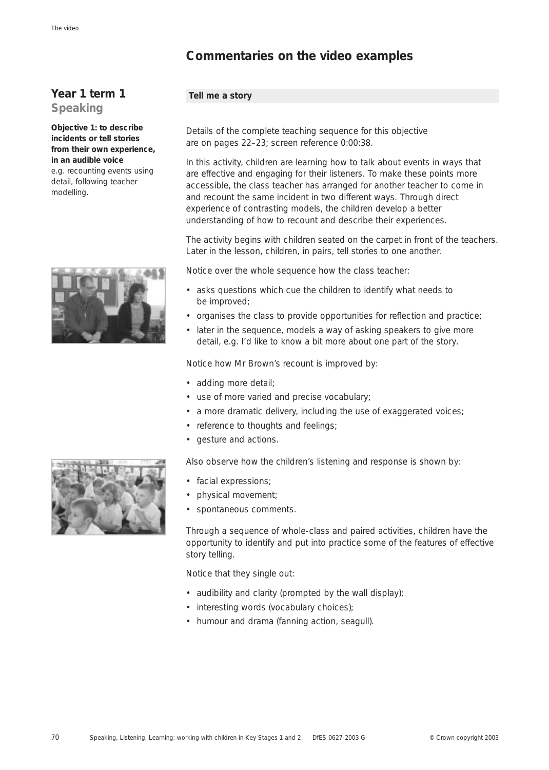## Commentaries on the video examples

### Year 1 term 1
### Speaking

**Objective 1: to describe incidents or tell stories from their own experience, in an audible voice**
e.g. recounting events using detail, following teacher modelling.

**Tell me a story**

Details of the complete teaching sequence for this objective are on pages 22–23; screen reference 0:00:38.

In this activity, children are learning how to talk about events in ways that are effective and engaging for their listeners. To make these points more accessible, the class teacher has arranged for another teacher to come in and recount the same incident in two different ways. Through direct experience of contrasting models, the children develop a better understanding of how to recount and describe their experiences.

The activity begins with children seated on the carpet in front of the teachers. Later in the lesson, children, in pairs, tell stories to one another.

Notice over the whole sequence how the class teacher:

- asks questions which cue the children to identify what needs to be improved;
- organises the class to provide opportunities for reflection and practice;
- later in the sequence, models a way of asking speakers to give more detail, e.g. I'd like to know a bit more about one part of the story.

Notice how Mr Brown's recount is improved by:

- adding more detail;
- use of more varied and precise vocabulary;
- a more dramatic delivery, including the use of exaggerated voices;
- reference to thoughts and feelings;
- gesture and actions.

Also observe how the children's listening and response is shown by:

- facial expressions;
- physical movement;
- spontaneous comments.

Through a sequence of whole-class and paired activities, children have the opportunity to identify and put into practice some of the features of effective story telling.

Notice that they single out:

- audibility and clarity (prompted by the wall display);
- interesting words (vocabulary choices);
- humour and drama (fanning action, seagull).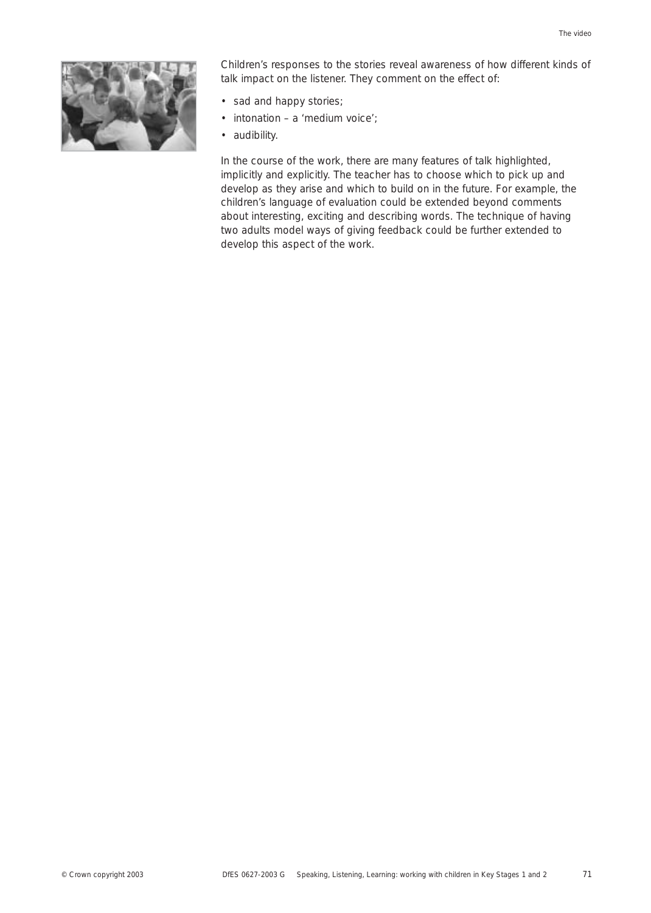Children's responses to the stories reveal awareness of how different kinds of talk impact on the listener. They comment on the effect of:

- sad and happy stories;
- intonation – a 'medium voice';
- audibility.

In the course of the work, there are many features of talk highlighted, implicitly and explicitly. The teacher has to choose which to pick up and develop as they arise and which to build on in the future. For example, the children's language of evaluation could be extended beyond comments about interesting, exciting and describing words. The technique of having two adults model ways of giving feedback could be further extended to develop this aspect of the work.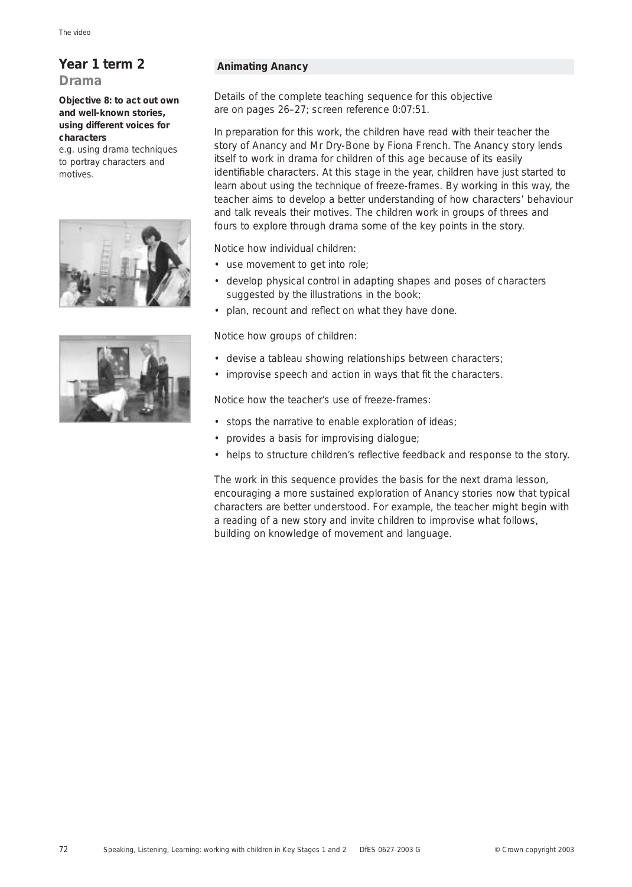## Year 1 term 2

### Drama

**Objective 8: to act out own and well-known stories, using different voices for characters**

e.g. using drama techniques to portray characters and motives.

### Animating Anancy

Details of the complete teaching sequence for this objective are on pages 26–27; screen reference 0:07:51.

In preparation for this work, the children have read with their teacher the story of Anancy and Mr Dry-Bone by Fiona French. The Anancy story lends itself to work in drama for children of this age because of its easily identifiable characters. At this stage in the year, children have just started to learn about using the technique of freeze-frames. By working in this way, the teacher aims to develop a better understanding of how characters' behaviour and talk reveals their motives. The children work in groups of threes and fours to explore through drama some of the key points in the story.

Notice how individual children:

- use movement to get into role;
- develop physical control in adapting shapes and poses of characters suggested by the illustrations in the book;
- plan, recount and reflect on what they have done.

Notice how groups of children:

- devise a tableau showing relationships between characters;
- improvise speech and action in ways that fit the characters.

Notice how the teacher's use of freeze-frames:

- stops the narrative to enable exploration of ideas;
- provides a basis for improvising dialogue;
- helps to structure children's reflective feedback and response to the story.

The work in this sequence provides the basis for the next drama lesson, encouraging a more sustained exploration of Anancy stories now that typical characters are better understood. For example, the teacher might begin with a reading of a new story and invite children to improvise what follows, building on knowledge of movement and language.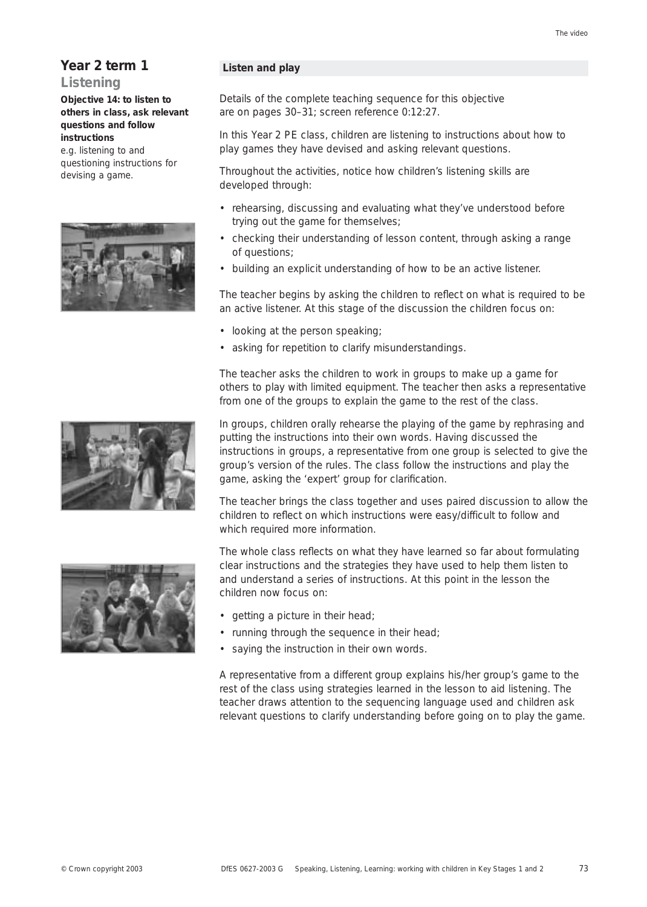## Year 2 term 1

### Listening

**Objective 14: to listen to others in class, ask relevant questions and follow instructions**

e.g. listening to and questioning instructions for devising a game.

### Listen and play

Details of the complete teaching sequence for this objective are on pages 30–31; screen reference 0:12:27.

In this Year 2 PE class, children are listening to instructions about how to play games they have devised and asking relevant questions.

Throughout the activities, notice how children's listening skills are developed through:

- rehearsing, discussing and evaluating what they've understood before trying out the game for themselves;
- checking their understanding of lesson content, through asking a range of questions;
- building an explicit understanding of how to be an active listener.

The teacher begins by asking the children to reflect on what is required to be an active listener. At this stage of the discussion the children focus on:

- looking at the person speaking;
- asking for repetition to clarify misunderstandings.

The teacher asks the children to work in groups to make up a game for others to play with limited equipment. The teacher then asks a representative from one of the groups to explain the game to the rest of the class.

In groups, children orally rehearse the playing of the game by rephrasing and putting the instructions into their own words. Having discussed the instructions in groups, a representative from one group is selected to give the group's version of the rules. The class follow the instructions and play the game, asking the 'expert' group for clarification.

The teacher brings the class together and uses paired discussion to allow the children to reflect on which instructions were easy/difficult to follow and which required more information.

The whole class reflects on what they have learned so far about formulating clear instructions and the strategies they have used to help them listen to and understand a series of instructions. At this point in the lesson the children now focus on:

- getting a picture in their head;
- running through the sequence in their head;
- saying the instruction in their own words.

A representative from a different group explains his/her group's game to the rest of the class using strategies learned in the lesson to aid listening. The teacher draws attention to the sequencing language used and children ask relevant questions to clarify understanding before going on to play the game.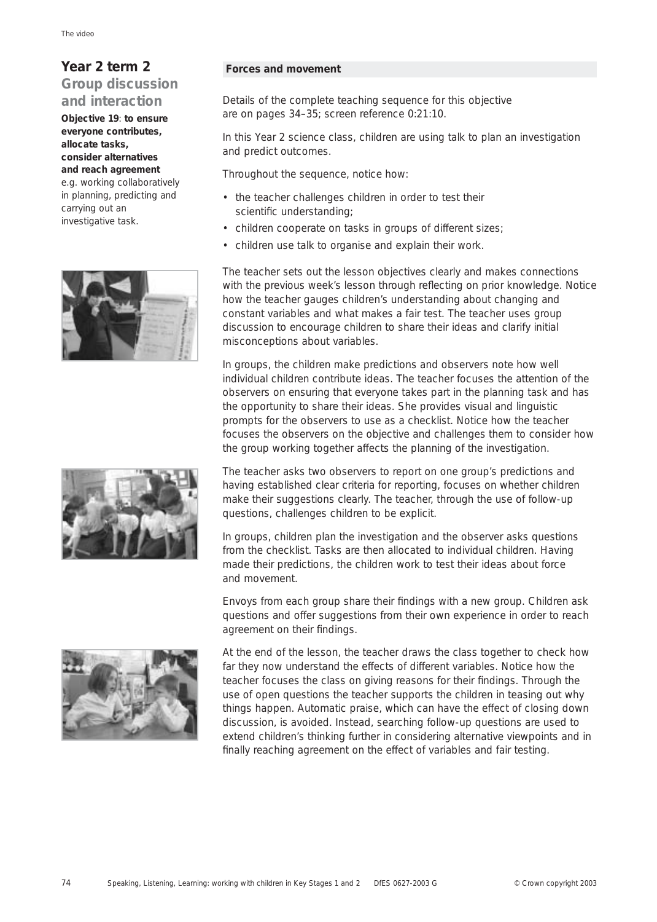## Year 2 term 2

### Group discussion and interaction

**Objective 19**: **to ensure everyone contributes, allocate tasks, consider alternatives and reach agreement** e.g. working collaboratively in planning, predicting and carrying out an investigative task.

**Forces and movement**

Details of the complete teaching sequence for this objective are on pages 34–35; screen reference 0:21:10.

In this Year 2 science class, children are using talk to plan an investigation and predict outcomes.

Throughout the sequence, notice how:

- the teacher challenges children in order to test their scientific understanding;
- children cooperate on tasks in groups of different sizes;
- children use talk to organise and explain their work.

The teacher sets out the lesson objectives clearly and makes connections with the previous week's lesson through reflecting on prior knowledge. Notice how the teacher gauges children's understanding about changing and constant variables and what makes a fair test. The teacher uses group discussion to encourage children to share their ideas and clarify initial misconceptions about variables.

In groups, the children make predictions and observers note how well individual children contribute ideas. The teacher focuses the attention of the observers on ensuring that everyone takes part in the planning task and has the opportunity to share their ideas. She provides visual and linguistic prompts for the observers to use as a checklist. Notice how the teacher focuses the observers on the objective and challenges them to consider how the group working together affects the planning of the investigation.

The teacher asks two observers to report on one group's predictions and having established clear criteria for reporting, focuses on whether children make their suggestions clearly. The teacher, through the use of follow-up questions, challenges children to be explicit.

In groups, children plan the investigation and the observer asks questions from the checklist. Tasks are then allocated to individual children. Having made their predictions, the children work to test their ideas about force and movement.

Envoys from each group share their findings with a new group. Children ask questions and offer suggestions from their own experience in order to reach agreement on their findings.

At the end of the lesson, the teacher draws the class together to check how far they now understand the effects of different variables. Notice how the teacher focuses the class on giving reasons for their findings. Through the use of open questions the teacher supports the children in teasing out why things happen. Automatic praise, which can have the effect of closing down discussion, is avoided. Instead, searching follow-up questions are used to extend children's thinking further in considering alternative viewpoints and in finally reaching agreement on the effect of variables and fair testing.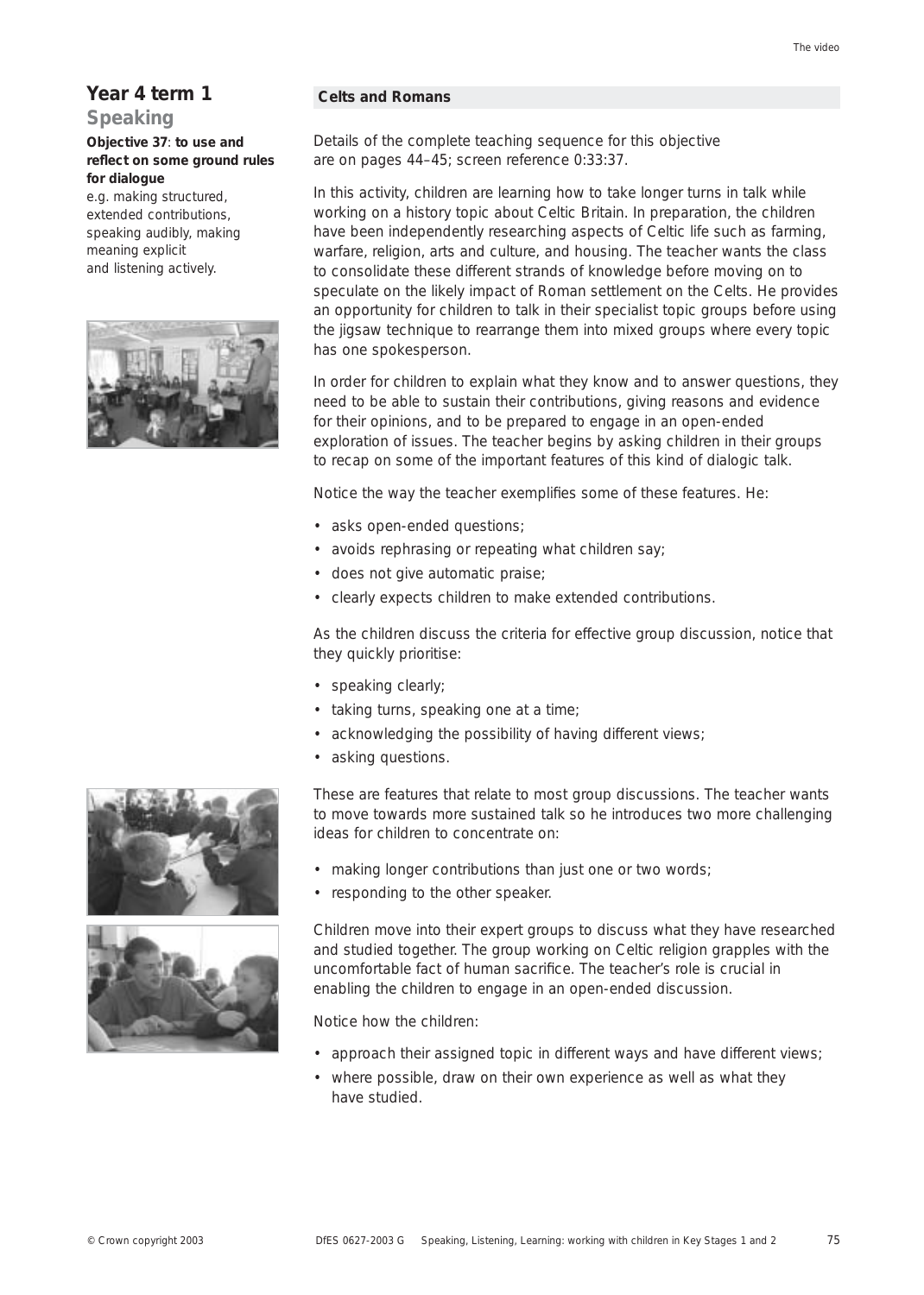## Year 4 term 1

### Speaking

**Objective 37**: **to use and reflect on some ground rules for dialogue**

e.g. making structured, extended contributions, speaking audibly, making meaning explicit and listening actively.

### Celts and Romans

Details of the complete teaching sequence for this objective are on pages 44–45; screen reference 0:33:37.

In this activity, children are learning how to take longer turns in talk while working on a history topic about Celtic Britain. In preparation, the children have been independently researching aspects of Celtic life such as farming, warfare, religion, arts and culture, and housing. The teacher wants the class to consolidate these different strands of knowledge before moving on to speculate on the likely impact of Roman settlement on the Celts. He provides an opportunity for children to talk in their specialist topic groups before using the jigsaw technique to rearrange them into mixed groups where every topic has one spokesperson.

In order for children to explain what they know and to answer questions, they need to be able to sustain their contributions, giving reasons and evidence for their opinions, and to be prepared to engage in an open-ended exploration of issues. The teacher begins by asking children in their groups to recap on some of the important features of this kind of dialogic talk.

Notice the way the teacher exemplifies some of these features. He:

- asks open-ended questions;
- avoids rephrasing or repeating what children say;
- does not give automatic praise;
- clearly expects children to make extended contributions.

As the children discuss the criteria for effective group discussion, notice that they quickly prioritise:

- speaking clearly;
- taking turns, speaking one at a time;
- acknowledging the possibility of having different views;
- asking questions.

These are features that relate to most group discussions. The teacher wants to move towards more sustained talk so he introduces two more challenging ideas for children to concentrate on:

- making longer contributions than just one or two words;
- responding to the other speaker.

Children move into their expert groups to discuss what they have researched and studied together. The group working on Celtic religion grapples with the uncomfortable fact of human sacrifice. The teacher's role is crucial in enabling the children to engage in an open-ended discussion.

Notice how the children:

- approach their assigned topic in different ways and have different views;
- where possible, draw on their own experience as well as what they have studied.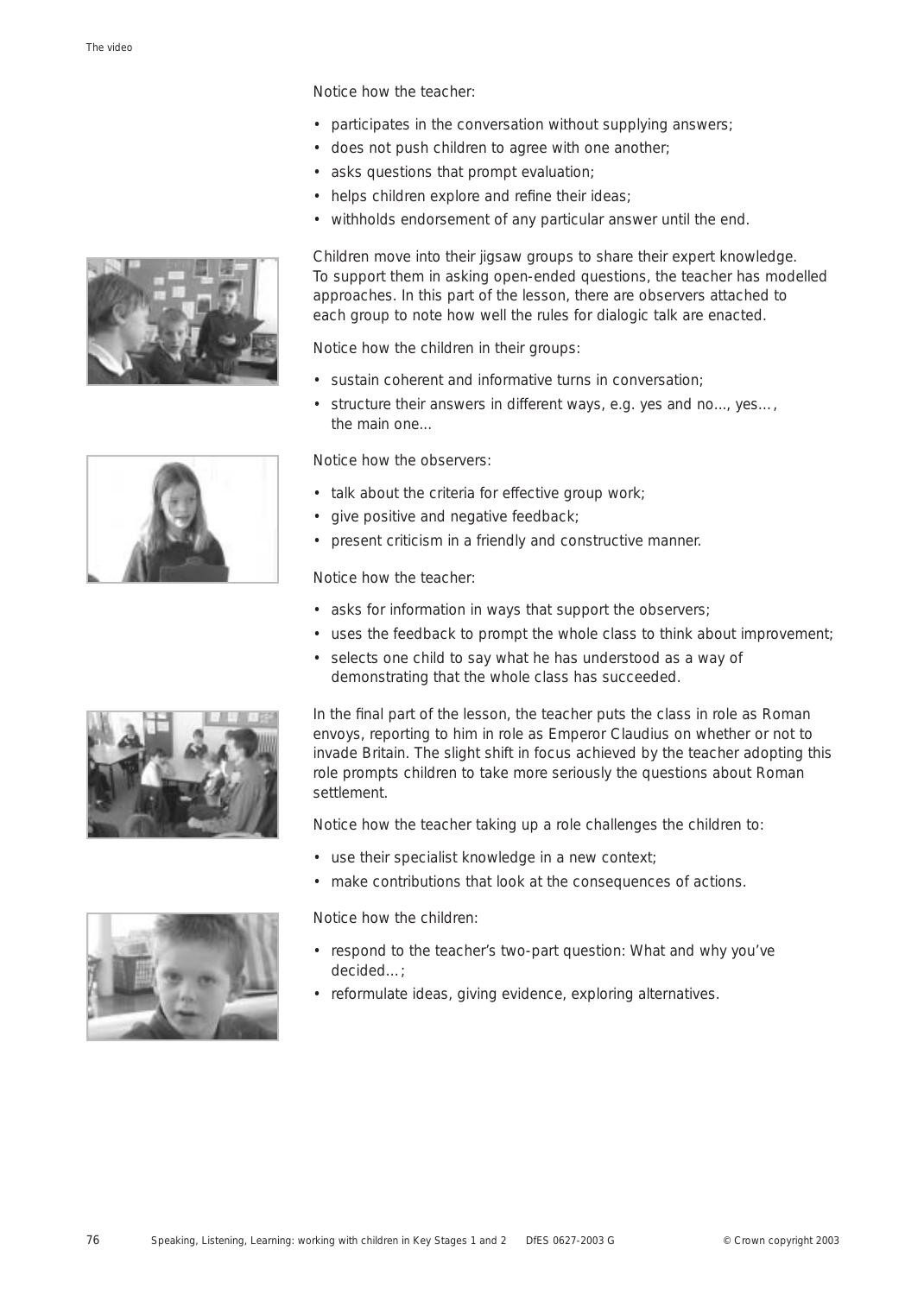Notice how the teacher:

- participates in the conversation without supplying answers;
- does not push children to agree with one another;
- asks questions that prompt evaluation;
- helps children explore and refine their ideas;
- withholds endorsement of any particular answer until the end.

Children move into their jigsaw groups to share their expert knowledge. To support them in asking open-ended questions, the teacher has modelled approaches. In this part of the lesson, there are observers attached to each group to note how well the rules for dialogic talk are enacted.

Notice how the children in their groups:

- sustain coherent and informative turns in conversation;
- structure their answers in different ways, e.g. yes and no..., yes…, the main one...

Notice how the observers:

- talk about the criteria for effective group work;
- give positive and negative feedback;
- present criticism in a friendly and constructive manner.

Notice how the teacher:

- asks for information in ways that support the observers;
- uses the feedback to prompt the whole class to think about improvement;
- selects one child to say what he has understood as a way of demonstrating that the whole class has succeeded.

In the final part of the lesson, the teacher puts the class in role as Roman envoys, reporting to him in role as Emperor Claudius on whether or not to invade Britain. The slight shift in focus achieved by the teacher adopting this role prompts children to take more seriously the questions about Roman settlement.

Notice how the teacher taking up a role challenges the children to:

- use their specialist knowledge in a new context;
- make contributions that look at the consequences of actions.

Notice how the children:

- respond to the teacher's two-part question: What and why you've decided…;
- reformulate ideas, giving evidence, exploring alternatives.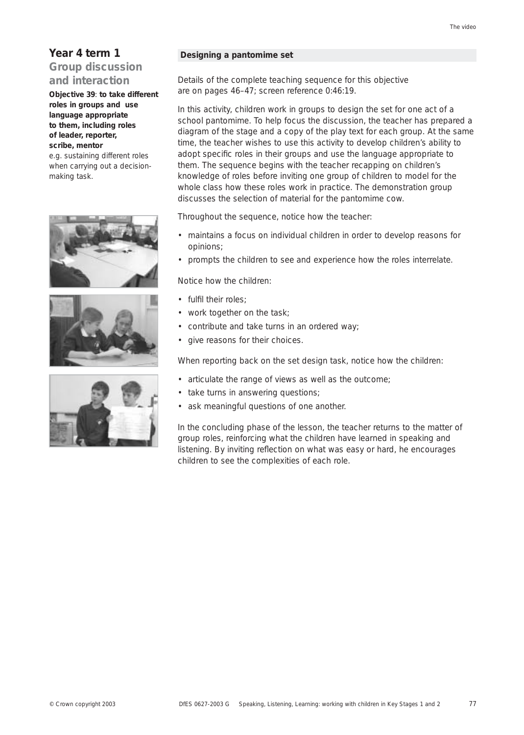## Year 4 term 1

### Group discussion and interaction

**Objective 39**: **to take different roles in groups and use language appropriate to them, including roles of leader, reporter, scribe, mentor**

e.g. sustaining different roles when carrying out a decision-making task.

### Designing a pantomime set

Details of the complete teaching sequence for this objective are on pages 46–47; screen reference 0:46:19.

In this activity, children work in groups to design the set for one act of a school pantomime. To help focus the discussion, the teacher has prepared a diagram of the stage and a copy of the play text for each group. At the same time, the teacher wishes to use this activity to develop children's ability to adopt specific roles in their groups and use the language appropriate to them. The sequence begins with the teacher recapping on children's knowledge of roles before inviting one group of children to model for the whole class how these roles work in practice. The demonstration group discusses the selection of material for the pantomime cow.

Throughout the sequence, notice how the teacher:

- maintains a focus on individual children in order to develop reasons for opinions;
- prompts the children to see and experience how the roles interrelate.

Notice how the children:

- fulfil their roles;
- work together on the task;
- contribute and take turns in an ordered way;
- give reasons for their choices.

When reporting back on the set design task, notice how the children:

- articulate the range of views as well as the outcome;
- take turns in answering questions;
- ask meaningful questions of one another.

In the concluding phase of the lesson, the teacher returns to the matter of group roles, reinforcing what the children have learned in speaking and listening. By inviting reflection on what was easy or hard, he encourages children to see the complexities of each role.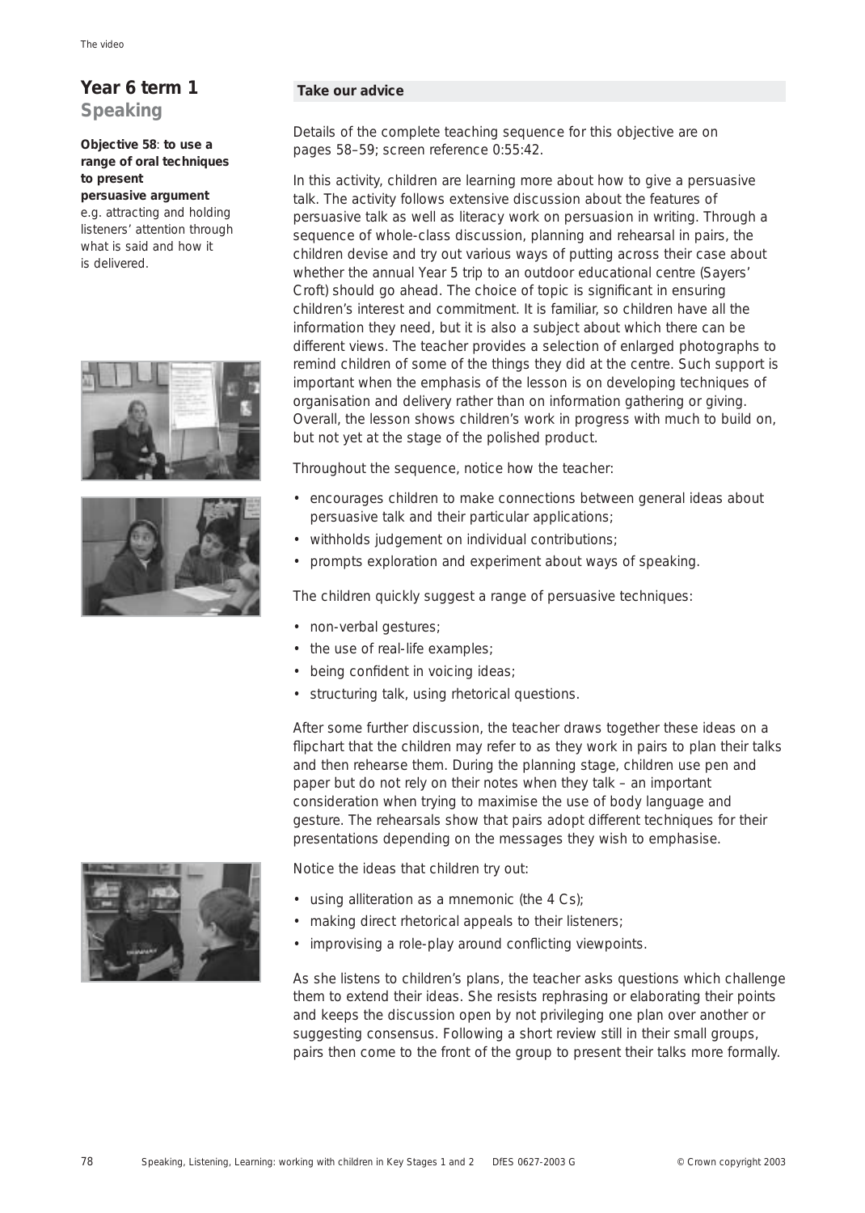## Year 6 term 1
### Speaking

**Objective 58**: **to use a range of oral techniques to present persuasive argument** e.g. attracting and holding listeners' attention through what is said and how it is delivered.

**Take our advice**

Details of the complete teaching sequence for this objective are on pages 58–59; screen reference 0:55:42.

In this activity, children are learning more about how to give a persuasive talk. The activity follows extensive discussion about the features of persuasive talk as well as literacy work on persuasion in writing. Through a sequence of whole-class discussion, planning and rehearsal in pairs, the children devise and try out various ways of putting across their case about whether the annual Year 5 trip to an outdoor educational centre (Sayers' Croft) should go ahead. The choice of topic is significant in ensuring children's interest and commitment. It is familiar, so children have all the information they need, but it is also a subject about which there can be different views. The teacher provides a selection of enlarged photographs to remind children of some of the things they did at the centre. Such support is important when the emphasis of the lesson is on developing techniques of organisation and delivery rather than on information gathering or giving. Overall, the lesson shows children's work in progress with much to build on, but not yet at the stage of the polished product.

Throughout the sequence, notice how the teacher:

- encourages children to make connections between general ideas about persuasive talk and their particular applications;
- withholds judgement on individual contributions;
- prompts exploration and experiment about ways of speaking.

The children quickly suggest a range of persuasive techniques:

- non-verbal gestures;
- the use of real-life examples;
- being confident in voicing ideas;
- structuring talk, using rhetorical questions.

After some further discussion, the teacher draws together these ideas on a flipchart that the children may refer to as they work in pairs to plan their talks and then rehearse them. During the planning stage, children use pen and paper but do not rely on their notes when they talk – an important consideration when trying to maximise the use of body language and gesture. The rehearsals show that pairs adopt different techniques for their presentations depending on the messages they wish to emphasise.

Notice the ideas that children try out:

- using alliteration as a mnemonic (the 4 Cs);
- making direct rhetorical appeals to their listeners;
- improvising a role-play around conflicting viewpoints.

As she listens to children's plans, the teacher asks questions which challenge them to extend their ideas. She resists rephrasing or elaborating their points and keeps the discussion open by not privileging one plan over another or suggesting consensus. Following a short review still in their small groups, pairs then come to the front of the group to present their talks more formally.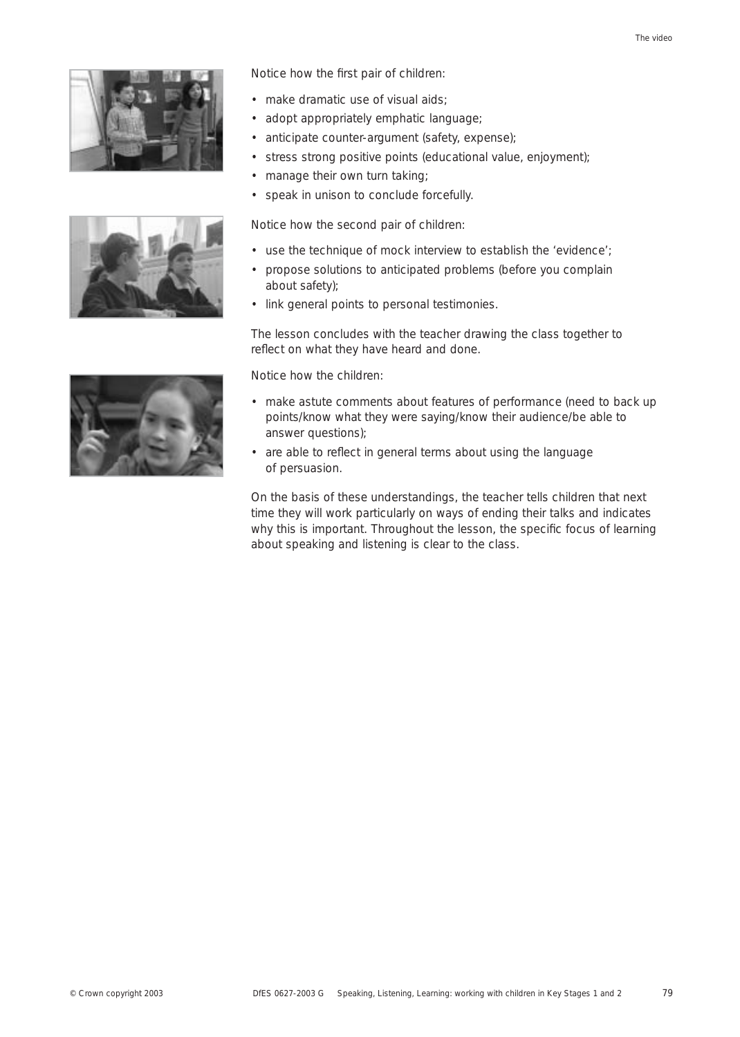Notice how the first pair of children:

- make dramatic use of visual aids;
- adopt appropriately emphatic language;
- anticipate counter-argument (safety, expense);
- stress strong positive points (educational value, enjoyment);
- manage their own turn taking;
- speak in unison to conclude forcefully.

Notice how the second pair of children:

- use the technique of mock interview to establish the 'evidence';
- propose solutions to anticipated problems (before you complain about safety);
- link general points to personal testimonies.

The lesson concludes with the teacher drawing the class together to reflect on what they have heard and done.

Notice how the children:

- make astute comments about features of performance (need to back up points/know what they were saying/know their audience/be able to answer questions);
- are able to reflect in general terms about using the language of persuasion.

On the basis of these understandings, the teacher tells children that next time they will work particularly on ways of ending their talks and indicates why this is important. Throughout the lesson, the specific focus of learning about speaking and listening is clear to the class.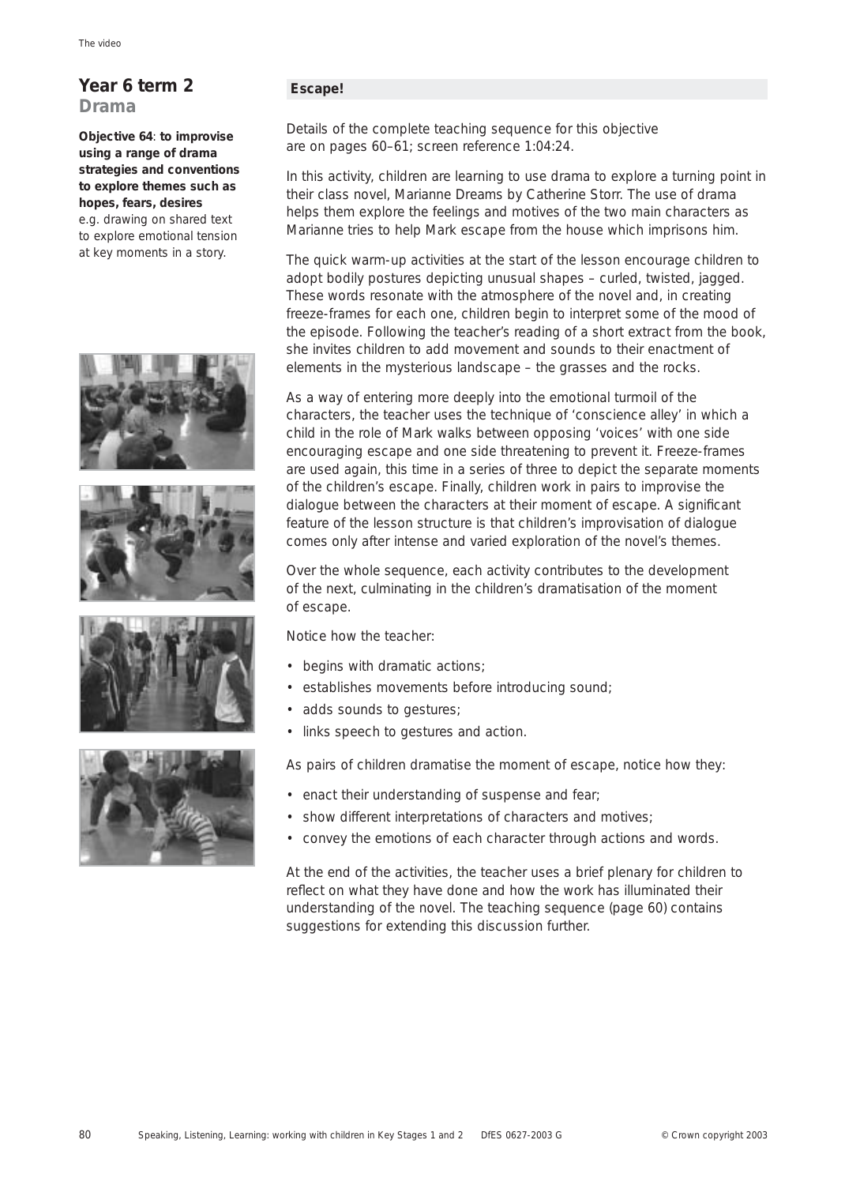## Year 6 term 2
### Drama

**Objective 64**: **to improvise using a range of drama strategies and conventions to explore themes such as hopes, fears, desires** e.g. drawing on shared text to explore emotional tension at key moments in a story.

### Escape!

Details of the complete teaching sequence for this objective are on pages 60–61; screen reference 1:04:24.

In this activity, children are learning to use drama to explore a turning point in their class novel, Marianne Dreams by Catherine Storr. The use of drama helps them explore the feelings and motives of the two main characters as Marianne tries to help Mark escape from the house which imprisons him.

The quick warm-up activities at the start of the lesson encourage children to adopt bodily postures depicting unusual shapes – curled, twisted, jagged. These words resonate with the atmosphere of the novel and, in creating freeze-frames for each one, children begin to interpret some of the mood of the episode. Following the teacher's reading of a short extract from the book, she invites children to add movement and sounds to their enactment of elements in the mysterious landscape – the grasses and the rocks.

As a way of entering more deeply into the emotional turmoil of the characters, the teacher uses the technique of 'conscience alley' in which a child in the role of Mark walks between opposing 'voices' with one side encouraging escape and one side threatening to prevent it. Freeze-frames are used again, this time in a series of three to depict the separate moments of the children's escape. Finally, children work in pairs to improvise the dialogue between the characters at their moment of escape. A significant feature of the lesson structure is that children's improvisation of dialogue comes only after intense and varied exploration of the novel's themes.

Over the whole sequence, each activity contributes to the development of the next, culminating in the children's dramatisation of the moment of escape.

Notice how the teacher:

- begins with dramatic actions;
- establishes movements before introducing sound;
- adds sounds to gestures;
- links speech to gestures and action.

As pairs of children dramatise the moment of escape, notice how they:

- enact their understanding of suspense and fear;
- show different interpretations of characters and motives;
- convey the emotions of each character through actions and words.

At the end of the activities, the teacher uses a brief plenary for children to reflect on what they have done and how the work has illuminated their understanding of the novel. The teaching sequence (page 60) contains suggestions for extending this discussion further.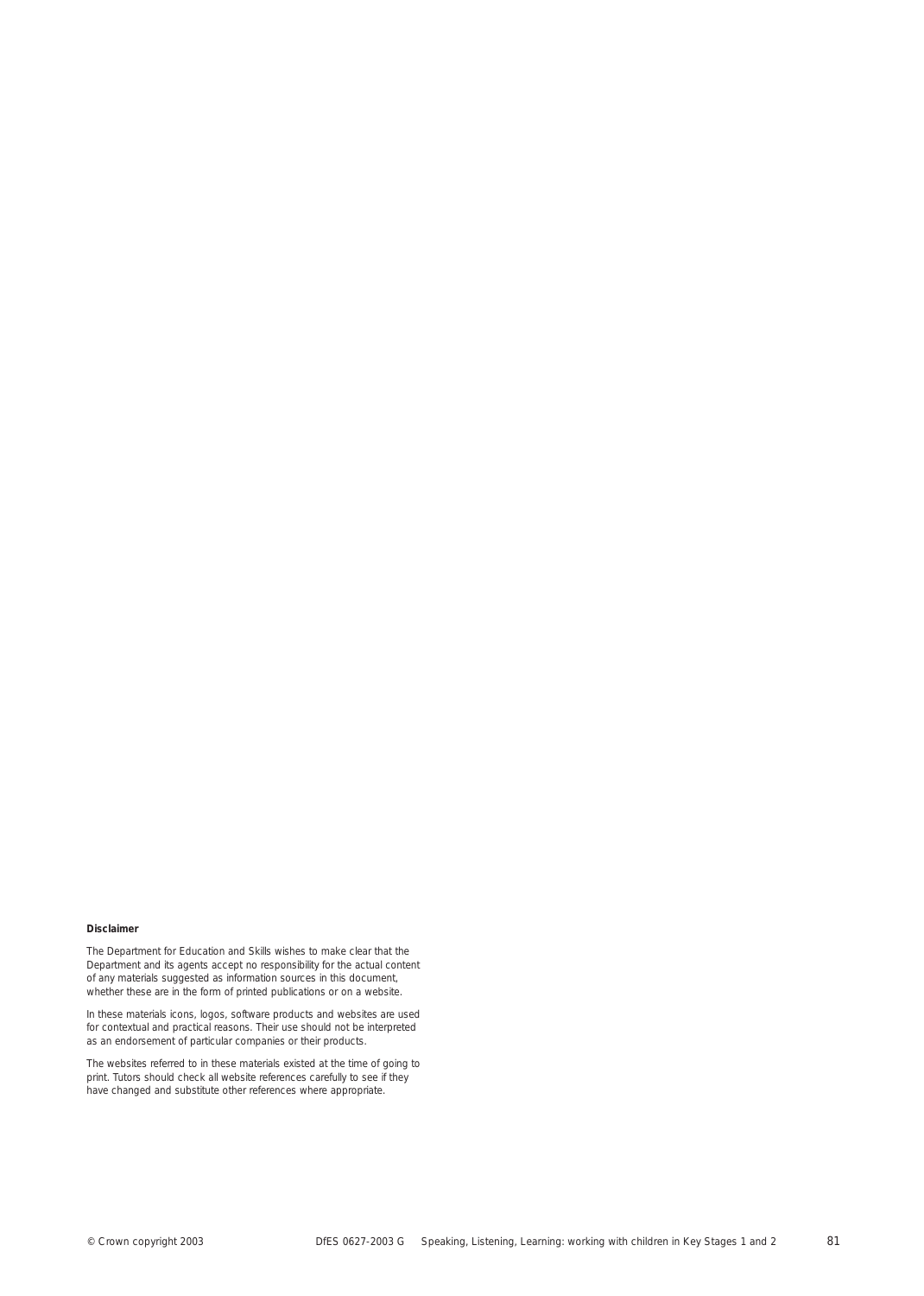**Disclaimer**

The Department for Education and Skills wishes to make clear that the Department and its agents accept no responsibility for the actual content of any materials suggested as information sources in this document, whether these are in the form of printed publications or on a website.

In these materials icons, logos, software products and websites are used for contextual and practical reasons. Their use should not be interpreted as an endorsement of particular companies or their products.

The websites referred to in these materials existed at the time of going to print. Tutors should check all website references carefully to see if they have changed and substitute other references where appropriate.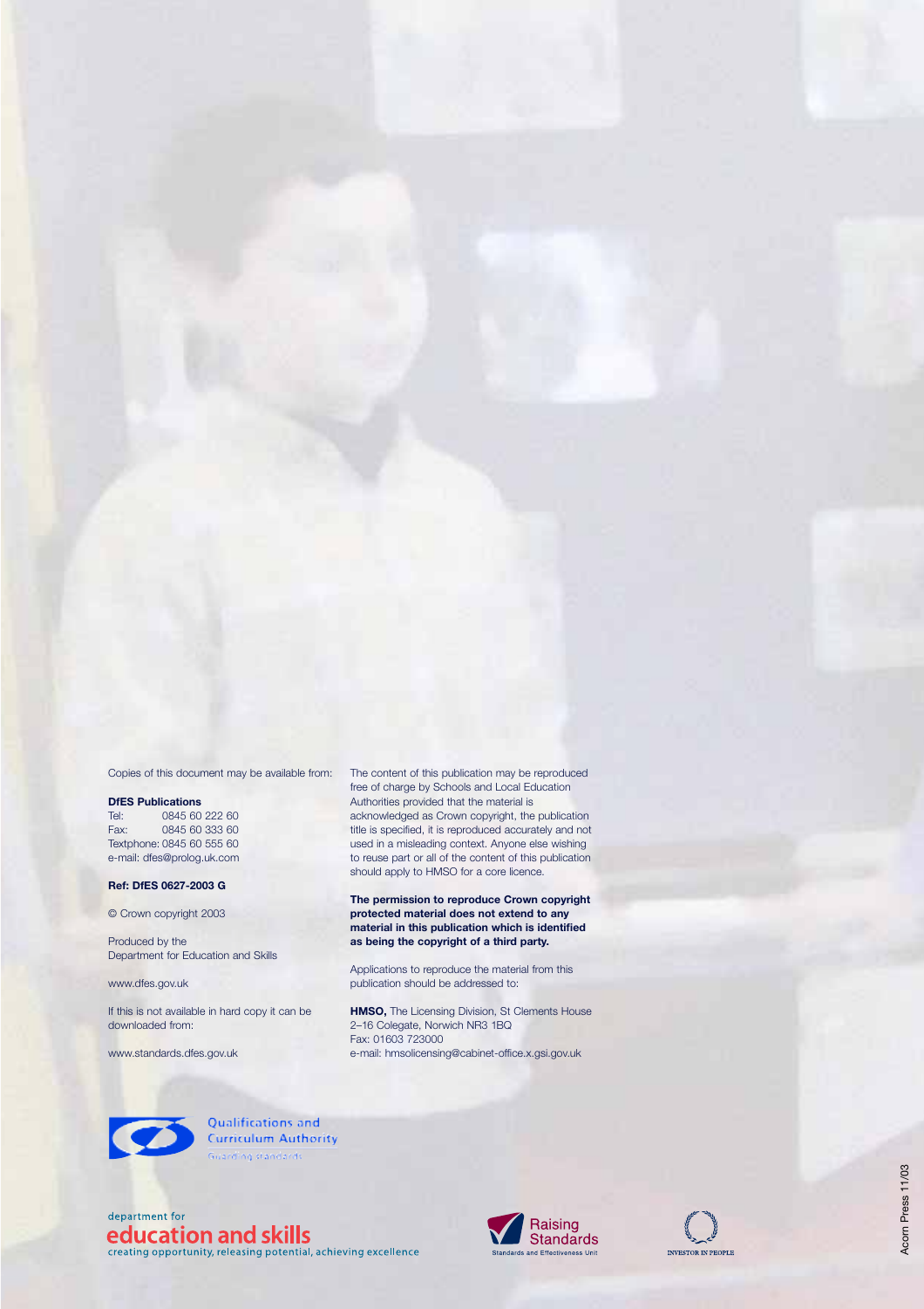Copies of this document may be available from:

**DfES Publications**
Tel: 0845 60 222 60
Fax: 0845 60 333 60
Textphone: 0845 60 555 60
e-mail: dfes@prolog.uk.com

**Ref: DfES 0627-2003 G**

© Crown copyright 2003

Produced by the
Department for Education and Skills

www.dfes.gov.uk

If this is not available in hard copy it can be downloaded from:

www.standards.dfes.gov.uk

The content of this publication may be reproduced free of charge by Schools and Local Education Authorities provided that the material is acknowledged as Crown copyright, the publication title is specified, it is reproduced accurately and not used in a misleading context. Anyone else wishing to reuse part or all of the content of this publication should apply to HMSO for a core licence.

**The permission to reproduce Crown copyright protected material does not extend to any material in this publication which is identified as being the copyright of a third party.**

Applications to reproduce the material from this publication should be addressed to:

**HMSO,** The Licensing Division, St Clements House
2–16 Colegate, Norwich NR3 1BQ
Fax: 01603 723000
e-mail: hmsolicensing@cabinet-office.x.gsi.gov.uk

Qualifications and Curriculum Authority
Guarding standards

department for
education and skills
creating opportunity, releasing potential, achieving excellence

Raising Standards
Standards and Effectiveness Unit

INVESTOR IN PEOPLE

Acorn Press 11/03